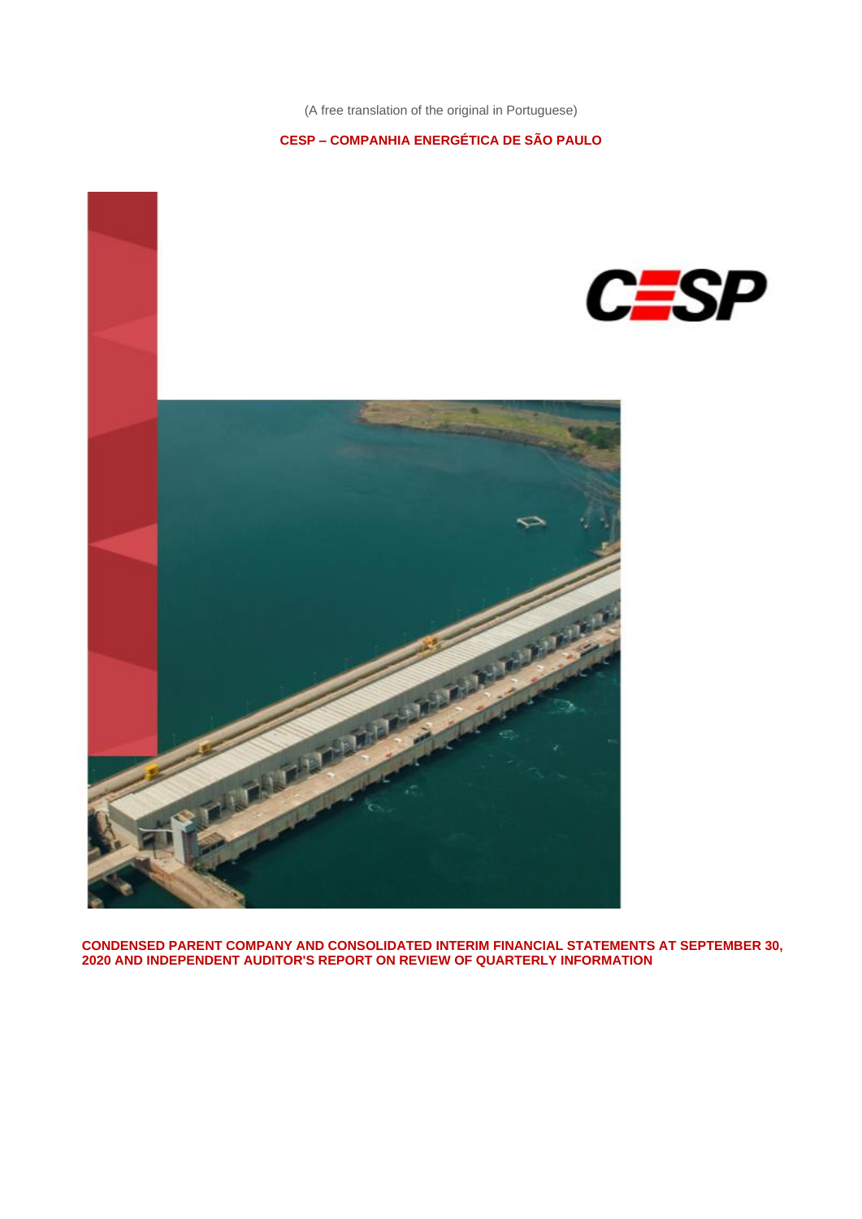(A free translation of the original in Portuguese)

**CESP – COMPANHIA ENERGÉTICA DE SÃO PAULO**

**CONDENSED PARENT COMPANY AND CONSOLIDATED INTERIM FINANCIAL STATEMENTS AT SEPTEMBER 30, 2020 AND INDEPENDENT AUDITOR'S REPORT ON REVIEW OF QUARTERLY INFORMATION**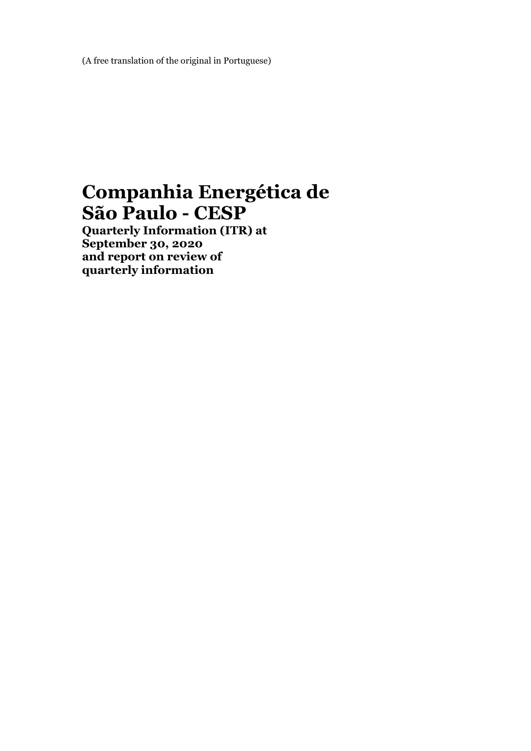(A free translation of the original in Portuguese)

# Companhia Energética de São Paulo - CESP

**Quarterly Information (ITR) at September 30, 2020 and report on review of quarterly information**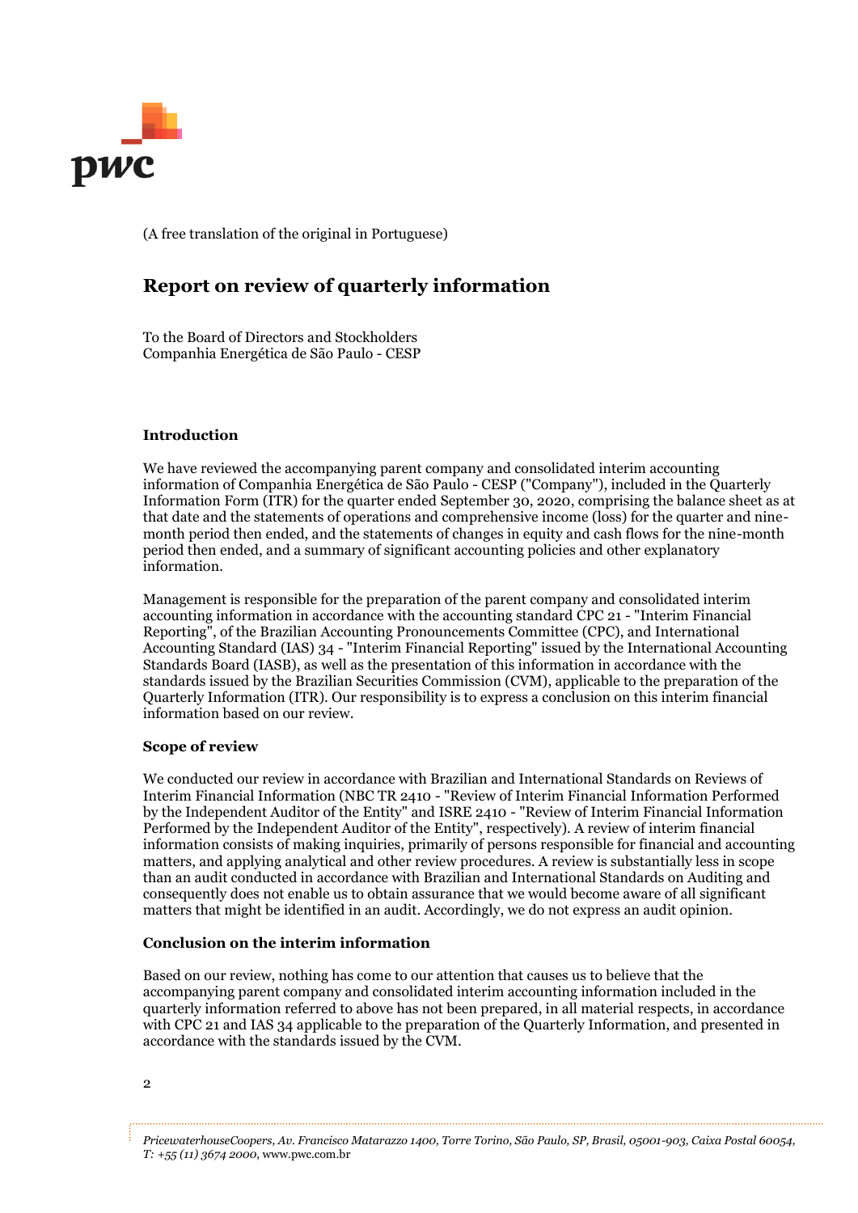(A free translation of the original in Portuguese)

# Report on review of quarterly information

To the Board of Directors and Stockholders
Companhia Energética de São Paulo - CESP

### Introduction

We have reviewed the accompanying parent company and consolidated interim accounting information of Companhia Energética de São Paulo - CESP ("Company"), included in the Quarterly Information Form (ITR) for the quarter ended September 30, 2020, comprising the balance sheet as at that date and the statements of operations and comprehensive income (loss) for the quarter and nine-month period then ended, and the statements of changes in equity and cash flows for the nine-month period then ended, and a summary of significant accounting policies and other explanatory information.

Management is responsible for the preparation of the parent company and consolidated interim accounting information in accordance with the accounting standard CPC 21 - "Interim Financial Reporting", of the Brazilian Accounting Pronouncements Committee (CPC), and International Accounting Standard (IAS) 34 - "Interim Financial Reporting" issued by the International Accounting Standards Board (IASB), as well as the presentation of this information in accordance with the standards issued by the Brazilian Securities Commission (CVM), applicable to the preparation of the Quarterly Information (ITR). Our responsibility is to express a conclusion on this interim financial information based on our review.

### Scope of review

We conducted our review in accordance with Brazilian and International Standards on Reviews of Interim Financial Information (NBC TR 2410 - "Review of Interim Financial Information Performed by the Independent Auditor of the Entity" and ISRE 2410 - "Review of Interim Financial Information Performed by the Independent Auditor of the Entity", respectively). A review of interim financial information consists of making inquiries, primarily of persons responsible for financial and accounting matters, and applying analytical and other review procedures. A review is substantially less in scope than an audit conducted in accordance with Brazilian and International Standards on Auditing and consequently does not enable us to obtain assurance that we would become aware of all significant matters that might be identified in an audit. Accordingly, we do not express an audit opinion.

### Conclusion on the interim information

Based on our review, nothing has come to our attention that causes us to believe that the accompanying parent company and consolidated interim accounting information included in the quarterly information referred to above has not been prepared, in all material respects, in accordance with CPC 21 and IAS 34 applicable to the preparation of the Quarterly Information, and presented in accordance with the standards issued by the CVM.

*PricewaterhouseCoopers, Av. Francisco Matarazzo 1400, Torre Torino, São Paulo, SP, Brasil, 05001-903, Caixa Postal 60054, T: +55 (11) 3674 2000*, www.pwc.com.br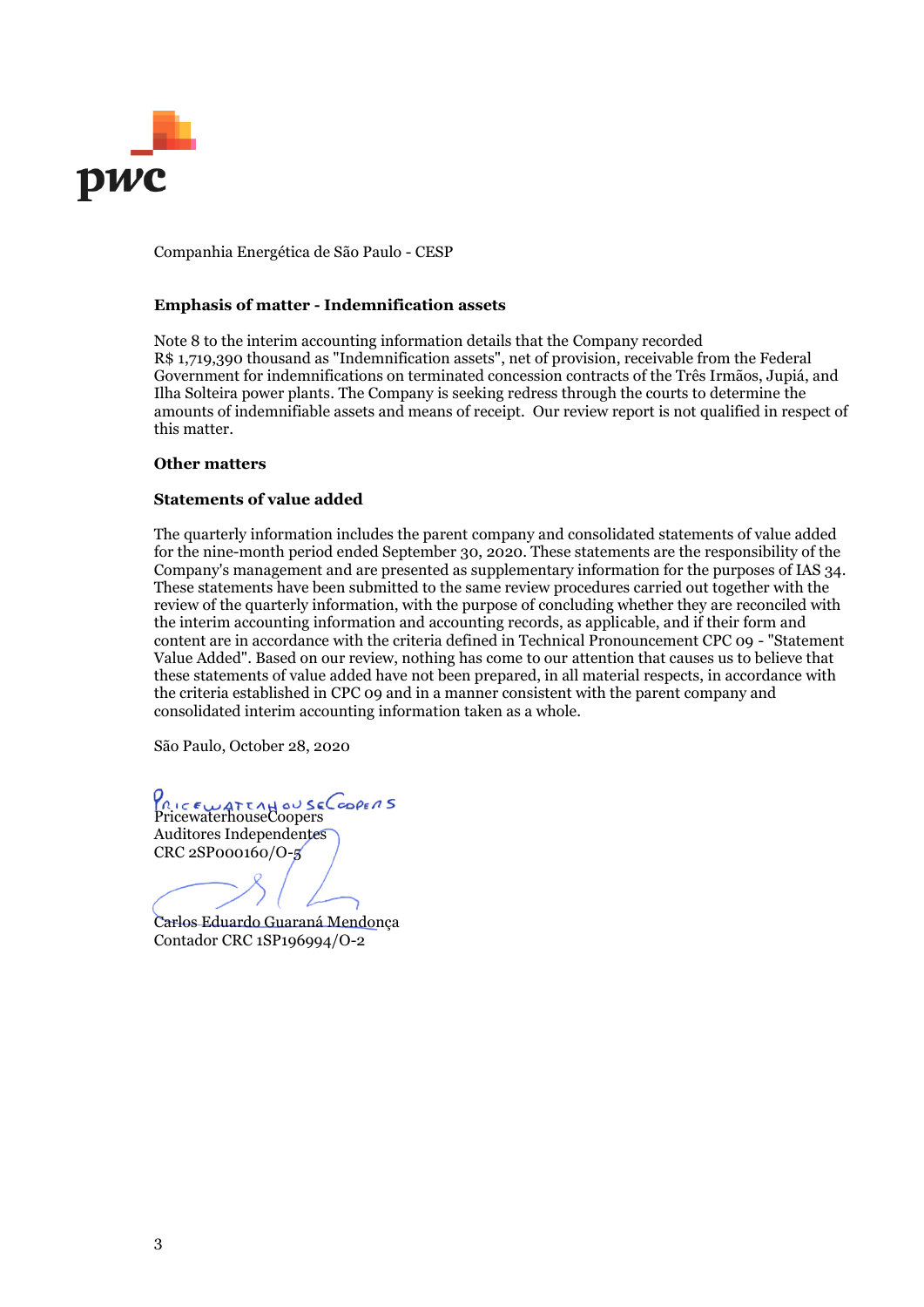Companhia Energética de São Paulo - CESP

**Emphasis of matter - Indemnification assets**

Note 8 to the interim accounting information details that the Company recorded R$ 1,719,390 thousand as "Indemnification assets", net of provision, receivable from the Federal Government for indemnifications on terminated concession contracts of the Três Irmãos, Jupiá, and Ilha Solteira power plants. The Company is seeking redress through the courts to determine the amounts of indemnifiable assets and means of receipt. Our review report is not qualified in respect of this matter.

**Other matters**

**Statements of value added**

The quarterly information includes the parent company and consolidated statements of value added for the nine-month period ended September 30, 2020. These statements are the responsibility of the Company's management and are presented as supplementary information for the purposes of IAS 34. These statements have been submitted to the same review procedures carried out together with the review of the quarterly information, with the purpose of concluding whether they are reconciled with the interim accounting information and accounting records, as applicable, and if their form and content are in accordance with the criteria defined in Technical Pronouncement CPC 09 - "Statement Value Added". Based on our review, nothing has come to our attention that causes us to believe that these statements of value added have not been prepared, in all material respects, in accordance with the criteria established in CPC 09 and in a manner consistent with the parent company and consolidated interim accounting information taken as a whole.

São Paulo, October 28, 2020

PricewaterhouseCoopers
Auditores Independentes
CRC 2SP000160/O-5

Carlos Eduardo Guaraná Mendonça
Contador CRC 1SP196994/O-2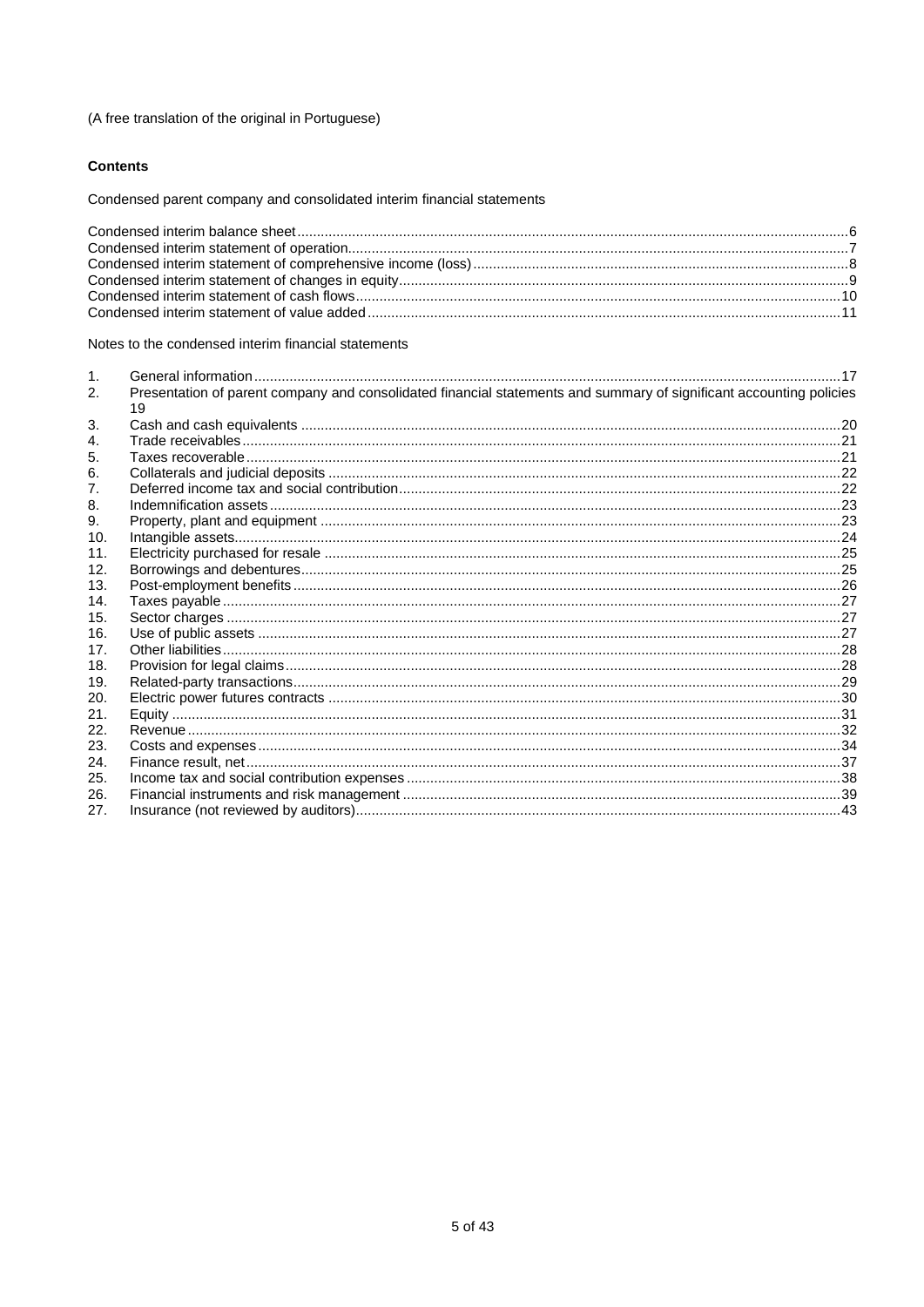(A free translation of the original in Portuguese)

**Contents**

Condensed parent company and consolidated interim financial statements

Condensed interim balance sheet .......... 6
Condensed interim statement of operation .......... 7
Condensed interim statement of comprehensive income (loss) .......... 8
Condensed interim statement of changes in equity .......... 9
Condensed interim statement of cash flows .......... 10
Condensed interim statement of value added .......... 11

Notes to the condensed interim financial statements

1. General information .......... 17
2. Presentation of parent company and consolidated financial statements and summary of significant accounting policies 19
3. Cash and cash equivalents .......... 20
4. Trade receivables .......... 21
5. Taxes recoverable .......... 21
6. Collaterals and judicial deposits .......... 22
7. Deferred income tax and social contribution .......... 22
8. Indemnification assets .......... 23
9. Property, plant and equipment .......... 23
10. Intangible assets .......... 24
11. Electricity purchased for resale .......... 25
12. Borrowings and debentures .......... 25
13. Post-employment benefits .......... 26
14. Taxes payable .......... 27
15. Sector charges .......... 27
16. Use of public assets .......... 27
17. Other liabilities .......... 28
18. Provision for legal claims .......... 28
19. Related-party transactions .......... 29
20. Electric power futures contracts .......... 30
21. Equity .......... 31
22. Revenue .......... 32
23. Costs and expenses .......... 34
24. Finance result, net .......... 37
25. Income tax and social contribution expenses .......... 38
26. Financial instruments and risk management .......... 39
27. Insurance (not reviewed by auditors) .......... 43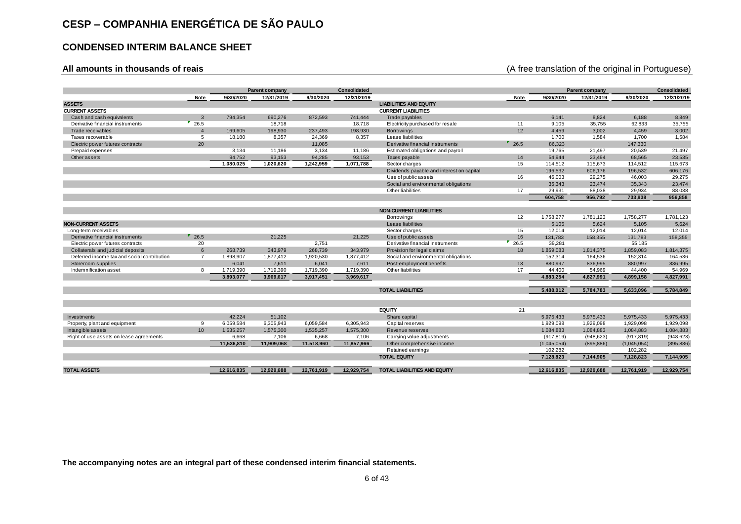# CESP – COMPANHIA ENERGÉTICA DE SÃO PAULO

## CONDENSED INTERIM BALANCE SHEET

**All amounts in thousands of reais** (A free translation of the original in Portuguese)

| | Note | Parent company 9/30/2020 | Parent company 12/31/2019 | Consolidated 9/30/2020 | Consolidated 12/31/2019 |
|---|---|---|---|---|---|
| **ASSETS** | | | | | |
| **CURRENT ASSETS** | | | | | |
| Cash and cash equivalents | 3 | 794,354 | 690,276 | 872,593 | 741,444 |
| Derivative financial instruments | 26.5 | | 18,718 | | 18,718 |
| Trade receivables | 4 | 169,605 | 198,930 | 237,493 | 198,930 |
| Taxes recoverable | 5 | 18,180 | 8,357 | 24,369 | 8,357 |
| Electric power futures contracts | 20 | | | 11,085 | |
| Prepaid expenses | | 3,134 | 11,186 | 3,134 | 11,186 |
| Other assets | | 94,752 | 93,153 | 94,285 | 93,153 |
| | | **1,080,025** | **1,020,620** | **1,242,959** | **1,071,788** |
| **NON-CURRENT ASSETS** | | | | | |
| Long-term receivables | | | | | |
| Derivative financial instruments | 26.5 | | 21,225 | | 21,225 |
| Electric power futures contracts | 20 | | | 2,751 | |
| Collaterals and judicial deposits | 6 | 268,739 | 343,979 | 268,739 | 343,979 |
| Deferred income tax and social contribution | 7 | 1,898,907 | 1,877,412 | 1,920,530 | 1,877,412 |
| Storeroom supplies | | 6,041 | 7,611 | 6,041 | 7,611 |
| Indemnification asset | 8 | 1,719,390 | 1,719,390 | 1,719,390 | 1,719,390 |
| | | **3,893,077** | **3,969,617** | **3,917,451** | **3,969,617** |
| Investments | | 42,224 | 51,102 | | |
| Property, plant and equipment | 9 | 6,059,584 | 6,305,943 | 6,059,584 | 6,305,943 |
| Intangible assets | 10 | 1,535,257 | 1,575,300 | 1,535,257 | 1,575,300 |
| Right-of-use assets on lease agreements | | 6,668 | 7,106 | 6,668 | 7,106 |
| | | **11,536,810** | **11,909,068** | **11,518,960** | **11,857,966** |
| **TOTAL ASSETS** | | **12,616,835** | **12,929,688** | **12,761,919** | **12,929,754** |

| | Note | Parent company 9/30/2020 | Parent company 12/31/2019 | Consolidated 9/30/2020 | Consolidated 12/31/2019 |
|---|---|---|---|---|---|
| **LIABILITIES AND EQUITY** | | | | | |
| **CURRENT LIABILITIES** | | | | | |
| Trade payables | | 6,141 | 8,824 | 6,188 | 8,849 |
| Electricity purchased for resale | 11 | 9,105 | 35,755 | 62,833 | 35,755 |
| Borrowings | 12 | 4,459 | 3,002 | 4,459 | 3,002 |
| Lease liabilities | | 1,700 | 1,584 | 1,700 | 1,584 |
| Derivative financial instruments | 26.5 | 86,323 | | 147,330 | |
| Estimated obligations and payroll | | 19,765 | 21,497 | 20,539 | 21,497 |
| Taxes payable | 14 | 54,944 | 23,494 | 68,565 | 23,535 |
| Sector charges | 15 | 114,512 | 115,673 | 114,512 | 115,673 |
| Dividends payable and interest on capital | | 196,532 | 606,176 | 196,532 | 606,176 |
| Use of public assets | 16 | 46,003 | 29,275 | 46,003 | 29,275 |
| Social and environmental obligations | | 35,343 | 23,474 | 35,343 | 23,474 |
| Other liabilities | 17 | 29,931 | 88,038 | 29,934 | 88,038 |
| | | **604,758** | **956,792** | **733,938** | **956,858** |
| **NON-CURRENT LIABILITIES** | | | | | |
| Borrowings | 12 | 1,758,277 | 1,781,123 | 1,758,277 | 1,781,123 |
| Lease liabilities | | 5,105 | 5,624 | 5,105 | 5,624 |
| Sector charges | 15 | 12,014 | 12,014 | 12,014 | 12,014 |
| Use of public assets | 16 | 131,783 | 158,355 | 131,783 | 158,355 |
| Derivative financial instruments | 26.5 | 39,281 | | 55,185 | |
| Provision for legal claims | 18 | 1,859,083 | 1,814,375 | 1,859,083 | 1,814,375 |
| Social and environmental obligations | | 152,314 | 164,536 | 152,314 | 164,536 |
| Post-employment benefits | 13 | 880,997 | 836,995 | 880,997 | 836,995 |
| Other liabilities | 17 | 44,400 | 54,969 | 44,400 | 54,969 |
| | | **4,883,254** | **4,827,991** | **4,899,158** | **4,827,991** |
| **TOTAL LIABILITIES** | | **5,488,012** | **5,784,783** | **5,633,096** | **5,784,849** |
| **EQUITY** | 21 | | | | |
| Share capital | | 5,975,433 | 5,975,433 | 5,975,433 | 5,975,433 |
| Capital reserves | | 1,929,098 | 1,929,098 | 1,929,098 | 1,929,098 |
| Revenue reserves | | 1,084,883 | 1,084,883 | 1,084,883 | 1,084,883 |
| Carrying value adjustments | | (917,819) | (948,623) | (917,819) | (948,623) |
| Other comprehensive income | | (1,045,054) | (895,886) | (1,045,054) | (895,886) |
| Retained earnings | | 102,282 | | 102,282 | |
| **TOTAL EQUITY** | | **7,128,823** | **7,144,905** | **7,128,823** | **7,144,905** |
| **TOTAL LIABILITIES AND EQUITY** | | **12,616,835** | **12,929,688** | **12,761,919** | **12,929,754** |

**The accompanying notes are an integral part of these condensed interim financial statements.**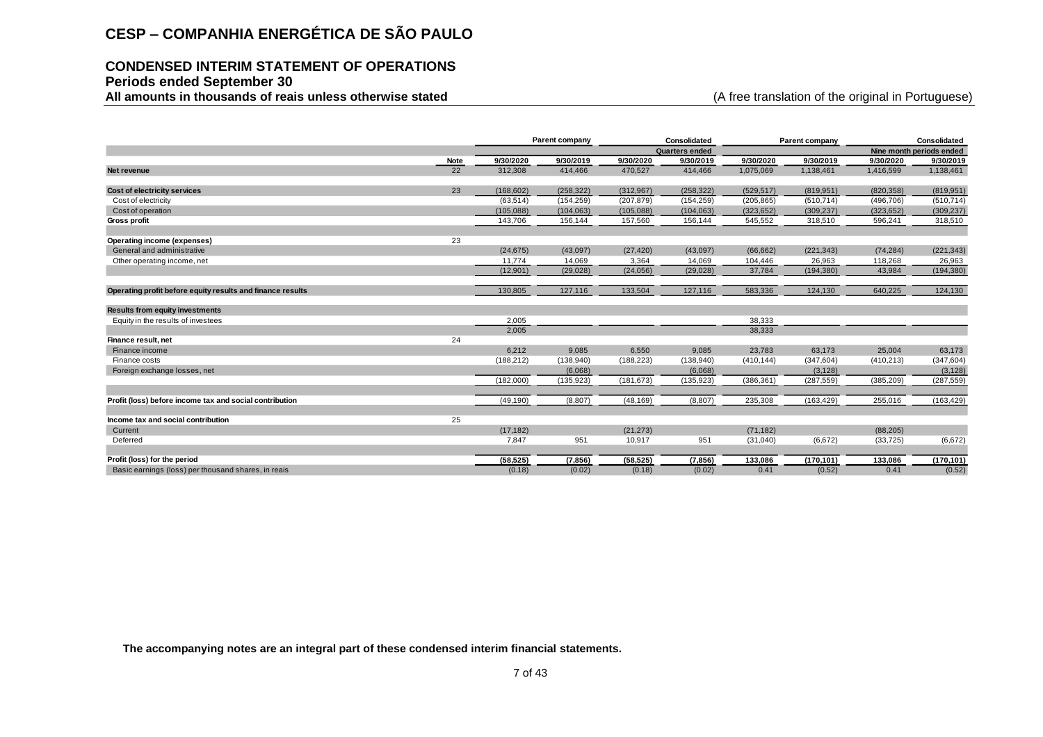# CESP – COMPANHIA ENERGÉTICA DE SÃO PAULO

## CONDENSED INTERIM STATEMENT OF OPERATIONS
### Periods ended September 30
**All amounts in thousands of reais unless otherwise stated** (A free translation of the original in Portuguese)

| | | Parent company | | Consolidated | | Parent company | | Consolidated | |
|---|---|---|---|---|---|---|---|---|---|
| | | Quarters ended | | | | Nine month periods ended | | | |
| | Note | 9/30/2020 | 9/30/2019 | 9/30/2020 | 9/30/2019 | 9/30/2020 | 9/30/2019 | 9/30/2020 | 9/30/2019 |
| **Net revenue** | 22 | 312,308 | 414,466 | 470,527 | 414,466 | 1,075,069 | 1,138,461 | 1,416,599 | 1,138,461 |
| | | | | | | | | | |
| **Cost of electricity services** | 23 | (168,602) | (258,322) | (312,967) | (258,322) | (529,517) | (819,951) | (820,358) | (819,951) |
| Cost of electricity | | (63,514) | (154,259) | (207,879) | (154,259) | (205,865) | (510,714) | (496,706) | (510,714) |
| Cost of operation | | (105,088) | (104,063) | (105,088) | (104,063) | (323,652) | (309,237) | (323,652) | (309,237) |
| **Gross profit** | | 143,706 | 156,144 | 157,560 | 156,144 | 545,552 | 318,510 | 596,241 | 318,510 |
| | | | | | | | | | |
| **Operating income (expenses)** | 23 | | | | | | | | |
| General and administrative | | (24,675) | (43,097) | (27,420) | (43,097) | (66,662) | (221,343) | (74,284) | (221,343) |
| Other operating income, net | | 11,774 | 14,069 | 3,364 | 14,069 | 104,446 | 26,963 | 118,268 | 26,963 |
| | | (12,901) | (29,028) | (24,056) | (29,028) | 37,784 | (194,380) | 43,984 | (194,380) |
| | | | | | | | | | |
| **Operating profit before equity results and finance results** | | 130,805 | 127,116 | 133,504 | 127,116 | 583,336 | 124,130 | 640,225 | 124,130 |
| | | | | | | | | | |
| **Results from equity investments** | | | | | | | | | |
| Equity in the results of investees | | 2,005 | | | | 38,333 | | | |
| | | 2,005 | | | | 38,333 | | | |
| **Finance result, net** | 24 | | | | | | | | |
| Finance income | | 6,212 | 9,085 | 6,550 | 9,085 | 23,783 | 63,173 | 25,004 | 63,173 |
| Finance costs | | (188,212) | (138,940) | (188,223) | (138,940) | (410,144) | (347,604) | (410,213) | (347,604) |
| Foreign exchange losses, net | | | (6,068) | | (6,068) | | (3,128) | | (3,128) |
| | | (182,000) | (135,923) | (181,673) | (135,923) | (386,361) | (287,559) | (385,209) | (287,559) |
| | | | | | | | | | |
| **Profit (loss) before income tax and social contribution** | | (49,190) | (8,807) | (48,169) | (8,807) | 235,308 | (163,429) | 255,016 | (163,429) |
| | | | | | | | | | |
| **Income tax and social contribution** | 25 | | | | | | | | |
| Current | | (17,182) | | (21,273) | | (71,182) | | (88,205) | |
| Deferred | | 7,847 | 951 | 10,917 | 951 | (31,040) | (6,672) | (33,725) | (6,672) |
| | | | | | | | | | |
| **Profit (loss) for the period** | | **(58,525)** | **(7,856)** | **(58,525)** | **(7,856)** | **133,086** | **(170,101)** | **133,086** | **(170,101)** |
| Basic earnings (loss) per thousand shares, in reais | | (0.18) | (0.02) | (0.18) | (0.02) | 0.41 | (0.52) | 0.41 | (0.52) |

**The accompanying notes are an integral part of these condensed interim financial statements.**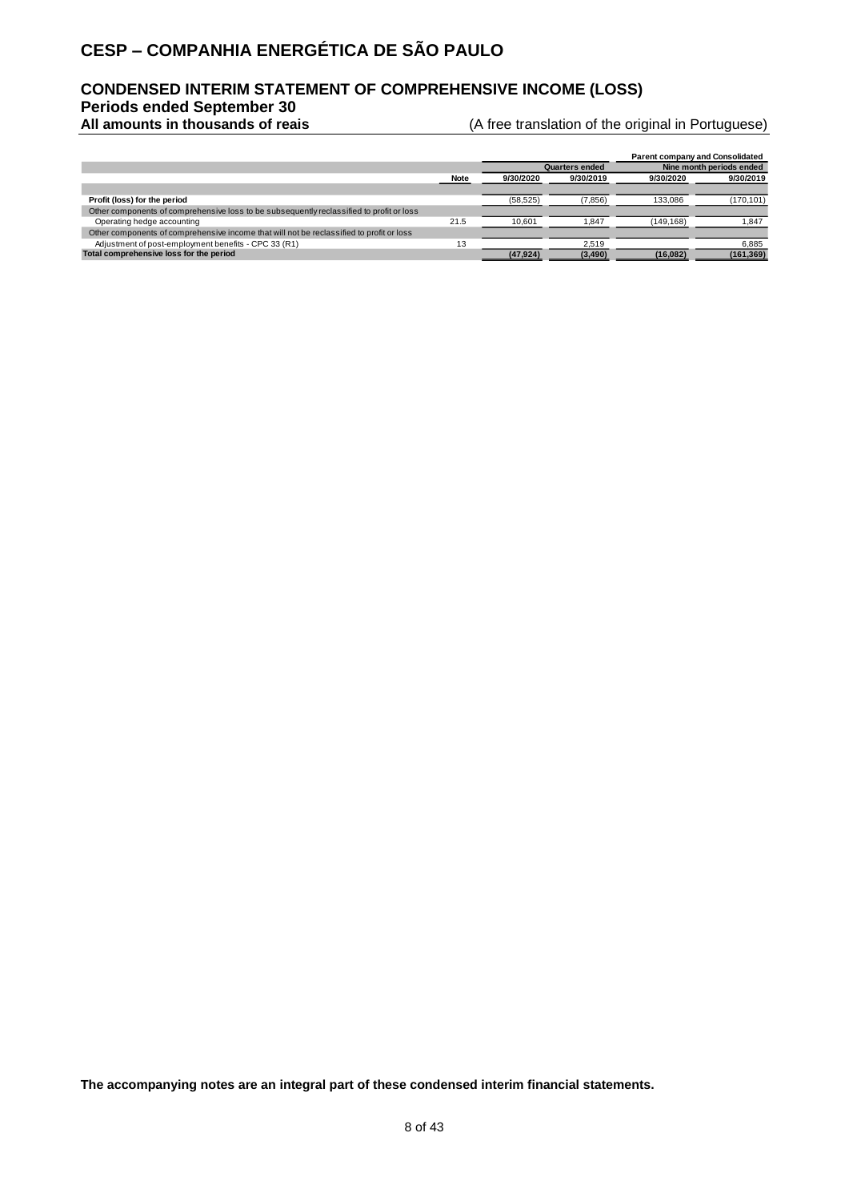# CESP – COMPANHIA ENERGÉTICA DE SÃO PAULO

## CONDENSED INTERIM STATEMENT OF COMPREHENSIVE INCOME (LOSS)

### Periods ended September 30

**All amounts in thousands of reais** (A free translation of the original in Portuguese)

| | | Parent company and Consolidated | | | |
|---|---|---|---|---|---|
| | | Quarters ended | | Nine month periods ended | |
| | Note | 9/30/2020 | 9/30/2019 | 9/30/2020 | 9/30/2019 |
| **Profit (loss) for the period** | | (58,525) | (7,856) | 133,086 | (170,101) |
| Other components of comprehensive loss to be subsequently reclassified to profit or loss | | | | | |
| Operating hedge accounting | 21.5 | 10,601 | 1,847 | (149,168) | 1,847 |
| Other components of comprehensive income that will not be reclassified to profit or loss | | | | | |
| Adjustment of post-employment benefits - CPC 33 (R1) | 13 | | 2,519 | | 6,885 |
| **Total comprehensive loss for the period** | | **(47,924)** | **(3,490)** | **(16,082)** | **(161,369)** |

**The accompanying notes are an integral part of these condensed interim financial statements.**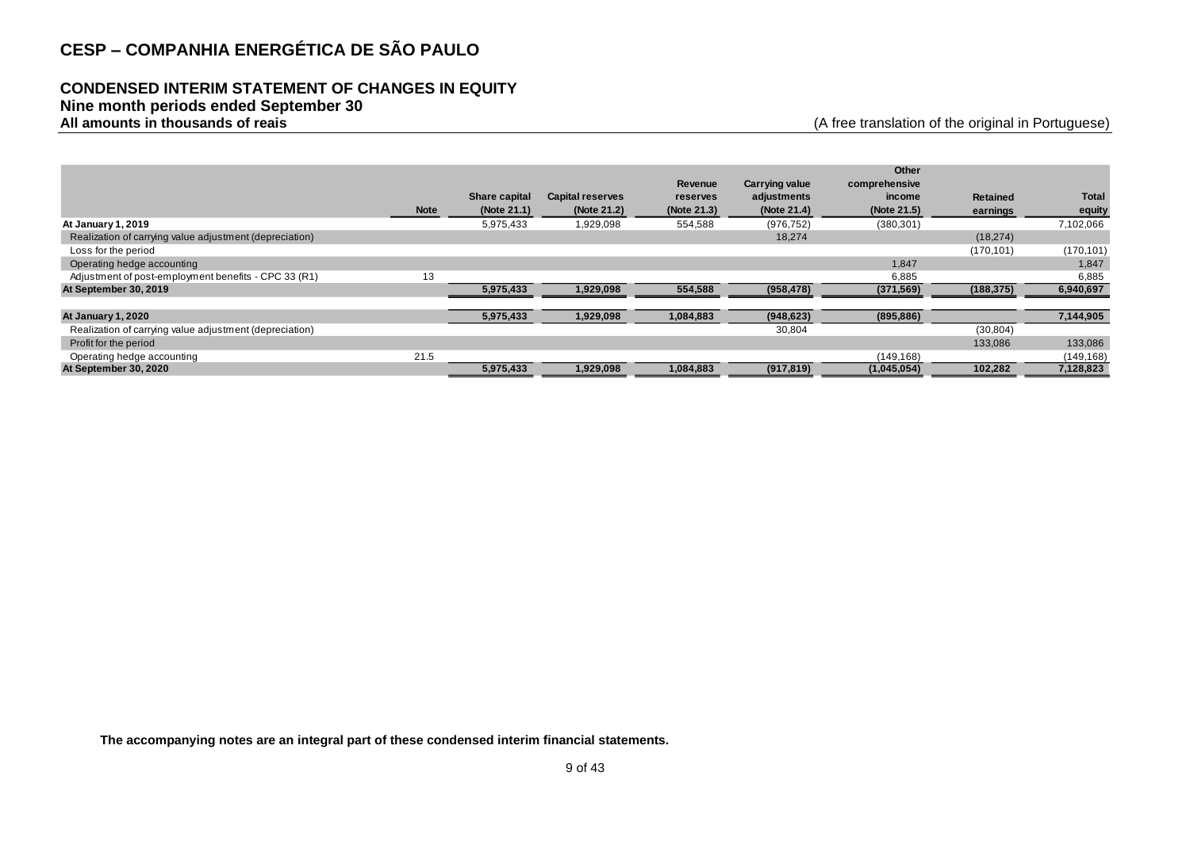# CESP – COMPANHIA ENERGÉTICA DE SÃO PAULO

## CONDENSED INTERIM STATEMENT OF CHANGES IN EQUITY
### Nine month periods ended September 30
**All amounts in thousands of reais** (A free translation of the original in Portuguese)

| | Note | Share capital (Note 21.1) | Capital reserves (Note 21.2) | Revenue reserves (Note 21.3) | Carrying value adjustments (Note 21.4) | Other comprehensive income (Note 21.5) | Retained earnings | Total equity |
|---|---|---|---|---|---|---|---|---|
| **At January 1, 2019** | | 5,975,433 | 1,929,098 | 554,588 | (976,752) | (380,301) | | 7,102,066 |
| Realization of carrying value adjustment (depreciation) | | | | | 18,274 | | (18,274) | |
| Loss for the period | | | | | | | (170,101) | (170,101) |
| Operating hedge accounting | | | | | | 1,847 | | 1,847 |
| Adjustment of post-employment benefits - CPC 33 (R1) | 13 | | | | | 6,885 | | 6,885 |
| **At September 30, 2019** | | **5,975,433** | **1,929,098** | **554,588** | **(958,478)** | **(371,569)** | **(188,375)** | **6,940,697** |
| | | | | | | | | |
| **At January 1, 2020** | | **5,975,433** | **1,929,098** | **1,084,883** | **(948,623)** | **(895,886)** | | **7,144,905** |
| Realization of carrying value adjustment (depreciation) | | | | | 30,804 | | (30,804) | |
| Profit for the period | | | | | | | 133,086 | 133,086 |
| Operating hedge accounting | 21.5 | | | | | (149,168) | | (149,168) |
| **At September 30, 2020** | | **5,975,433** | **1,929,098** | **1,084,883** | **(917,819)** | **(1,045,054)** | **102,282** | **7,128,823** |

**The accompanying notes are an integral part of these condensed interim financial statements.**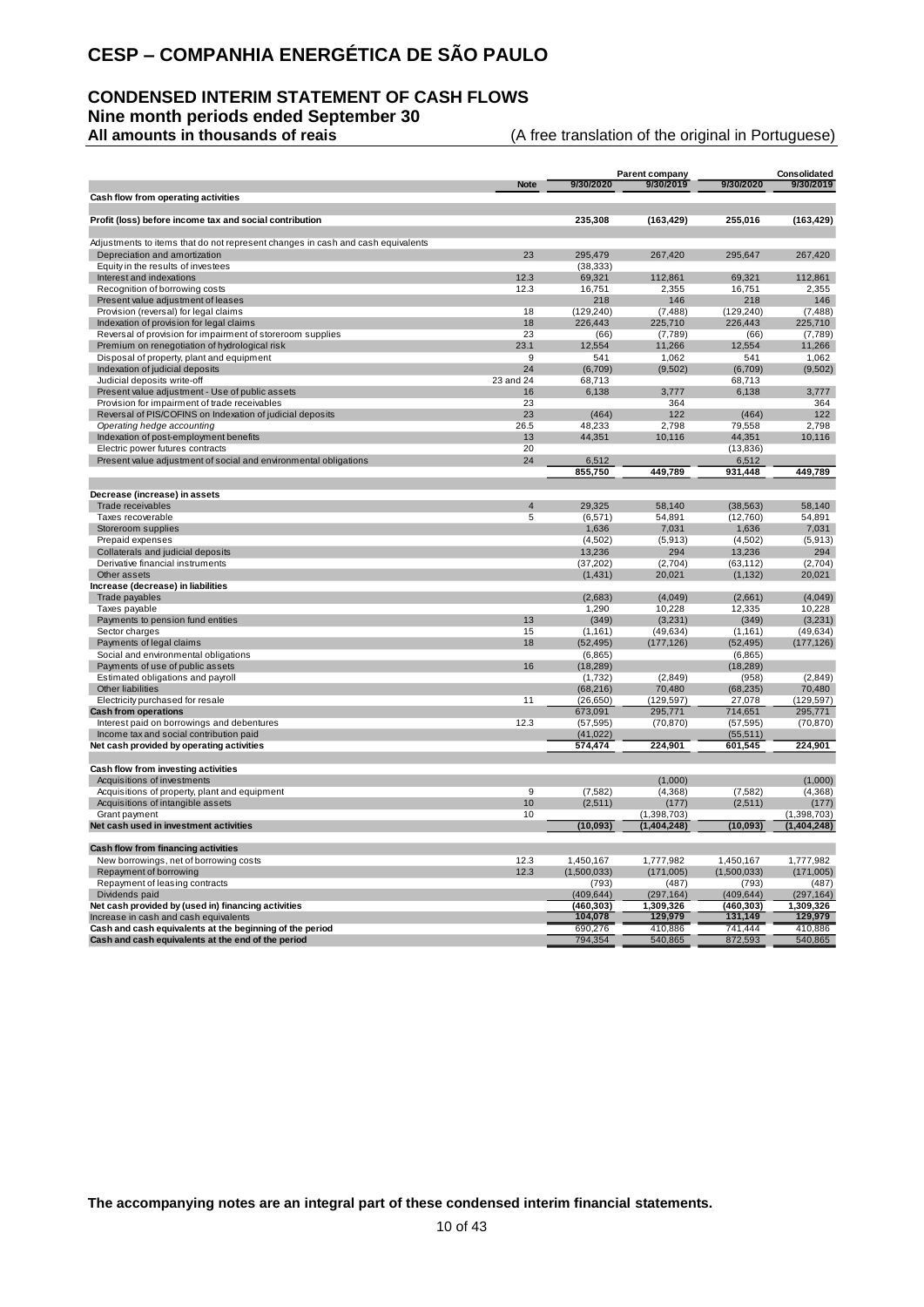# CESP – COMPANHIA ENERGÉTICA DE SÃO PAULO

## CONDENSED INTERIM STATEMENT OF CASH FLOWS

### Nine month periods ended September 30

**All amounts in thousands of reais** (A free translation of the original in Portuguese)

| | Note | Parent company | | Consolidated | |
|---|---|---|---|---|---|
| | | 9/30/2020 | 9/30/2019 | 9/30/2020 | 9/30/2019 |
| **Cash flow from operating activities** | | | | | |
| **Profit (loss) before income tax and social contribution** | | **235,308** | **(163,429)** | **255,016** | **(163,429)** |
| Adjustments to items that do not represent changes in cash and cash equivalents | | | | | |
| Depreciation and amortization | 23 | 295,479 | 267,420 | 295,647 | 267,420 |
| Equity in the results of investees | | (38,333) | | | |
| Interest and indexations | 12.3 | 69,321 | 112,861 | 69,321 | 112,861 |
| Recognition of borrowing costs | 12.3 | 16,751 | 2,355 | 16,751 | 2,355 |
| Present value adjustment of leases | | 218 | 146 | 218 | 146 |
| Provision (reversal) for legal claims | 18 | (129,240) | (7,488) | (129,240) | (7,488) |
| Indexation of provision for legal claims | 18 | 226,443 | 225,710 | 226,443 | 225,710 |
| Reversal of provision for impairment of storeroom supplies | 23 | (66) | (7,789) | (66) | (7,789) |
| Premium on renegotiation of hydrological risk | 23.1 | 12,554 | 11,266 | 12,554 | 11,266 |
| Disposal of property, plant and equipment | 9 | 541 | 1,062 | 541 | 1,062 |
| Indexation of judicial deposits | 24 | (6,709) | (9,502) | (6,709) | (9,502) |
| Judicial deposits write-off | 23 and 24 | 68,713 | | 68,713 | |
| Present value adjustment - Use of public assets | 16 | 6,138 | 3,777 | 6,138 | 3,777 |
| Provision for impairment of trade receivables | 23 | | 364 | | 364 |
| Reversal of PIS/COFINS on Indexation of judicial deposits | 23 | (464) | 122 | (464) | 122 |
| *Operating hedge accounting* | 26.5 | 48,233 | 2,798 | 79,558 | 2,798 |
| Indexation of post-employment benefits | 13 | 44,351 | 10,116 | 44,351 | 10,116 |
| Electric power futures contracts | 20 | | | (13,836) | |
| Present value adjustment of social and environmental obligations | 24 | 6,512 | | 6,512 | |
| | | **855,750** | **449,789** | **931,448** | **449,789** |
| **Decrease (increase) in assets** | | | | | |
| Trade receivables | 4 | 29,325 | 58,140 | (38,563) | 58,140 |
| Taxes recoverable | 5 | (6,571) | 54,891 | (12,760) | 54,891 |
| Storeroom supplies | | 1,636 | 7,031 | 1,636 | 7,031 |
| Prepaid expenses | | (4,502) | (5,913) | (4,502) | (5,913) |
| Collaterals and judicial deposits | | 13,236 | 294 | 13,236 | 294 |
| Derivative financial instruments | | (37,202) | (2,704) | (63,112) | (2,704) |
| Other assets | | (1,431) | 20,021 | (1,132) | 20,021 |
| **Increase (decrease) in liabilities** | | | | | |
| Trade payables | | (2,683) | (4,049) | (2,661) | (4,049) |
| Taxes payable | | 1,290 | 10,228 | 12,335 | 10,228 |
| Payments to pension fund entities | 13 | (349) | (3,231) | (349) | (3,231) |
| Sector charges | 15 | (1,161) | (49,634) | (1,161) | (49,634) |
| Payments of legal claims | 18 | (52,495) | (177,126) | (52,495) | (177,126) |
| Social and environmental obligations | | (6,865) | | (6,865) | |
| Payments of use of public assets | 16 | (18,289) | | (18,289) | |
| Estimated obligations and payroll | | (1,732) | (2,849) | (958) | (2,849) |
| Other liabilities | | (68,216) | 70,480 | (68,235) | 70,480 |
| Electricity purchased for resale | 11 | (26,650) | (129,597) | 27,078 | (129,597) |
| **Cash from operations** | | 673,091 | 295,771 | 714,651 | 295,771 |
| Interest paid on borrowings and debentures | 12.3 | (57,595) | (70,870) | (57,595) | (70,870) |
| Income tax and social contribution paid | | (41,022) | | (55,511) | |
| **Net cash provided by operating activities** | | **574,474** | **224,901** | **601,545** | **224,901** |
| **Cash flow from investing activities** | | | | | |
| Acquisitions of investments | | | (1,000) | | (1,000) |
| Acquisitions of property, plant and equipment | 9 | (7,582) | (4,368) | (7,582) | (4,368) |
| Acquisitions of intangible assets | 10 | (2,511) | (177) | (2,511) | (177) |
| Grant payment | 10 | | (1,398,703) | | (1,398,703) |
| **Net cash used in investment activities** | | **(10,093)** | **(1,404,248)** | **(10,093)** | **(1,404,248)** |
| **Cash flow from financing activities** | | | | | |
| New borrowings, net of borrowing costs | 12.3 | 1,450,167 | 1,777,982 | 1,450,167 | 1,777,982 |
| Repayment of borrowing | 12.3 | (1,500,033) | (171,005) | (1,500,033) | (171,005) |
| Repayment of leasing contracts | | (793) | (487) | (793) | (487) |
| Dividends paid | | (409,644) | (297,164) | (409,644) | (297,164) |
| **Net cash provided by (used in) financing activities** | | **(460,303)** | **1,309,326** | **(460,303)** | **1,309,326** |
| Increase in cash and cash equivalents | | **104,078** | **129,979** | **131,149** | **129,979** |
| **Cash and cash equivalents at the beginning of the period** | | 690,276 | 410,886 | 741,444 | 410,886 |
| **Cash and cash equivalents at the end of the period** | | 794,354 | 540,865 | 872,593 | 540,865 |

**The accompanying notes are an integral part of these condensed interim financial statements.**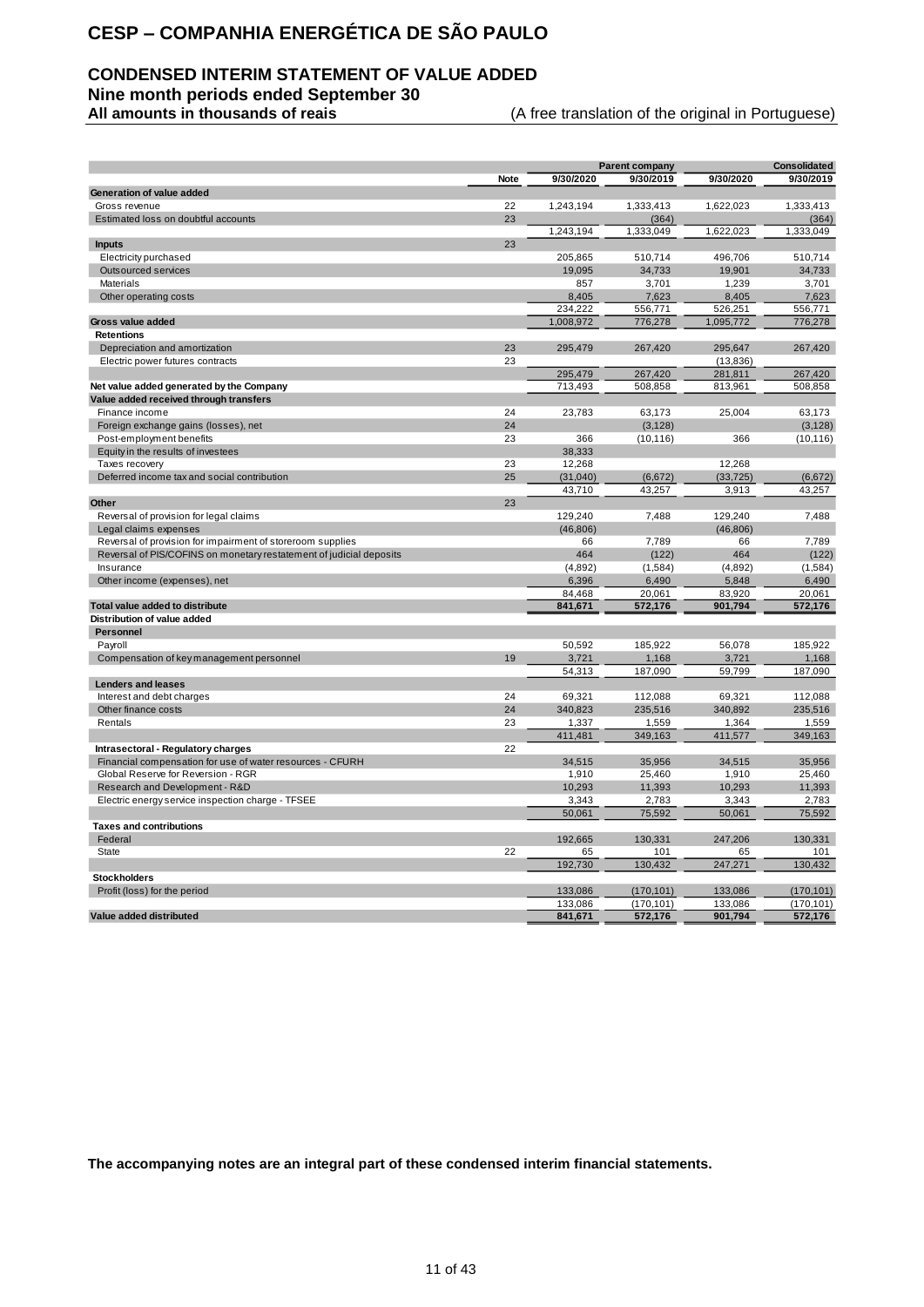# CESP – COMPANHIA ENERGÉTICA DE SÃO PAULO

## CONDENSED INTERIM STATEMENT OF VALUE ADDED

### Nine month periods ended September 30

**All amounts in thousands of reais** (A free translation of the original in Portuguese)

| | Note | Parent company | | Consolidated | |
|---|---|---|---|---|---|
| | | 9/30/2020 | 9/30/2019 | 9/30/2020 | 9/30/2019 |
| **Generation of value added** | | | | | |
| Gross revenue | 22 | 1,243,194 | 1,333,413 | 1,622,023 | 1,333,413 |
| Estimated loss on doubtful accounts | 23 | | (364) | | (364) |
| | | 1,243,194 | 1,333,049 | 1,622,023 | 1,333,049 |
| **Inputs** | 23 | | | | |
| Electricity purchased | | 205,865 | 510,714 | 496,706 | 510,714 |
| Outsourced services | | 19,095 | 34,733 | 19,901 | 34,733 |
| Materials | | 857 | 3,701 | 1,239 | 3,701 |
| Other operating costs | | 8,405 | 7,623 | 8,405 | 7,623 |
| | | 234,222 | 556,771 | 526,251 | 556,771 |
| **Gross value added** | | 1,008,972 | 776,278 | 1,095,772 | 776,278 |
| **Retentions** | | | | | |
| Depreciation and amortization | 23 | 295,479 | 267,420 | 295,647 | 267,420 |
| Electric power futures contracts | 23 | | | (13,836) | |
| | | 295,479 | 267,420 | 281,811 | 267,420 |
| **Net value added generated by the Company** | | 713,493 | 508,858 | 813,961 | 508,858 |
| **Value added received through transfers** | | | | | |
| Finance income | 24 | 23,783 | 63,173 | 25,004 | 63,173 |
| Foreign exchange gains (losses), net | 24 | | (3,128) | | (3,128) |
| Post-employment benefits | 23 | 366 | (10,116) | 366 | (10,116) |
| Equity in the results of investees | | 38,333 | | | |
| Taxes recovery | 23 | 12,268 | | 12,268 | |
| Deferred income tax and social contribution | 25 | (31,040) | (6,672) | (33,725) | (6,672) |
| | | 43,710 | 43,257 | 3,913 | 43,257 |
| **Other** | 23 | | | | |
| Reversal of provision for legal claims | | 129,240 | 7,488 | 129,240 | 7,488 |
| Legal claims expenses | | (46,806) | | (46,806) | |
| Reversal of provision for impairment of storeroom supplies | | 66 | 7,789 | 66 | 7,789 |
| Reversal of PIS/COFINS on monetary restatement of judicial deposits | | 464 | (122) | 464 | (122) |
| Insurance | | (4,892) | (1,584) | (4,892) | (1,584) |
| Other income (expenses), net | | 6,396 | 6,490 | 5,848 | 6,490 |
| | | 84,468 | 20,061 | 83,920 | 20,061 |
| **Total value added to distribute** | | **841,671** | **572,176** | **901,794** | **572,176** |
| **Distribution of value added** | | | | | |
| **Personnel** | | | | | |
| Payroll | | 50,592 | 185,922 | 56,078 | 185,922 |
| Compensation of key management personnel | 19 | 3,721 | 1,168 | 3,721 | 1,168 |
| | | 54,313 | 187,090 | 59,799 | 187,090 |
| **Lenders and leases** | | | | | |
| Interest and debt charges | 24 | 69,321 | 112,088 | 69,321 | 112,088 |
| Other finance costs | 24 | 340,823 | 235,516 | 340,892 | 235,516 |
| Rentals | 23 | 1,337 | 1,559 | 1,364 | 1,559 |
| | | 411,481 | 349,163 | 411,577 | 349,163 |
| **Intrasectoral - Regulatory charges** | 22 | | | | |
| Financial compensation for use of water resources - CFURH | | 34,515 | 35,956 | 34,515 | 35,956 |
| Global Reserve for Reversion - RGR | | 1,910 | 25,460 | 1,910 | 25,460 |
| Research and Development - R&D | | 10,293 | 11,393 | 10,293 | 11,393 |
| Electric energy service inspection charge - TFSEE | | 3,343 | 2,783 | 3,343 | 2,783 |
| | | 50,061 | 75,592 | 50,061 | 75,592 |
| **Taxes and contributions** | | | | | |
| Federal | | 192,665 | 130,331 | 247,206 | 130,331 |
| State | 22 | 65 | 101 | 65 | 101 |
| | | 192,730 | 130,432 | 247,271 | 130,432 |
| **Stockholders** | | | | | |
| Profit (loss) for the period | | 133,086 | (170,101) | 133,086 | (170,101) |
| | | 133,086 | (170,101) | 133,086 | (170,101) |
| **Value added distributed** | | **841,671** | **572,176** | **901,794** | **572,176** |

**The accompanying notes are an integral part of these condensed interim financial statements.**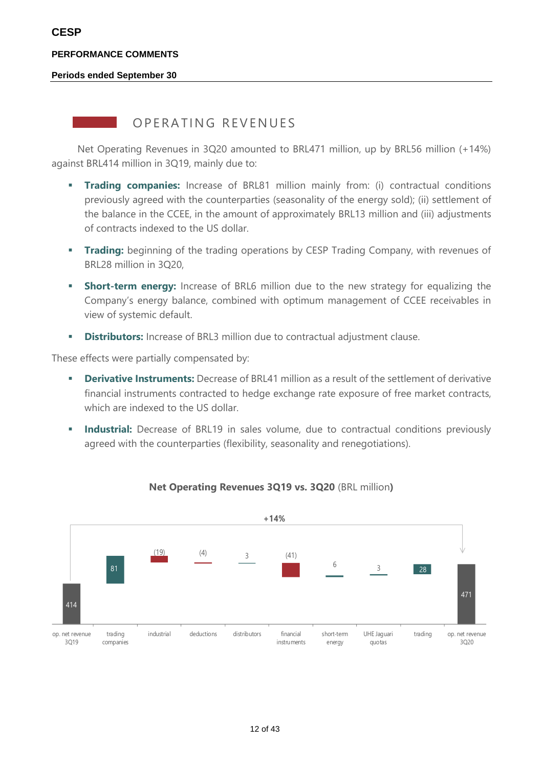# OPERATING REVENUES

Net Operating Revenues in 3Q20 amounted to BRL471 million, up by BRL56 million (+14%) against BRL414 million in 3Q19, mainly due to:

- **Trading companies:** Increase of BRL81 million mainly from: (i) contractual conditions previously agreed with the counterparties (seasonality of the energy sold); (ii) settlement of the balance in the CCEE, in the amount of approximately BRL13 million and (iii) adjustments of contracts indexed to the US dollar.
- **Trading:** beginning of the trading operations by CESP Trading Company, with revenues of BRL28 million in 3Q20,
- **Short-term energy:** Increase of BRL6 million due to the new strategy for equalizing the Company's energy balance, combined with optimum management of CCEE receivables in view of systemic default.
- **Distributors:** Increase of BRL3 million due to contractual adjustment clause.

These effects were partially compensated by:

- **Derivative Instruments:** Decrease of BRL41 million as a result of the settlement of derivative financial instruments contracted to hedge exchange rate exposure of free market contracts, which are indexed to the US dollar.
- **Industrial:** Decrease of BRL19 in sales volume, due to contractual conditions previously agreed with the counterparties (flexibility, seasonality and renegotiations).

**Net Operating Revenues 3Q19 vs. 3Q20** (BRL million)

| op. net revenue 3Q19 | trading companies | industrial | deductions | distributors | financial instruments | short-term energy | UHE Jaguari quotas | trading | op. net revenue 3Q20 |
|---|---|---|---|---|---|---|---|---|---|
| 414 | 81 | (19) | (4) | 3 | (41) | 6 | 3 | 28 | 471 |

+14%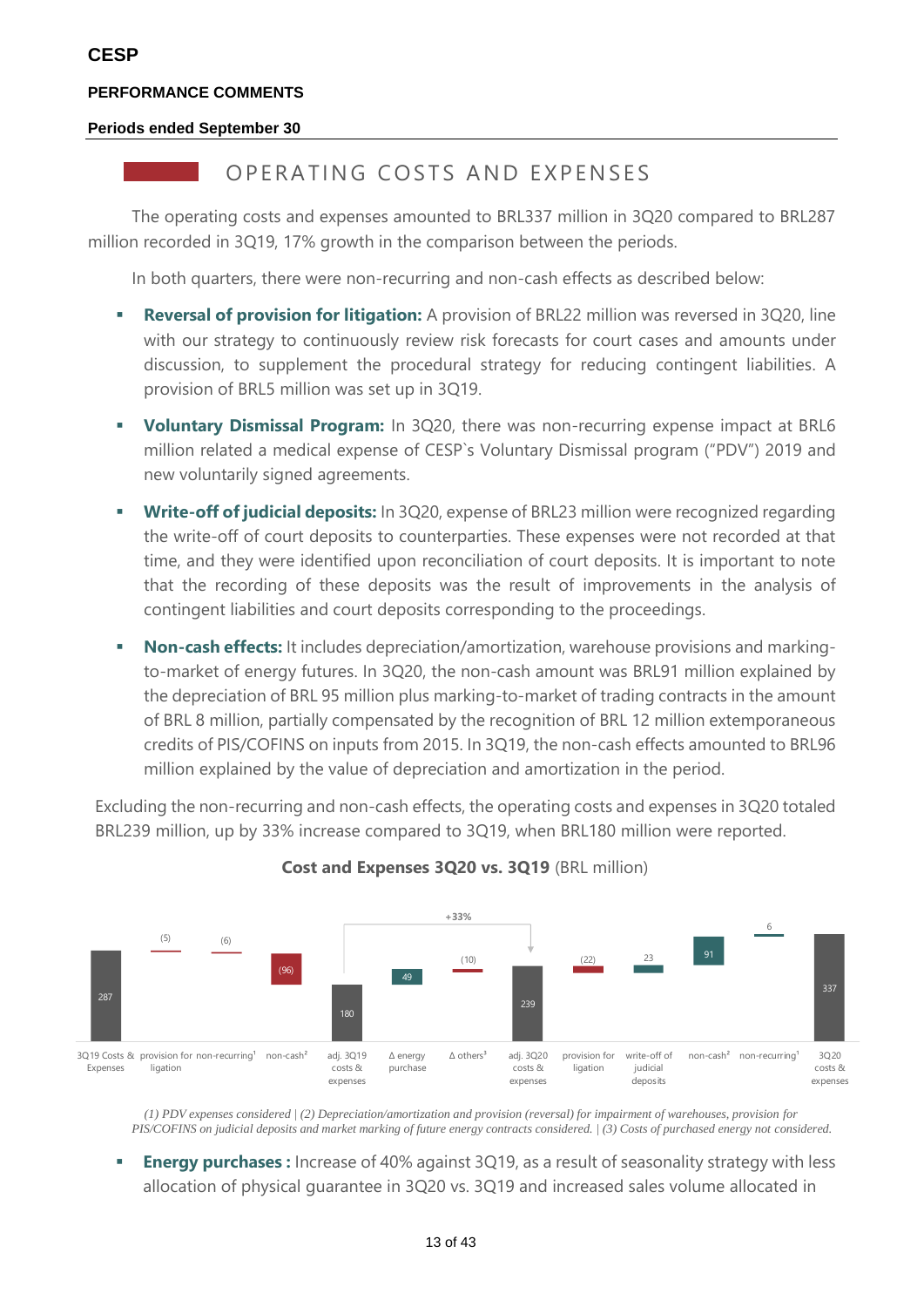**CESP**

**PERFORMANCE COMMENTS**

**Periods ended September 30**

## OPERATING COSTS AND EXPENSES

The operating costs and expenses amounted to BRL337 million in 3Q20 compared to BRL287 million recorded in 3Q19, 17% growth in the comparison between the periods.

In both quarters, there were non-recurring and non-cash effects as described below:

- **Reversal of provision for litigation:** A provision of BRL22 million was reversed in 3Q20, line with our strategy to continuously review risk forecasts for court cases and amounts under discussion, to supplement the procedural strategy for reducing contingent liabilities. A provision of BRL5 million was set up in 3Q19.
- **Voluntary Dismissal Program:** In 3Q20, there was non-recurring expense impact at BRL6 million related a medical expense of CESP`s Voluntary Dismissal program ("PDV") 2019 and new voluntarily signed agreements.
- **Write-off of judicial deposits:** In 3Q20, expense of BRL23 million were recognized regarding the write-off of court deposits to counterparties. These expenses were not recorded at that time, and they were identified upon reconciliation of court deposits. It is important to note that the recording of these deposits was the result of improvements in the analysis of contingent liabilities and court deposits corresponding to the proceedings.
- **Non-cash effects:** It includes depreciation/amortization, warehouse provisions and marking-to-market of energy futures. In 3Q20, the non-cash amount was BRL91 million explained by the depreciation of BRL 95 million plus marking-to-market of trading contracts in the amount of BRL 8 million, partially compensated by the recognition of BRL 12 million extemporaneous credits of PIS/COFINS on inputs from 2015. In 3Q19, the non-cash effects amounted to BRL96 million explained by the value of depreciation and amortization in the period.

Excluding the non-recurring and non-cash effects, the operating costs and expenses in 3Q20 totaled BRL239 million, up by 33% increase compared to 3Q19, when BRL180 million were reported.

**Cost and Expenses 3Q20 vs. 3Q19** (BRL million)

| Item | Value |
|---|---|
| 3Q19 Costs & Expenses | 287 |
| provision for ligation | (5) |
| non-recurring[1] | (6) |
| non-cash[2] | (96) |
| adj. 3Q19 costs & expenses | 180 |
| Δ energy purchase | 49 |
| Δ others[3] | (10) |
| adj. 3Q20 costs & expenses | 239 |
| provision for ligation | (22) |
| write-off of judicial deposits | 23 |
| non-cash[2] | 91 |
| non-recurring[1] | 6 |
| 3Q20 costs & expenses | 337 |

+33% (adj. 3Q19 to adj. 3Q20)

*(1) PDV expenses considered | (2) Depreciation/amortization and provision (reversal) for impairment of warehouses, provision for PIS/COFINS on judicial deposits and market marking of future energy contracts considered. | (3) Costs of purchased energy not considered.*

- **Energy purchases :** Increase of 40% against 3Q19, as a result of seasonality strategy with less allocation of physical guarantee in 3Q20 vs. 3Q19 and increased sales volume allocated in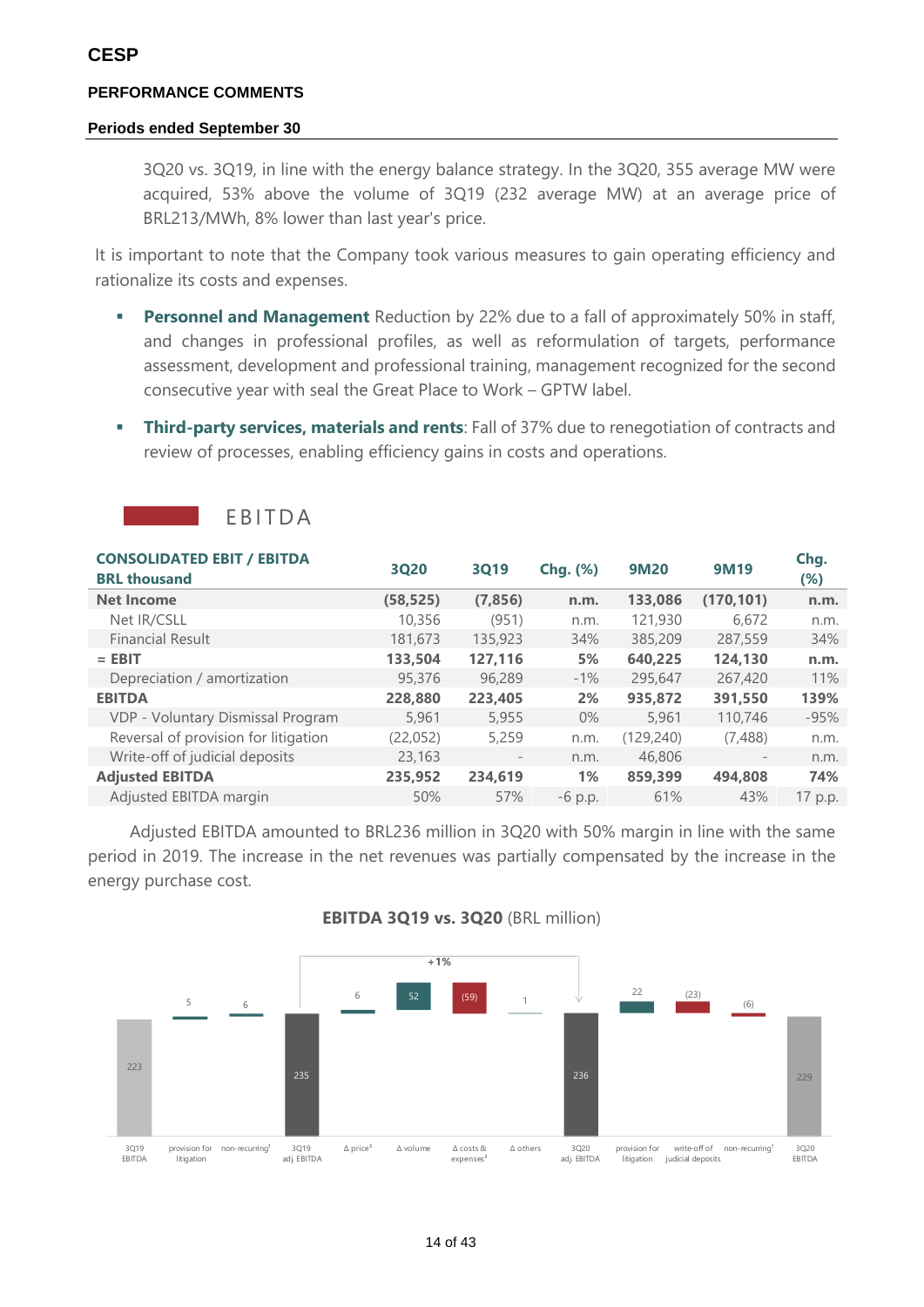**CESP**

**PERFORMANCE COMMENTS**

**Periods ended September 30**

3Q20 vs. 3Q19, in line with the energy balance strategy. In the 3Q20, 355 average MW were acquired, 53% above the volume of 3Q19 (232 average MW) at an average price of BRL213/MWh, 8% lower than last year's price.

It is important to note that the Company took various measures to gain operating efficiency and rationalize its costs and expenses.

- **Personnel and Management** Reduction by 22% due to a fall of approximately 50% in staff, and changes in professional profiles, as well as reformulation of targets, performance assessment, development and professional training, management recognized for the second consecutive year with seal the Great Place to Work – GPTW label.
- **Third-party services, materials and rents**: Fall of 37% due to renegotiation of contracts and review of processes, enabling efficiency gains in costs and operations.

## EBITDA

| CONSOLIDATED EBIT / EBITDA BRL thousand | 3Q20 | 3Q19 | Chg. (%) | 9M20 | 9M19 | Chg. (%) |
|---|---|---|---|---|---|---|
| **Net Income** | **(58,525)** | **(7,856)** | **n.m.** | **133,086** | **(170,101)** | **n.m.** |
| Net IR/CSLL | 10,356 | (951) | n.m. | 121,930 | 6,672 | n.m. |
| Financial Result | 181,673 | 135,923 | 34% | 385,209 | 287,559 | 34% |
| **= EBIT** | **133,504** | **127,116** | **5%** | **640,225** | **124,130** | **n.m.** |
| Depreciation / amortization | 95,376 | 96,289 | -1% | 295,647 | 267,420 | 11% |
| **EBITDA** | **228,880** | **223,405** | **2%** | **935,872** | **391,550** | **139%** |
| VDP - Voluntary Dismissal Program | 5,961 | 5,955 | 0% | 5,961 | 110,746 | -95% |
| Reversal of provision for litigation | (22,052) | 5,259 | n.m. | (129,240) | (7,488) | n.m. |
| Write-off of judicial deposits | 23,163 | - | n.m. | 46,806 | - | n.m. |
| **Adjusted EBITDA** | **235,952** | **234,619** | **1%** | **859,399** | **494,808** | **74%** |
| Adjusted EBITDA margin | 50% | 57% | -6 p.p. | 61% | 43% | 17 p.p. |

Adjusted EBITDA amounted to BRL236 million in 3Q20 with 50% margin in line with the same period in 2019. The increase in the net revenues was partially compensated by the increase in the energy purchase cost.

**EBITDA 3Q19 vs. 3Q20** (BRL million)

| 3Q19 EBITDA | provision for litigation | non-recurring[1] | 3Q19 adj. EBITDA | Δ price[3] | Δ volume | Δ costs & expenses[2] | Δ others | 3Q20 adj. EBITDA | provision for litigation | write-off of judicial deposits | non-recurring[1] | 3Q20 EBITDA |
|---|---|---|---|---|---|---|---|---|---|---|---|---|
| 223 | 5 | 6 | 235 | 6 | 52 | (59) | 1 | 236 | 22 | (23) | (6) | 229 |

+1%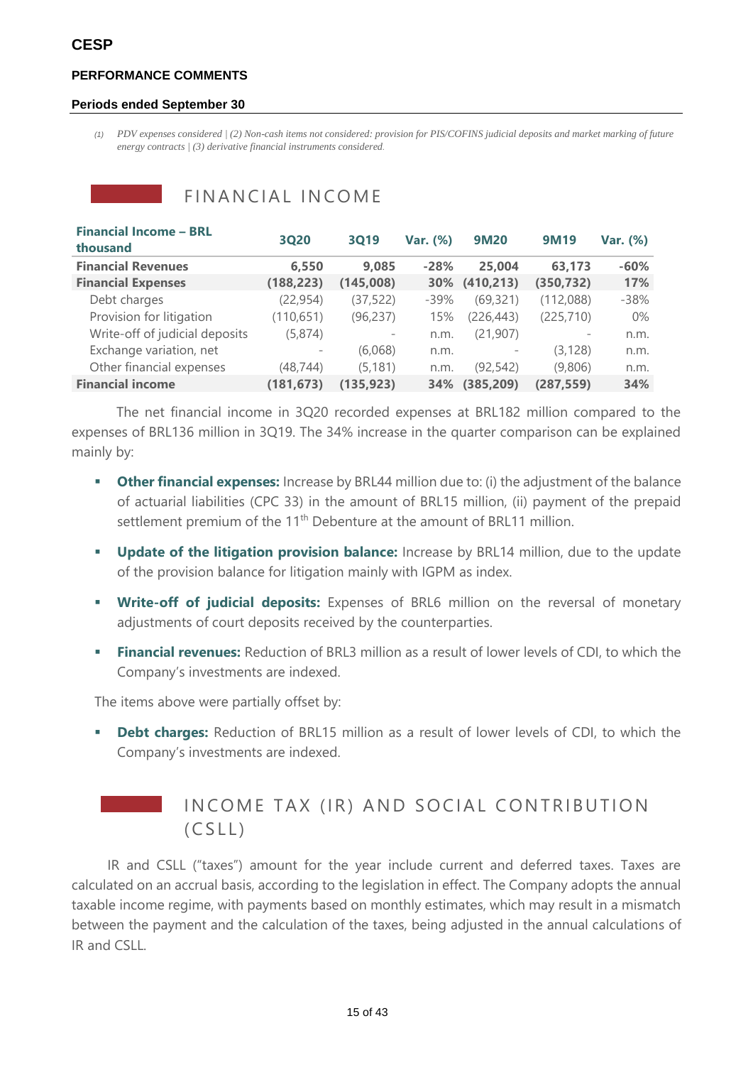**CESP**

**PERFORMANCE COMMENTS**

**Periods ended September 30**

*(1) PDV expenses considered | (2) Non-cash items not considered: provision for PIS/COFINS judicial deposits and market marking of future energy contracts | (3) derivative financial instruments considered.*

## FINANCIAL INCOME

| Financial Income – BRL thousand | 3Q20 | 3Q19 | Var. (%) | 9M20 | 9M19 | Var. (%) |
|---|---|---|---|---|---|---|
| **Financial Revenues** | **6,550** | **9,085** | **-28%** | **25,004** | **63,173** | **-60%** |
| **Financial Expenses** | **(188,223)** | **(145,008)** | **30%** | **(410,213)** | **(350,732)** | **17%** |
| Debt charges | (22,954) | (37,522) | -39% | (69,321) | (112,088) | -38% |
| Provision for litigation | (110,651) | (96,237) | 15% | (226,443) | (225,710) | 0% |
| Write-off of judicial deposits | (5,874) | - | n.m. | (21,907) | - | n.m. |
| Exchange variation, net | - | (6,068) | n.m. | - | (3,128) | n.m. |
| Other financial expenses | (48,744) | (5,181) | n.m. | (92,542) | (9,806) | n.m. |
| **Financial income** | **(181,673)** | **(135,923)** | **34%** | **(385,209)** | **(287,559)** | **34%** |

The net financial income in 3Q20 recorded expenses at BRL182 million compared to the expenses of BRL136 million in 3Q19. The 34% increase in the quarter comparison can be explained mainly by:

- **Other financial expenses:** Increase by BRL44 million due to: (i) the adjustment of the balance of actuarial liabilities (CPC 33) in the amount of BRL15 million, (ii) payment of the prepaid settlement premium of the 11th Debenture at the amount of BRL11 million.
- **Update of the litigation provision balance:** Increase by BRL14 million, due to the update of the provision balance for litigation mainly with IGPM as index.
- **Write-off of judicial deposits:** Expenses of BRL6 million on the reversal of monetary adjustments of court deposits received by the counterparties.
- **Financial revenues:** Reduction of BRL3 million as a result of lower levels of CDI, to which the Company's investments are indexed.

The items above were partially offset by:

- **Debt charges:** Reduction of BRL15 million as a result of lower levels of CDI, to which the Company's investments are indexed.

## INCOME TAX (IR) AND SOCIAL CONTRIBUTION (CSLL)

IR and CSLL ("taxes") amount for the year include current and deferred taxes. Taxes are calculated on an accrual basis, according to the legislation in effect. The Company adopts the annual taxable income regime, with payments based on monthly estimates, which may result in a mismatch between the payment and the calculation of the taxes, being adjusted in the annual calculations of IR and CSLL.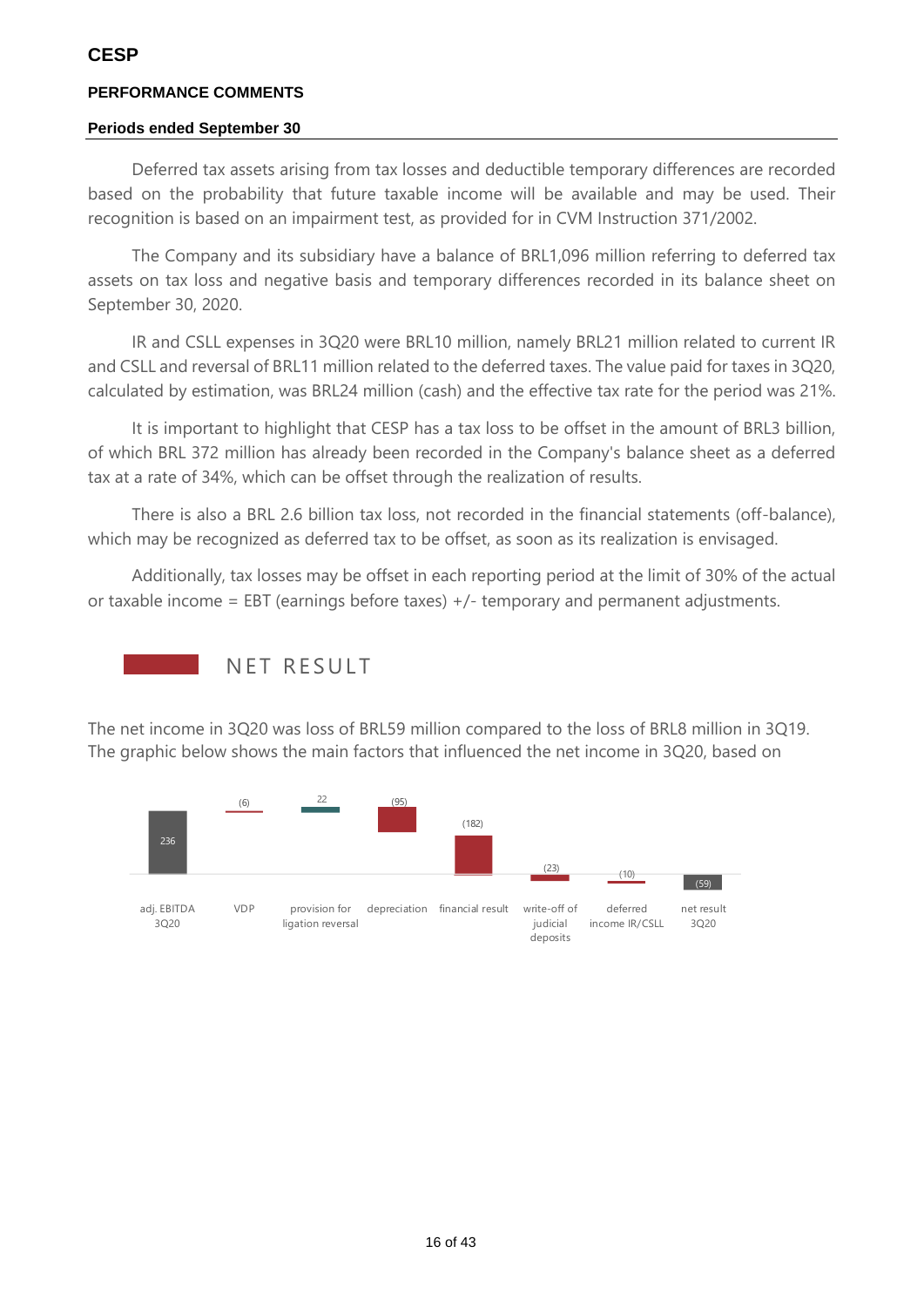Deferred tax assets arising from tax losses and deductible temporary differences are recorded based on the probability that future taxable income will be available and may be used. Their recognition is based on an impairment test, as provided for in CVM Instruction 371/2002.

The Company and its subsidiary have a balance of BRL1,096 million referring to deferred tax assets on tax loss and negative basis and temporary differences recorded in its balance sheet on September 30, 2020.

IR and CSLL expenses in 3Q20 were BRL10 million, namely BRL21 million related to current IR and CSLL and reversal of BRL11 million related to the deferred taxes. The value paid for taxes in 3Q20, calculated by estimation, was BRL24 million (cash) and the effective tax rate for the period was 21%.

It is important to highlight that CESP has a tax loss to be offset in the amount of BRL3 billion, of which BRL 372 million has already been recorded in the Company's balance sheet as a deferred tax at a rate of 34%, which can be offset through the realization of results.

There is also a BRL 2.6 billion tax loss, not recorded in the financial statements (off-balance), which may be recognized as deferred tax to be offset, as soon as its realization is envisaged.

Additionally, tax losses may be offset in each reporting period at the limit of 30% of the actual or taxable income = EBT (earnings before taxes) +/- temporary and permanent adjustments.

## NET RESULT

The net income in 3Q20 was loss of BRL59 million compared to the loss of BRL8 million in 3Q19. The graphic below shows the main factors that influenced the net income in 3Q20, based on

| adj. EBITDA 3Q20 | VDP | provision for ligation reversal | depreciation | financial result | write-off of judicial deposits | deferred income IR/CSLL | net result 3Q20 |
|---|---|---|---|---|---|---|---|
| 236 | (6) | 22 | (95) | (182) | (23) | (10) | (59) |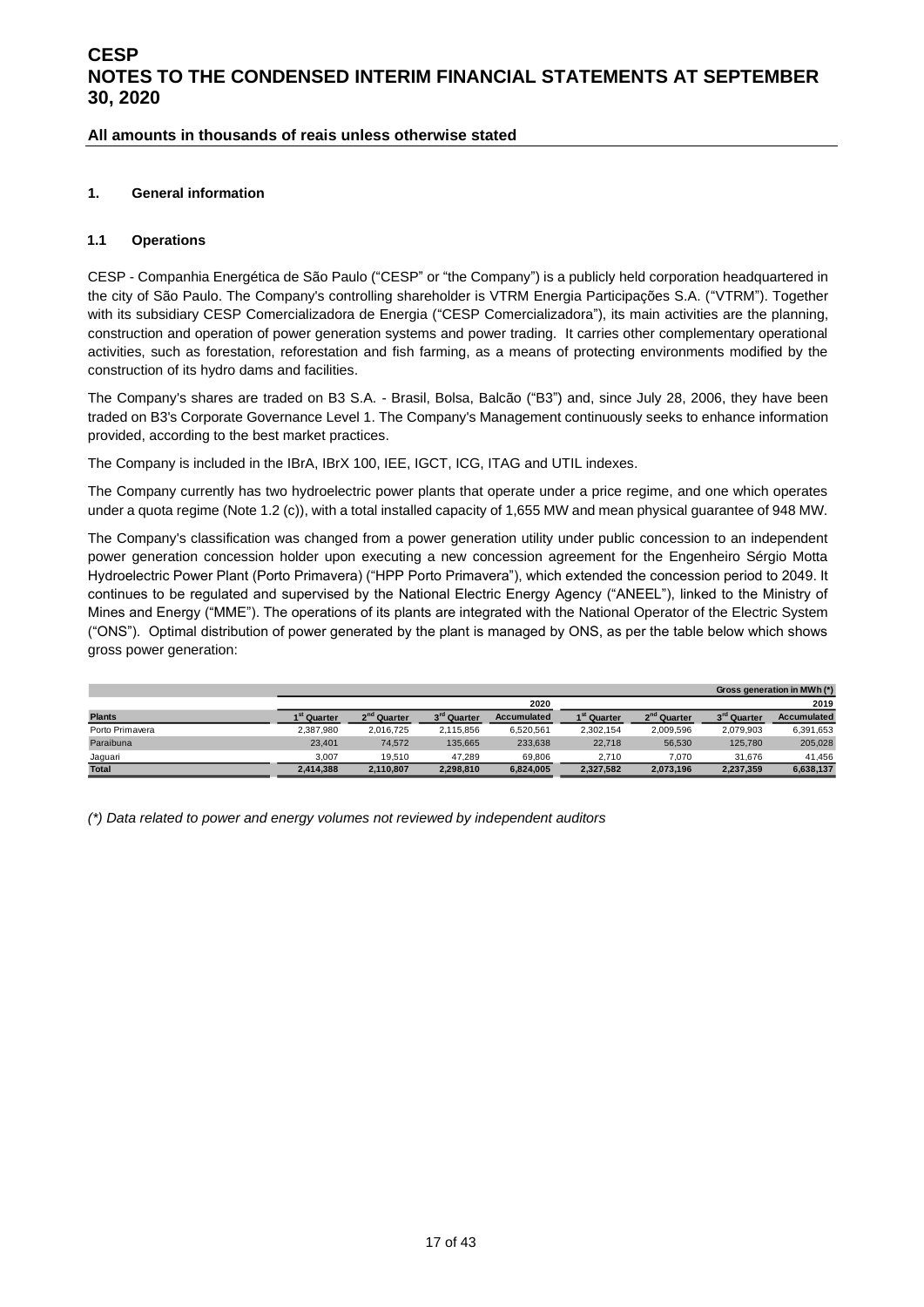# CESP
# NOTES TO THE CONDENSED INTERIM FINANCIAL STATEMENTS AT SEPTEMBER 30, 2020

**All amounts in thousands of reais unless otherwise stated**

## 1. General information

### 1.1 Operations

CESP - Companhia Energética de São Paulo ("CESP" or "the Company") is a publicly held corporation headquartered in the city of São Paulo. The Company's controlling shareholder is VTRM Energia Participações S.A. ("VTRM"). Together with its subsidiary CESP Comercializadora de Energia ("CESP Comercializadora"), its main activities are the planning, construction and operation of power generation systems and power trading. It carries other complementary operational activities, such as forestation, reforestation and fish farming, as a means of protecting environments modified by the construction of its hydro dams and facilities.

The Company's shares are traded on B3 S.A. - Brasil, Bolsa, Balcão ("B3") and, since July 28, 2006, they have been traded on B3's Corporate Governance Level 1. The Company's Management continuously seeks to enhance information provided, according to the best market practices.

The Company is included in the IBrA, IBrX 100, IEE, IGCT, ICG, ITAG and UTIL indexes.

The Company currently has two hydroelectric power plants that operate under a price regime, and one which operates under a quota regime (Note 1.2 (c)), with a total installed capacity of 1,655 MW and mean physical guarantee of 948 MW.

The Company's classification was changed from a power generation utility under public concession to an independent power generation concession holder upon executing a new concession agreement for the Engenheiro Sérgio Motta Hydroelectric Power Plant (Porto Primavera) ("HPP Porto Primavera"), which extended the concession period to 2049. It continues to be regulated and supervised by the National Electric Energy Agency ("ANEEL"), linked to the Ministry of Mines and Energy ("MME"). The operations of its plants are integrated with the National Operator of the Electric System ("ONS"). Optimal distribution of power generated by the plant is managed by ONS, as per the table below which shows gross power generation:

| | | | | | | | | Gross generation in MWh (*) |
|---|---|---|---|---|---|---|---|---|
| | | | | 2020 | | | | 2019 |
| **Plants** | **1st Quarter** | **2nd Quarter** | **3rd Quarter** | **Accumulated** | **1st Quarter** | **2nd Quarter** | **3rd Quarter** | **Accumulated** |
| Porto Primavera | 2,387,980 | 2,016,725 | 2,115,856 | 6,520,561 | 2,302,154 | 2,009,596 | 2,079,903 | 6,391,653 |
| Paraibuna | 23,401 | 74,572 | 135,665 | 233,638 | 22,718 | 56,530 | 125,780 | 205,028 |
| Jaguari | 3,007 | 19,510 | 47,289 | 69,806 | 2,710 | 7,070 | 31,676 | 41,456 |
| **Total** | **2,414,388** | **2,110,807** | **2,298,810** | **6,824,005** | **2,327,582** | **2,073,196** | **2,237,359** | **6,638,137** |

*(\*) Data related to power and energy volumes not reviewed by independent auditors*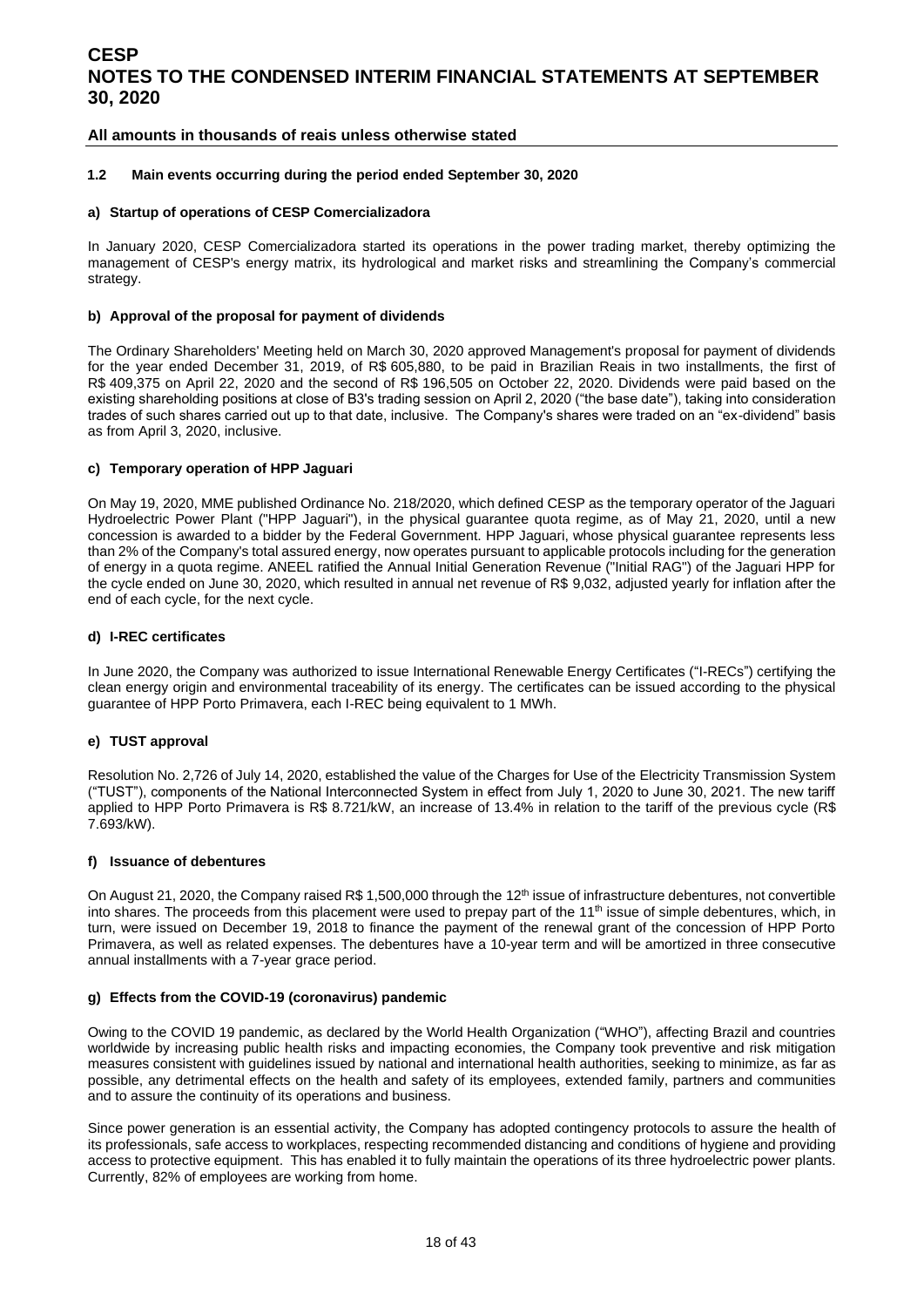### 1.2 Main events occurring during the period ended September 30, 2020

#### a) Startup of operations of CESP Comercializadora

In January 2020, CESP Comercializadora started its operations in the power trading market, thereby optimizing the management of CESP's energy matrix, its hydrological and market risks and streamlining the Company's commercial strategy.

#### b) Approval of the proposal for payment of dividends

The Ordinary Shareholders' Meeting held on March 30, 2020 approved Management's proposal for payment of dividends for the year ended December 31, 2019, of R$ 605,880, to be paid in Brazilian Reais in two installments, the first of R$ 409,375 on April 22, 2020 and the second of R$ 196,505 on October 22, 2020. Dividends were paid based on the existing shareholding positions at close of B3's trading session on April 2, 2020 ("the base date"), taking into consideration trades of such shares carried out up to that date, inclusive. The Company's shares were traded on an "ex-dividend" basis as from April 3, 2020, inclusive.

#### c) Temporary operation of HPP Jaguari

On May 19, 2020, MME published Ordinance No. 218/2020, which defined CESP as the temporary operator of the Jaguari Hydroelectric Power Plant ("HPP Jaguari"), in the physical guarantee quota regime, as of May 21, 2020, until a new concession is awarded to a bidder by the Federal Government. HPP Jaguari, whose physical guarantee represents less than 2% of the Company's total assured energy, now operates pursuant to applicable protocols including for the generation of energy in a quota regime. ANEEL ratified the Annual Initial Generation Revenue ("Initial RAG") of the Jaguari HPP for the cycle ended on June 30, 2020, which resulted in annual net revenue of R$ 9,032, adjusted yearly for inflation after the end of each cycle, for the next cycle.

#### d) I-REC certificates

In June 2020, the Company was authorized to issue International Renewable Energy Certificates ("I-RECs") certifying the clean energy origin and environmental traceability of its energy. The certificates can be issued according to the physical guarantee of HPP Porto Primavera, each I-REC being equivalent to 1 MWh.

#### e) TUST approval

Resolution No. 2,726 of July 14, 2020, established the value of the Charges for Use of the Electricity Transmission System ("TUST"), components of the National Interconnected System in effect from July 1, 2020 to June 30, 2021. The new tariff applied to HPP Porto Primavera is R$ 8.721/kW, an increase of 13.4% in relation to the tariff of the previous cycle (R$ 7.693/kW).

#### f) Issuance of debentures

On August 21, 2020, the Company raised R$ 1,500,000 through the 12th issue of infrastructure debentures, not convertible into shares. The proceeds from this placement were used to prepay part of the 11th issue of simple debentures, which, in turn, were issued on December 19, 2018 to finance the payment of the renewal grant of the concession of HPP Porto Primavera, as well as related expenses. The debentures have a 10-year term and will be amortized in three consecutive annual installments with a 7-year grace period.

#### g) Effects from the COVID-19 (coronavirus) pandemic

Owing to the COVID 19 pandemic, as declared by the World Health Organization ("WHO"), affecting Brazil and countries worldwide by increasing public health risks and impacting economies, the Company took preventive and risk mitigation measures consistent with guidelines issued by national and international health authorities, seeking to minimize, as far as possible, any detrimental effects on the health and safety of its employees, extended family, partners and communities and to assure the continuity of its operations and business.

Since power generation is an essential activity, the Company has adopted contingency protocols to assure the health of its professionals, safe access to workplaces, respecting recommended distancing and conditions of hygiene and providing access to protective equipment. This has enabled it to fully maintain the operations of its three hydroelectric power plants. Currently, 82% of employees are working from home.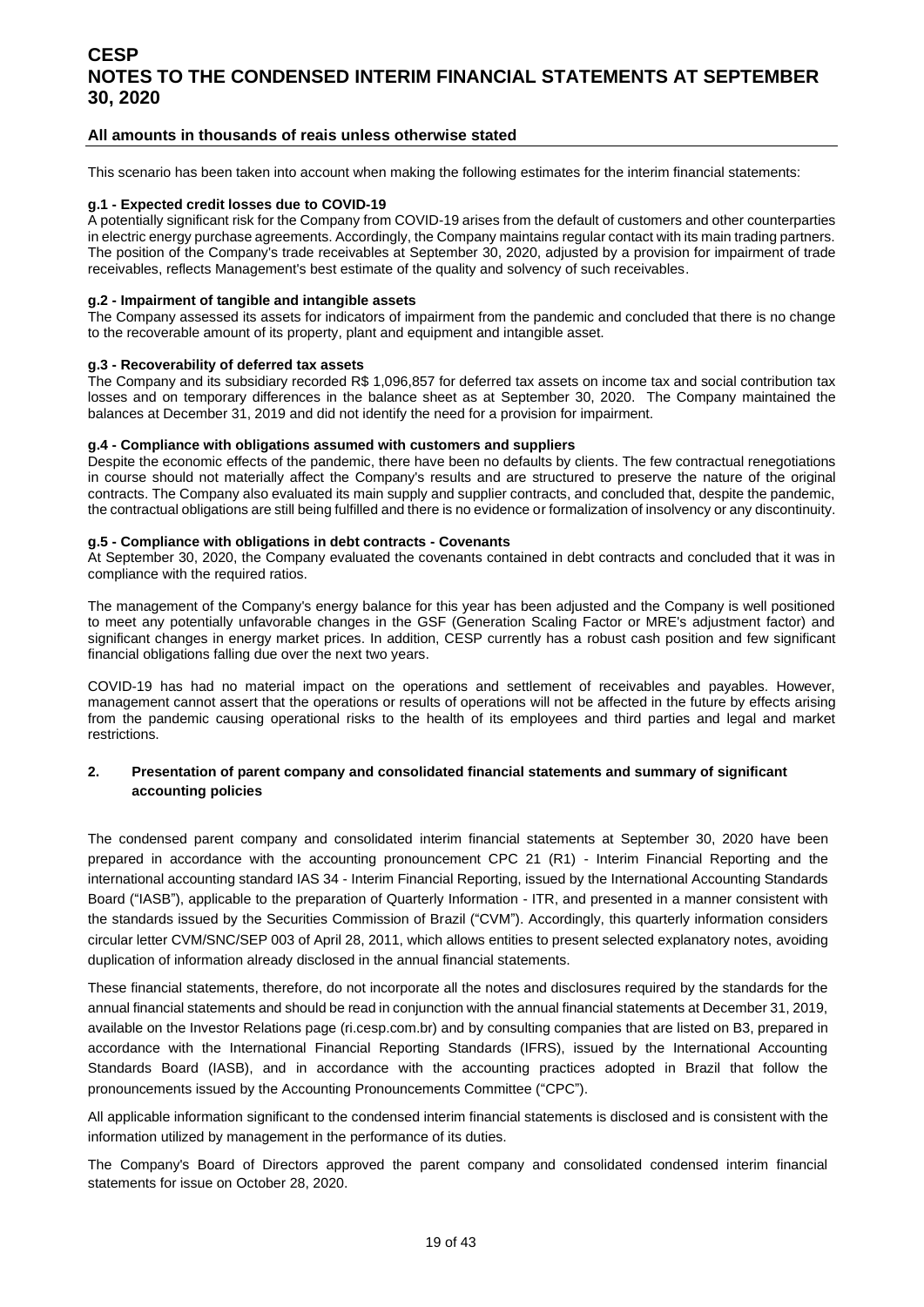This scenario has been taken into account when making the following estimates for the interim financial statements:

**g.1 - Expected credit losses due to COVID-19**

A potentially significant risk for the Company from COVID-19 arises from the default of customers and other counterparties in electric energy purchase agreements. Accordingly, the Company maintains regular contact with its main trading partners. The position of the Company's trade receivables at September 30, 2020, adjusted by a provision for impairment of trade receivables, reflects Management's best estimate of the quality and solvency of such receivables.

**g.2 - Impairment of tangible and intangible assets**

The Company assessed its assets for indicators of impairment from the pandemic and concluded that there is no change to the recoverable amount of its property, plant and equipment and intangible asset.

**g.3 - Recoverability of deferred tax assets**

The Company and its subsidiary recorded R$ 1,096,857 for deferred tax assets on income tax and social contribution tax losses and on temporary differences in the balance sheet as at September 30, 2020. The Company maintained the balances at December 31, 2019 and did not identify the need for a provision for impairment.

**g.4 - Compliance with obligations assumed with customers and suppliers**

Despite the economic effects of the pandemic, there have been no defaults by clients. The few contractual renegotiations in course should not materially affect the Company's results and are structured to preserve the nature of the original contracts. The Company also evaluated its main supply and supplier contracts, and concluded that, despite the pandemic, the contractual obligations are still being fulfilled and there is no evidence or formalization of insolvency or any discontinuity.

**g.5 - Compliance with obligations in debt contracts - Covenants**

At September 30, 2020, the Company evaluated the covenants contained in debt contracts and concluded that it was in compliance with the required ratios.

The management of the Company's energy balance for this year has been adjusted and the Company is well positioned to meet any potentially unfavorable changes in the GSF (Generation Scaling Factor or MRE's adjustment factor) and significant changes in energy market prices. In addition, CESP currently has a robust cash position and few significant financial obligations falling due over the next two years.

COVID-19 has had no material impact on the operations and settlement of receivables and payables. However, management cannot assert that the operations or results of operations will not be affected in the future by effects arising from the pandemic causing operational risks to the health of its employees and third parties and legal and market restrictions.

## 2. Presentation of parent company and consolidated financial statements and summary of significant accounting policies

The condensed parent company and consolidated interim financial statements at September 30, 2020 have been prepared in accordance with the accounting pronouncement CPC 21 (R1) - Interim Financial Reporting and the international accounting standard IAS 34 - Interim Financial Reporting, issued by the International Accounting Standards Board ("IASB"), applicable to the preparation of Quarterly Information - ITR, and presented in a manner consistent with the standards issued by the Securities Commission of Brazil ("CVM"). Accordingly, this quarterly information considers circular letter CVM/SNC/SEP 003 of April 28, 2011, which allows entities to present selected explanatory notes, avoiding duplication of information already disclosed in the annual financial statements.

These financial statements, therefore, do not incorporate all the notes and disclosures required by the standards for the annual financial statements and should be read in conjunction with the annual financial statements at December 31, 2019, available on the Investor Relations page (ri.cesp.com.br) and by consulting companies that are listed on B3, prepared in accordance with the International Financial Reporting Standards (IFRS), issued by the International Accounting Standards Board (IASB), and in accordance with the accounting practices adopted in Brazil that follow the pronouncements issued by the Accounting Pronouncements Committee ("CPC").

All applicable information significant to the condensed interim financial statements is disclosed and is consistent with the information utilized by management in the performance of its duties.

The Company's Board of Directors approved the parent company and consolidated condensed interim financial statements for issue on October 28, 2020.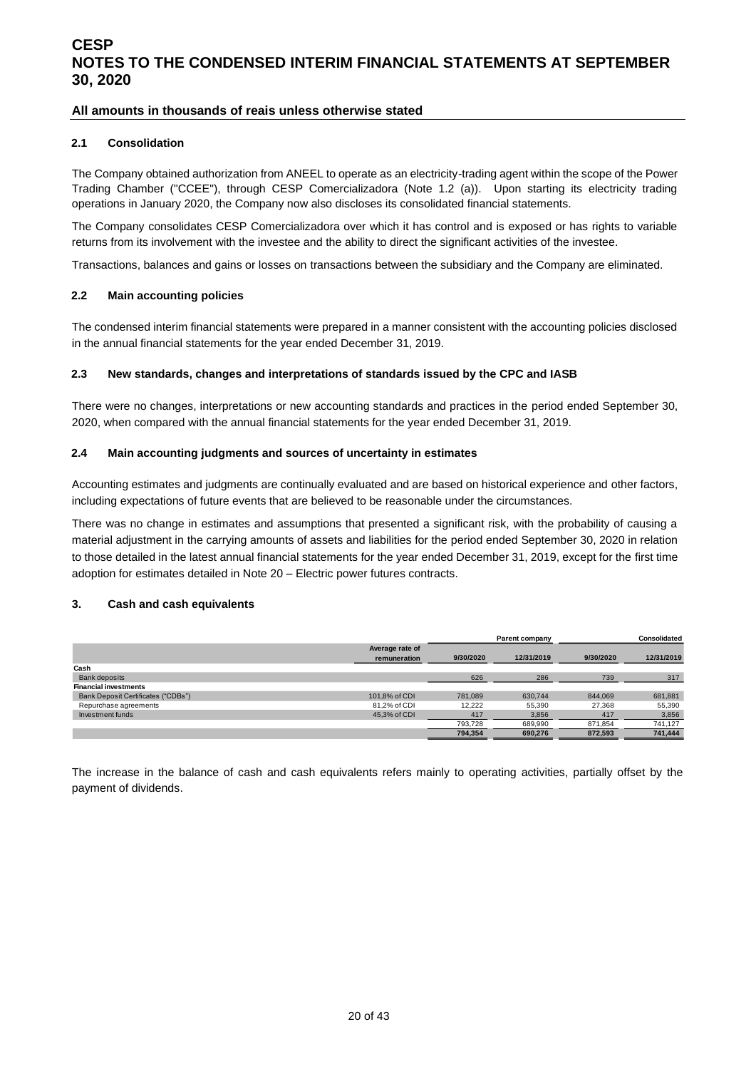## 2.1 Consolidation

The Company obtained authorization from ANEEL to operate as an electricity-trading agent within the scope of the Power Trading Chamber ("CCEE"), through CESP Comercializadora (Note 1.2 (a)). Upon starting its electricity trading operations in January 2020, the Company now also discloses its consolidated financial statements.

The Company consolidates CESP Comercializadora over which it has control and is exposed or has rights to variable returns from its involvement with the investee and the ability to direct the significant activities of the investee.

Transactions, balances and gains or losses on transactions between the subsidiary and the Company are eliminated.

## 2.2 Main accounting policies

The condensed interim financial statements were prepared in a manner consistent with the accounting policies disclosed in the annual financial statements for the year ended December 31, 2019.

## 2.3 New standards, changes and interpretations of standards issued by the CPC and IASB

There were no changes, interpretations or new accounting standards and practices in the period ended September 30, 2020, when compared with the annual financial statements for the year ended December 31, 2019.

## 2.4 Main accounting judgments and sources of uncertainty in estimates

Accounting estimates and judgments are continually evaluated and are based on historical experience and other factors, including expectations of future events that are believed to be reasonable under the circumstances.

There was no change in estimates and assumptions that presented a significant risk, with the probability of causing a material adjustment in the carrying amounts of assets and liabilities for the period ended September 30, 2020 in relation to those detailed in the latest annual financial statements for the year ended December 31, 2019, except for the first time adoption for estimates detailed in Note 20 – Electric power futures contracts.

## 3. Cash and cash equivalents

| | | Parent company | | Consolidated | |
|---|---|---|---|---|---|
| | Average rate of remuneration | 9/30/2020 | 12/31/2019 | 9/30/2020 | 12/31/2019 |
| **Cash** | | | | | |
| Bank deposits | | 626 | 286 | 739 | 317 |
| **Financial investments** | | | | | |
| Bank Deposit Certificates ("CDBs") | 101,8% of CDI | 781,089 | 630,744 | 844,069 | 681,881 |
| Repurchase agreements | 81,2% of CDI | 12,222 | 55,390 | 27,368 | 55,390 |
| Investment funds | 45,3% of CDI | 417 | 3,856 | 417 | 3,856 |
| | | 793,728 | 689,990 | 871,854 | 741,127 |
| | | **794,354** | **690,276** | **872,593** | **741,444** |

The increase in the balance of cash and cash equivalents refers mainly to operating activities, partially offset by the payment of dividends.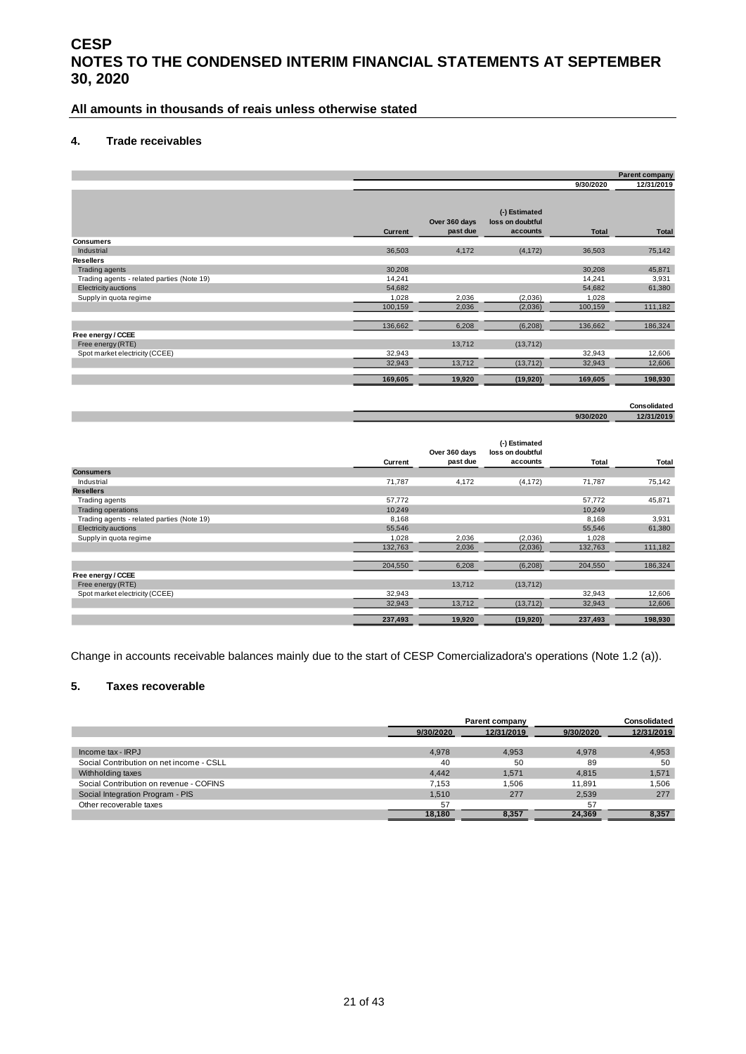# CESP

# NOTES TO THE CONDENSED INTERIM FINANCIAL STATEMENTS AT SEPTEMBER 30, 2020

## All amounts in thousands of reais unless otherwise stated

### 4. Trade receivables

| | | | | | Parent company |
|---|---|---|---|---|---|
| | | | | 9/30/2020 | 12/31/2019 |
| | Current | Over 360 days past due | (-) Estimated loss on doubtful accounts | Total | Total |
| **Consumers** | | | | | |
| Industrial | 36,503 | 4,172 | (4,172) | 36,503 | 75,142 |
| **Resellers** | | | | | |
| Trading agents | 30,208 | | | 30,208 | 45,871 |
| Trading agents - related parties (Note 19) | 14,241 | | | 14,241 | 3,931 |
| Electricity auctions | 54,682 | | | 54,682 | 61,380 |
| Supply in quota regime | 1,028 | 2,036 | (2,036) | 1,028 | |
| | 100,159 | 2,036 | (2,036) | 100,159 | 111,182 |
| | 136,662 | 6,208 | (6,208) | 136,662 | 186,324 |
| **Free energy / CCEE** | | | | | |
| Free energy (RTE) | | 13,712 | (13,712) | | |
| Spot market electricity (CCEE) | 32,943 | | | 32,943 | 12,606 |
| | 32,943 | 13,712 | (13,712) | 32,943 | 12,606 |
| | **169,605** | **19,920** | **(19,920)** | **169,605** | **198,930** |

| | | | | | Consolidated |
|---|---|---|---|---|---|
| | | | | 9/30/2020 | 12/31/2019 |
| | Current | Over 360 days past due | (-) Estimated loss on doubtful accounts | Total | Total |
| **Consumers** | | | | | |
| Industrial | 71,787 | 4,172 | (4,172) | 71,787 | 75,142 |
| **Resellers** | | | | | |
| Trading agents | 57,772 | | | 57,772 | 45,871 |
| Trading operations | 10,249 | | | 10,249 | |
| Trading agents - related parties (Note 19) | 8,168 | | | 8,168 | 3,931 |
| Electricity auctions | 55,546 | | | 55,546 | 61,380 |
| Supply in quota regime | 1,028 | 2,036 | (2,036) | 1,028 | |
| | 132,763 | 2,036 | (2,036) | 132,763 | 111,182 |
| | 204,550 | 6,208 | (6,208) | 204,550 | 186,324 |
| **Free energy / CCEE** | | | | | |
| Free energy (RTE) | | 13,712 | (13,712) | | |
| Spot market electricity (CCEE) | 32,943 | | | 32,943 | 12,606 |
| | 32,943 | 13,712 | (13,712) | 32,943 | 12,606 |
| | **237,493** | **19,920** | **(19,920)** | **237,493** | **198,930** |

Change in accounts receivable balances mainly due to the start of CESP Comercializadora's operations (Note 1.2 (a)).

### 5. Taxes recoverable

| | Parent company | | Consolidated | |
|---|---|---|---|---|
| | 9/30/2020 | 12/31/2019 | 9/30/2020 | 12/31/2019 |
| Income tax - IRPJ | 4,978 | 4,953 | 4,978 | 4,953 |
| Social Contribution on net income - CSLL | 40 | 50 | 89 | 50 |
| Withholding taxes | 4,442 | 1,571 | 4,815 | 1,571 |
| Social Contribution on revenue - COFINS | 7,153 | 1,506 | 11,891 | 1,506 |
| Social Integration Program - PIS | 1,510 | 277 | 2,539 | 277 |
| Other recoverable taxes | 57 | | 57 | |
| | **18,180** | **8,357** | **24,369** | **8,357** |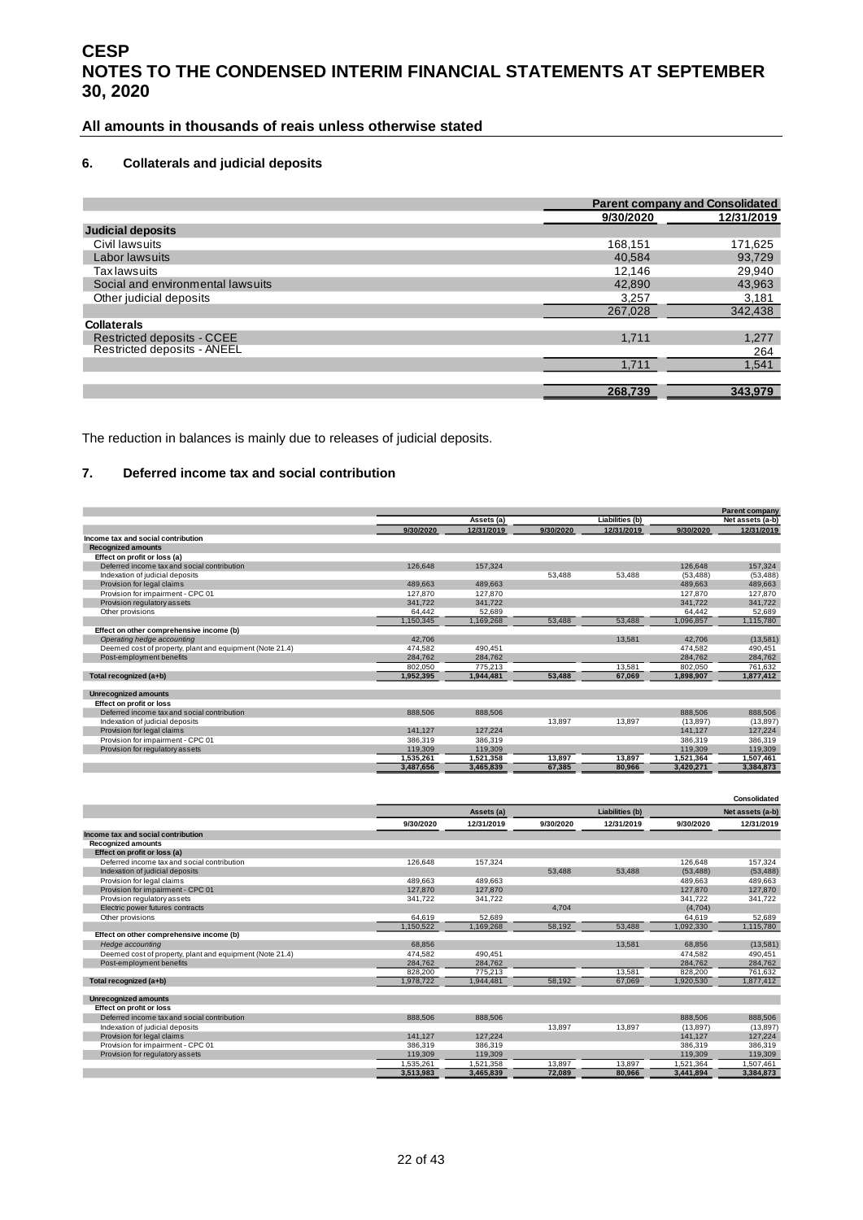# CESP
# NOTES TO THE CONDENSED INTERIM FINANCIAL STATEMENTS AT SEPTEMBER 30, 2020

**All amounts in thousands of reais unless otherwise stated**

### 6. Collaterals and judicial deposits

| | Parent company and Consolidated | |
|---|---|---|
| | 9/30/2020 | 12/31/2019 |
| **Judicial deposits** | | |
| Civil lawsuits | 168,151 | 171,625 |
| Labor lawsuits | 40,584 | 93,729 |
| Tax lawsuits | 12,146 | 29,940 |
| Social and environmental lawsuits | 42,890 | 43,963 |
| Other judicial deposits | 3,257 | 3,181 |
| | 267,028 | 342,438 |
| **Collaterals** | | |
| Restricted deposits - CCEE | 1,711 | 1,277 |
| Restricted deposits - ANEEL | | 264 |
| | 1,711 | 1,541 |
| | 268,739 | 343,979 |

The reduction in balances is mainly due to releases of judicial deposits.

### 7. Deferred income tax and social contribution

| | | | | | | Parent company |
|---|---|---|---|---|---|---|
| | | Assets (a) | | Liabilities (b) | | Net assets (a-b) |
| | 9/30/2020 | 12/31/2019 | 9/30/2020 | 12/31/2019 | 9/30/2020 | 12/31/2019 |
| **Income tax and social contribution** | | | | | | |
| **Recognized amounts** | | | | | | |
| **Effect on profit or loss (a)** | | | | | | |
| Deferred income tax and social contribution | 126,648 | 157,324 | | | 126,648 | 157,324 |
| Indexation of judicial deposits | | | 53,488 | 53,488 | (53,488) | (53,488) |
| Provision for legal claims | 489,663 | 489,663 | | | 489,663 | 489,663 |
| Provision for impairment - CPC 01 | 127,870 | 127,870 | | | 127,870 | 127,870 |
| Provision regulatory assets | 341,722 | 341,722 | | | 341,722 | 341,722 |
| Other provisions | 64,442 | 52,689 | | | 64,442 | 52,689 |
| | 1,150,345 | 1,169,268 | 53,488 | 53,488 | 1,096,857 | 1,115,780 |
| **Effect on other comprehensive income (b)** | | | | | | |
| *Operating hedge accounting* | 42,706 | | | 13,581 | 42,706 | (13,581) |
| Deemed cost of property, plant and equipment (Note 21.4) | 474,582 | 490,451 | | | 474,582 | 490,451 |
| Post-employment benefits | 284,762 | 284,762 | | | 284,762 | 284,762 |
| | 802,050 | 775,213 | | 13,581 | 802,050 | 761,632 |
| **Total recognized (a+b)** | 1,952,395 | 1,944,481 | 53,488 | 67,069 | 1,898,907 | 1,877,412 |
| **Unrecognized amounts** | | | | | | |
| **Effect on profit or loss** | | | | | | |
| Deferred income tax and social contribution | 888,506 | 888,506 | | | 888,506 | 888,506 |
| Indexation of judicial deposits | | | 13,897 | 13,897 | (13,897) | (13,897) |
| Provision for legal claims | 141,127 | 127,224 | | | 141,127 | 127,224 |
| Provision for impairment - CPC 01 | 386,319 | 386,319 | | | 386,319 | 386,319 |
| Provision for regulatory assets | 119,309 | 119,309 | | | 119,309 | 119,309 |
| | 1,535,261 | 1,521,358 | 13,897 | 13,897 | 1,521,364 | 1,507,461 |
| | 3,487,656 | 3,465,839 | 67,385 | 80,966 | 3,420,271 | 3,384,873 |

| | | | | | | Consolidated |
|---|---|---|---|---|---|---|
| | | Assets (a) | | Liabilities (b) | | Net assets (a-b) |
| | 9/30/2020 | 12/31/2019 | 9/30/2020 | 12/31/2019 | 9/30/2020 | 12/31/2019 |
| **Income tax and social contribution** | | | | | | |
| **Recognized amounts** | | | | | | |
| **Effect on profit or loss (a)** | | | | | | |
| Deferred income tax and social contribution | 126,648 | 157,324 | | | 126,648 | 157,324 |
| Indexation of judicial deposits | | | 53,488 | 53,488 | (53,488) | (53,488) |
| Provision for legal claims | 489,663 | 489,663 | | | 489,663 | 489,663 |
| Provision for impairment - CPC 01 | 127,870 | 127,870 | | | 127,870 | 127,870 |
| Provision regulatory assets | 341,722 | 341,722 | | | 341,722 | 341,722 |
| Electric power futures contracts | | | 4,704 | | (4,704) | |
| Other provisions | 64,619 | 52,689 | | | 64,619 | 52,689 |
| | 1,150,522 | 1,169,268 | 58,192 | 53,488 | 1,092,330 | 1,115,780 |
| **Effect on other comprehensive income (b)** | | | | | | |
| *Hedge accounting* | 68,856 | | | 13,581 | 68,856 | (13,581) |
| Deemed cost of property, plant and equipment (Note 21.4) | 474,582 | 490,451 | | | 474,582 | 490,451 |
| Post-employment benefits | 284,762 | 284,762 | | | 284,762 | 284,762 |
| | 828,200 | 775,213 | | 13,581 | 828,200 | 761,632 |
| **Total recognized (a+b)** | 1,978,722 | 1,944,481 | 58,192 | 67,069 | 1,920,530 | 1,877,412 |
| **Unrecognized amounts** | | | | | | |
| **Effect on profit or loss** | | | | | | |
| Deferred income tax and social contribution | 888,506 | 888,506 | | | 888,506 | 888,506 |
| Indexation of judicial deposits | | | 13,897 | 13,897 | (13,897) | (13,897) |
| Provision for legal claims | 141,127 | 127,224 | | | 141,127 | 127,224 |
| Provision for impairment - CPC 01 | 386,319 | 386,319 | | | 386,319 | 386,319 |
| Provision for regulatory assets | 119,309 | 119,309 | | | 119,309 | 119,309 |
| | 1,535,261 | 1,521,358 | 13,897 | 13,897 | 1,521,364 | 1,507,461 |
| | 3,513,983 | 3,465,839 | 72,089 | 80,966 | 3,441,894 | 3,384,873 |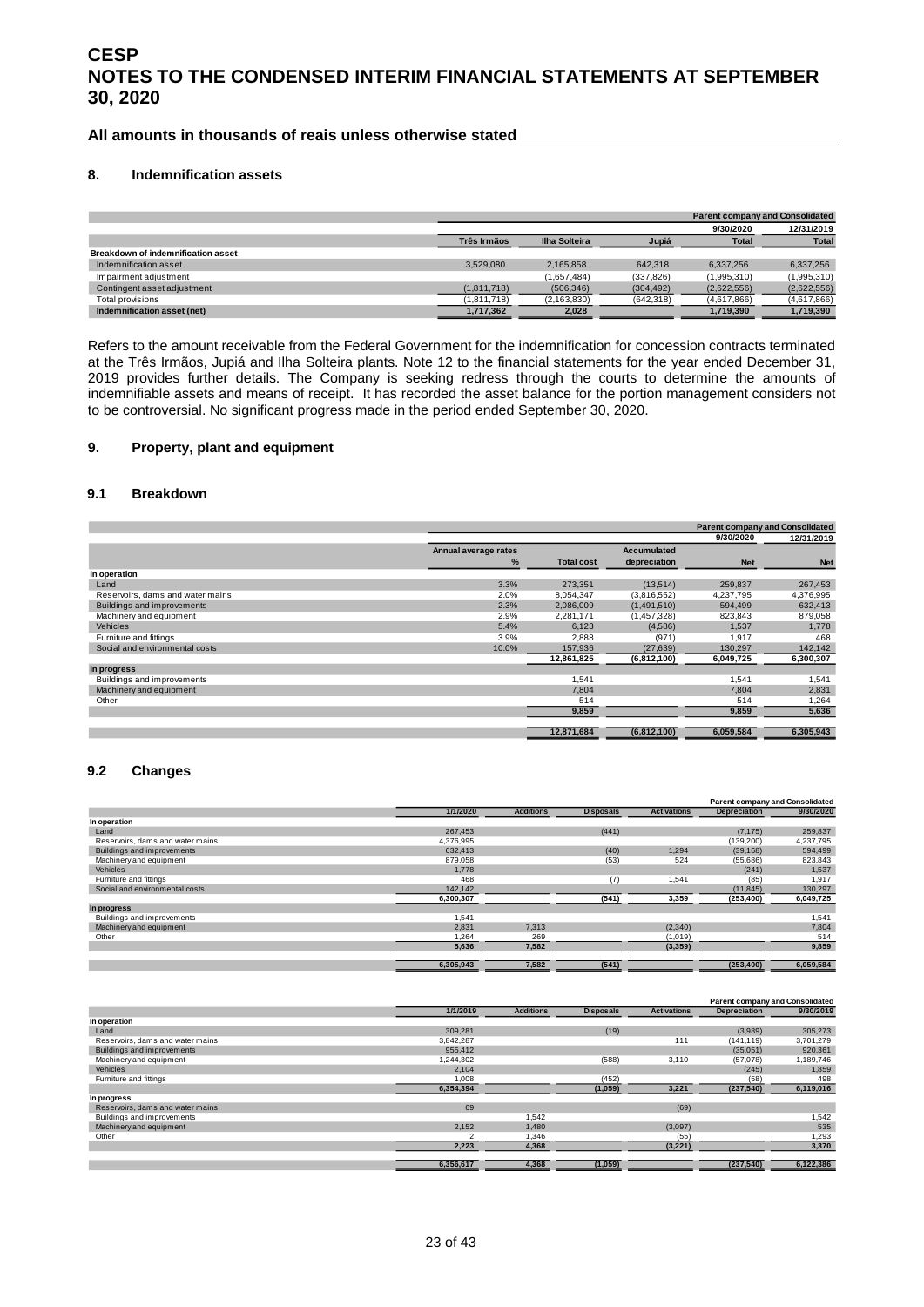## 8. Indemnification assets

| | | | | Parent company and Consolidated | |
|---|---|---|---|---|---|
| | | | | 9/30/2020 | 12/31/2019 |
| | Três Irmãos | Ilha Solteira | Jupiá | Total | Total |
| **Breakdown of indemnification asset** | | | | | |
| Indemnification asset | 3,529,080 | 2,165,858 | 642,318 | 6,337,256 | 6,337,256 |
| Impairment adjustment | | (1,657,484) | (337,826) | (1,995,310) | (1,995,310) |
| Contingent asset adjustment | (1,811,718) | (506,346) | (304,492) | (2,622,556) | (2,622,556) |
| Total provisions | (1,811,718) | (2,163,830) | (642,318) | (4,617,866) | (4,617,866) |
| **Indemnification asset (net)** | **1,717,362** | **2,028** | | **1,719,390** | **1,719,390** |

Refers to the amount receivable from the Federal Government for the indemnification for concession contracts terminated at the Três Irmãos, Jupiá and Ilha Solteira plants. Note 12 to the financial statements for the year ended December 31, 2019 provides further details. The Company is seeking redress through the courts to determine the amounts of indemnifiable assets and means of receipt. It has recorded the asset balance for the portion management considers not to be controversial. No significant progress made in the period ended September 30, 2020.

## 9. Property, plant and equipment

### 9.1 Breakdown

| | | | | Parent company and Consolidated | |
|---|---|---|---|---|---|
| | | | | 9/30/2020 | 12/31/2019 |
| | Annual average rates % | Total cost | Accumulated depreciation | Net | Net |
| **In operation** | | | | | |
| Land | 3.3% | 273,351 | (13,514) | 259,837 | 267,453 |
| Reservoirs, dams and water mains | 2.0% | 8,054,347 | (3,816,552) | 4,237,795 | 4,376,995 |
| Buildings and improvements | 2.3% | 2,086,009 | (1,491,510) | 594,499 | 632,413 |
| Machinery and equipment | 2.9% | 2,281,171 | (1,457,328) | 823,843 | 879,058 |
| Vehicles | 5.4% | 6,123 | (4,586) | 1,537 | 1,778 |
| Furniture and fittings | 3.9% | 2,888 | (971) | 1,917 | 468 |
| Social and environmental costs | 10.0% | 157,936 | (27,639) | 130,297 | 142,142 |
| | | **12,861,825** | **(6,812,100)** | **6,049,725** | **6,300,307** |
| **In progress** | | | | | |
| Buildings and improvements | | 1,541 | | 1,541 | 1,541 |
| Machinery and equipment | | 7,804 | | 7,804 | 2,831 |
| Other | | 514 | | 514 | 1,264 |
| | | **9,859** | | **9,859** | **5,636** |
| | | **12,871,684** | **(6,812,100)** | **6,059,584** | **6,305,943** |

### 9.2 Changes

| | | | | | Parent company and Consolidated | |
|---|---|---|---|---|---|---|
| | 1/1/2020 | Additions | Disposals | Activations | Depreciation | 9/30/2020 |
| **In operation** | | | | | | |
| Land | 267,453 | | (441) | | (7,175) | 259,837 |
| Reservoirs, dams and water mains | 4,376,995 | | | | (139,200) | 4,237,795 |
| Buildings and improvements | 632,413 | | (40) | 1,294 | (39,168) | 594,499 |
| Machinery and equipment | 879,058 | | (53) | 524 | (55,686) | 823,843 |
| Vehicles | 1,778 | | | | (241) | 1,537 |
| Furniture and fittings | 468 | | (7) | 1,541 | (85) | 1,917 |
| Social and environmental costs | 142,142 | | | | (11,845) | 130,297 |
| | **6,300,307** | | **(541)** | **3,359** | **(253,400)** | **6,049,725** |
| **In progress** | | | | | | |
| Buildings and improvements | 1,541 | | | | | 1,541 |
| Machinery and equipment | 2,831 | 7,313 | | (2,340) | | 7,804 |
| Other | 1,264 | 269 | | (1,019) | | 514 |
| | **5,636** | **7,582** | | **(3,359)** | | **9,859** |
| | **6,305,943** | **7,582** | **(541)** | | **(253,400)** | **6,059,584** |

| | | | | | Parent company and Consolidated | |
|---|---|---|---|---|---|---|
| | 1/1/2019 | Additions | Disposals | Activations | Depreciation | 9/30/2019 |
| **In operation** | | | | | | |
| Land | 309,281 | | (19) | | (3,989) | 305,273 |
| Reservoirs, dams and water mains | 3,842,287 | | | 111 | (141,119) | 3,701,279 |
| Buildings and improvements | 955,412 | | | | (35,051) | 920,361 |
| Machinery and equipment | 1,244,302 | | (588) | 3,110 | (57,078) | 1,189,746 |
| Vehicles | 2,104 | | | | (245) | 1,859 |
| Furniture and fittings | 1,008 | | (452) | | (58) | 498 |
| | **6,354,394** | | **(1,059)** | **3,221** | **(237,540)** | **6,119,016** |
| **In progress** | | | | | | |
| Reservoirs, dams and water mains | 69 | | | (69) | | |
| Buildings and improvements | | 1,542 | | | | 1,542 |
| Machinery and equipment | 2,152 | 1,480 | | (3,097) | | 535 |
| Other | 2 | 1,346 | | (55) | | 1,293 |
| | **2,223** | **4,368** | | **(3,221)** | | **3,370** |
| | **6,356,617** | **4,368** | **(1,059)** | | **(237,540)** | **6,122,386** |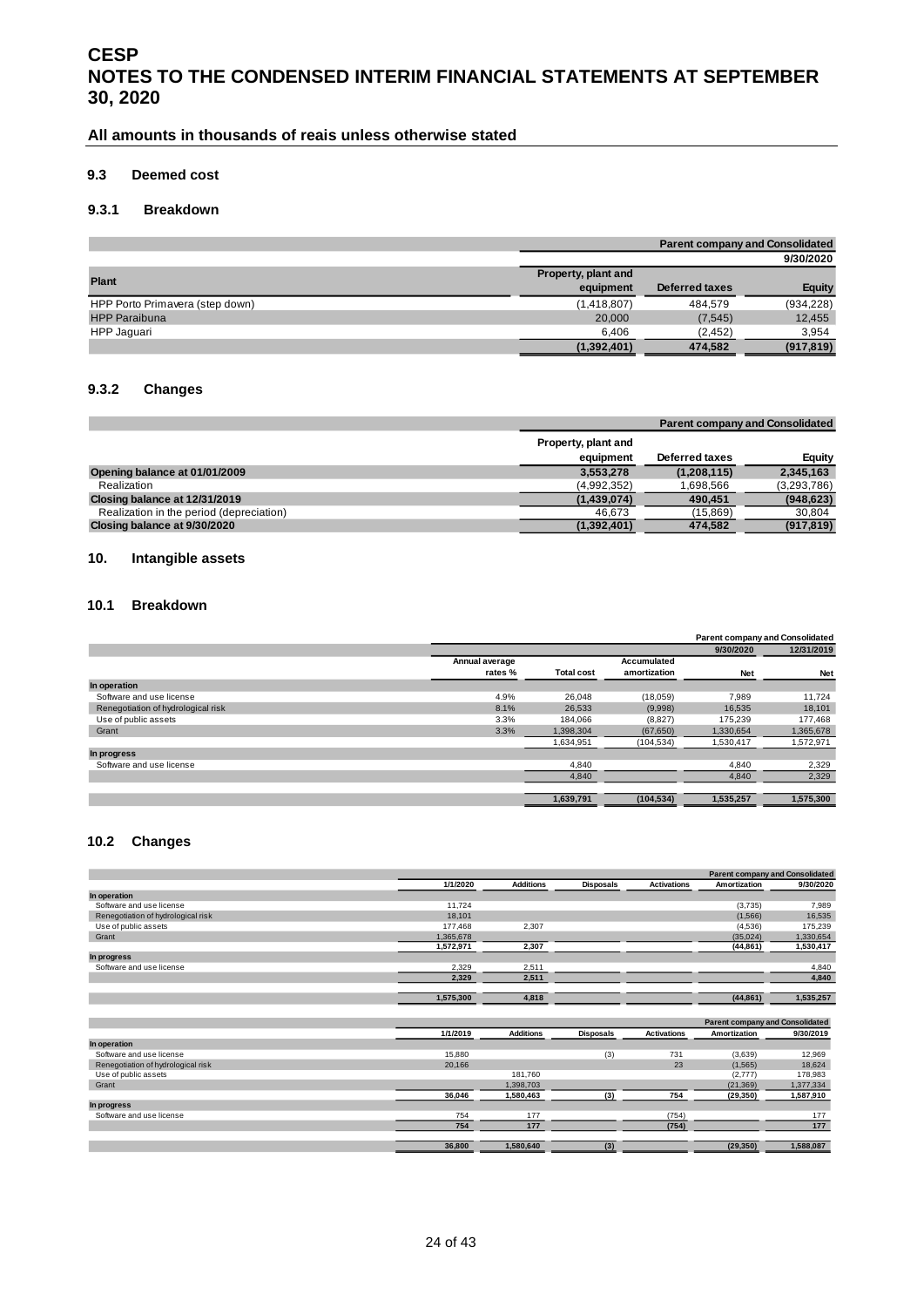## 9.3 Deemed cost

### 9.3.1 Breakdown

| Plant | Parent company and Consolidated | | |
|---|---|---|---|
| | 9/30/2020 | | |
| | Property, plant and equipment | Deferred taxes | Equity |
| HPP Porto Primavera (step down) | (1,418,807) | 484,579 | (934,228) |
| HPP Paraibuna | 20,000 | (7,545) | 12,455 |
| HPP Jaguari | 6,406 | (2,452) | 3,954 |
| | **(1,392,401)** | **474,582** | **(917,819)** |

### 9.3.2 Changes

| | Parent company and Consolidated | | |
|---|---|---|---|
| | Property, plant and equipment | Deferred taxes | Equity |
| **Opening balance at 01/01/2009** | **3,553,278** | **(1,208,115)** | **2,345,163** |
| Realization | (4,992,352) | 1,698,566 | (3,293,786) |
| **Closing balance at 12/31/2019** | **(1,439,074)** | **490,451** | **(948,623)** |
| Realization in the period (depreciation) | 46,673 | (15,869) | 30,804 |
| **Closing balance at 9/30/2020** | **(1,392,401)** | **474,582** | **(917,819)** |

## 10. Intangible assets

### 10.1 Breakdown

| | Parent company and Consolidated | | | | |
|---|---|---|---|---|---|
| | | | | 9/30/2020 | 12/31/2019 |
| | Annual average rates % | Total cost | Accumulated amortization | Net | Net |
| **In operation** | | | | | |
| Software and use license | 4.9% | 26,048 | (18,059) | 7,989 | 11,724 |
| Renegotiation of hydrological risk | 8.1% | 26,533 | (9,998) | 16,535 | 18,101 |
| Use of public assets | 3.3% | 184,066 | (8,827) | 175,239 | 177,468 |
| Grant | 3.3% | 1,398,304 | (67,650) | 1,330,654 | 1,365,678 |
| | | 1,634,951 | (104,534) | 1,530,417 | 1,572,971 |
| **In progress** | | | | | |
| Software and use license | | 4,840 | | 4,840 | 2,329 |
| | | 4,840 | | 4,840 | 2,329 |
| | | **1,639,791** | **(104,534)** | **1,535,257** | **1,575,300** |

### 10.2 Changes

| | Parent company and Consolidated | | | | | |
|---|---|---|---|---|---|---|
| | 1/1/2020 | Additions | Disposals | Activations | Amortization | 9/30/2020 |
| **In operation** | | | | | | |
| Software and use license | 11,724 | | | | (3,735) | 7,989 |
| Renegotiation of hydrological risk | 18,101 | | | | (1,566) | 16,535 |
| Use of public assets | 177,468 | 2,307 | | | (4,536) | 175,239 |
| Grant | 1,365,678 | | | | (35,024) | 1,330,654 |
| | **1,572,971** | **2,307** | | | **(44,861)** | **1,530,417** |
| **In progress** | | | | | | |
| Software and use license | 2,329 | 2,511 | | | | 4,840 |
| | **2,329** | **2,511** | | | | **4,840** |
| | **1,575,300** | **4,818** | | | **(44,861)** | **1,535,257** |

| | Parent company and Consolidated | | | | | |
|---|---|---|---|---|---|---|
| | 1/1/2019 | Additions | Disposals | Activations | Amortization | 9/30/2019 |
| **In operation** | | | | | | |
| Software and use license | 15,880 | | (3) | 731 | (3,639) | 12,969 |
| Renegotiation of hydrological risk | 20,166 | | | 23 | (1,565) | 18,624 |
| Use of public assets | | 181,760 | | | (2,777) | 178,983 |
| Grant | | 1,398,703 | | | (21,369) | 1,377,334 |
| | **36,046** | **1,580,463** | **(3)** | **754** | **(29,350)** | **1,587,910** |
| **In progress** | | | | | | |
| Software and use license | 754 | 177 | | (754) | | 177 |
| | **754** | **177** | | **(754)** | | **177** |
| | **36,800** | **1,580,640** | **(3)** | | **(29,350)** | **1,588,087** |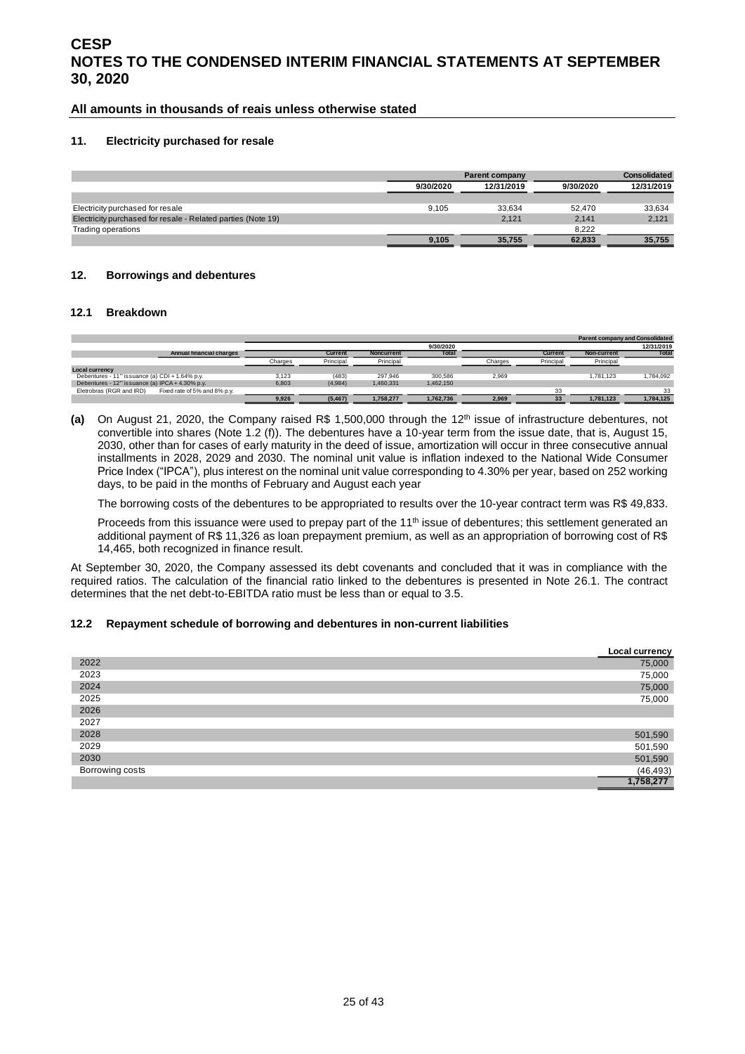## 11. Electricity purchased for resale

| | Parent company | | Consolidated | |
|---|---|---|---|---|
| | 9/30/2020 | 12/31/2019 | 9/30/2020 | 12/31/2019 |
| Electricity purchased for resale | 9,105 | 33,634 | 52,470 | 33,634 |
| Electricity purchased for resale - Related parties (Note 19) | | 2,121 | 2,141 | 2,121 |
| Trading operations | | | 8,222 | |
| | **9,105** | **35,755** | **62,833** | **35,755** |

## 12. Borrowings and debentures

### 12.1 Breakdown

| | | Parent company and Consolidated | | | | | | | |
|---|---|---|---|---|---|---|---|---|---|
| | | 9/30/2020 | | | | 12/31/2019 | | | |
| | Annual financial charges | | Current | Noncurrent | Total | | Current | Non-current | Total |
| | | Charges | Principal | Principal | | Charges | Principal | Principal | |
| **Local currency** | | | | | | | | | |
| Debentures - 11th issuance (a) | CDI + 1.64% p.y. | 3,123 | (483) | 297,946 | 300,586 | 2,969 | | 1,781,123 | 1,784,092 |
| Debentures - 12th issuance (a) | IPCA + 4.30% p.y. | 6,803 | (4,984) | 1,460,331 | 1,462,150 | | | | |
| Eletrobras (RGR and IRD) | Fixed rate of 5% and 8% p.y. | | | | | | 33 | | 33 |
| | | **9,926** | **(5,467)** | **1,758,277** | **1,762,736** | **2,969** | **33** | **1,781,123** | **1,784,125** |

**(a)** On August 21, 2020, the Company raised R$ 1,500,000 through the 12th issue of infrastructure debentures, not convertible into shares (Note 1.2 (f)). The debentures have a 10-year term from the issue date, that is, August 15, 2030, other than for cases of early maturity in the deed of issue, amortization will occur in three consecutive annual installments in 2028, 2029 and 2030. The nominal unit value is inflation indexed to the National Wide Consumer Price Index ("IPCA"), plus interest on the nominal unit value corresponding to 4.30% per year, based on 252 working days, to be paid in the months of February and August each year

The borrowing costs of the debentures to be appropriated to results over the 10-year contract term was R$ 49,833.

Proceeds from this issuance were used to prepay part of the 11th issue of debentures; this settlement generated an additional payment of R$ 11,326 as loan prepayment premium, as well as an appropriation of borrowing cost of R$ 14,465, both recognized in finance result.

At September 30, 2020, the Company assessed its debt covenants and concluded that it was in compliance with the required ratios. The calculation of the financial ratio linked to the debentures is presented in Note 26.1. The contract determines that the net debt-to-EBITDA ratio must be less than or equal to 3.5.

### 12.2 Repayment schedule of borrowing and debentures in non-current liabilities

| | Local currency |
|---|---|
| 2022 | 75,000 |
| 2023 | 75,000 |
| 2024 | 75,000 |
| 2025 | 75,000 |
| 2026 | |
| 2027 | |
| 2028 | 501,590 |
| 2029 | 501,590 |
| 2030 | 501,590 |
| Borrowing costs | (46,493) |
| | **1,758,277** |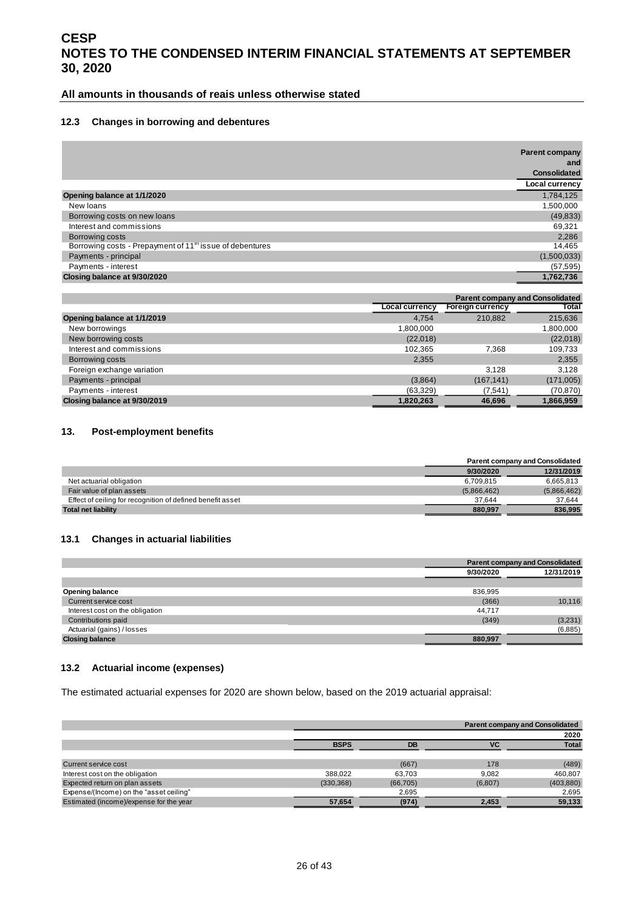# CESP
# NOTES TO THE CONDENSED INTERIM FINANCIAL STATEMENTS AT SEPTEMBER 30, 2020

**All amounts in thousands of reais unless otherwise stated**

### 12.3 Changes in borrowing and debentures

| | Parent company and Consolidated |
|---|---|
| | Local currency |
| **Opening balance at 1/1/2020** | 1,784,125 |
| New loans | 1,500,000 |
| Borrowing costs on new loans | (49,833) |
| Interest and commissions | 69,321 |
| Borrowing costs | 2,286 |
| Borrowing costs - Prepayment of 11th issue of debentures | 14,465 |
| Payments - principal | (1,500,033) |
| Payments - interest | (57,595) |
| **Closing balance at 9/30/2020** | **1,762,736** |

| | Parent company and Consolidated | | |
|---|---|---|---|
| | Local currency | Foreign currency | Total |
| **Opening balance at 1/1/2019** | 4,754 | 210,882 | 215,636 |
| New borrowings | 1,800,000 | | 1,800,000 |
| New borrowing costs | (22,018) | | (22,018) |
| Interest and commissions | 102,365 | 7,368 | 109,733 |
| Borrowing costs | 2,355 | | 2,355 |
| Foreign exchange variation | | 3,128 | 3,128 |
| Payments - principal | (3,864) | (167,141) | (171,005) |
| Payments - interest | (63,329) | (7,541) | (70,870) |
| **Closing balance at 9/30/2019** | **1,820,263** | **46,696** | **1,866,959** |

## 13. Post-employment benefits

| | Parent company and Consolidated | |
|---|---|---|
| | 9/30/2020 | 12/31/2019 |
| Net actuarial obligation | 6,709,815 | 6,665,813 |
| Fair value of plan assets | (5,866,462) | (5,866,462) |
| Effect of ceiling for recognition of defined benefit asset | 37,644 | 37,644 |
| **Total net liability** | **880,997** | **836,995** |

### 13.1 Changes in actuarial liabilities

| | Parent company and Consolidated | |
|---|---|---|
| | 9/30/2020 | 12/31/2019 |
| **Opening balance** | 836,995 | |
| Current service cost | (366) | 10,116 |
| Interest cost on the obligation | 44,717 | |
| Contributions paid | (349) | (3,231) |
| Actuarial (gains) / losses | | (6,885) |
| **Closing balance** | **880,997** | |

### 13.2 Actuarial income (expenses)

The estimated actuarial expenses for 2020 are shown below, based on the 2019 actuarial appraisal:

| | Parent company and Consolidated | | | |
|---|---|---|---|---|
| | | | | 2020 |
| | BSPS | DB | VC | Total |
| Current service cost | | (667) | 178 | (489) |
| Interest cost on the obligation | 388,022 | 63,703 | 9,082 | 460,807 |
| Expected return on plan assets | (330,368) | (66,705) | (6,807) | (403,880) |
| Expense/(Income) on the "asset ceiling" | | 2,695 | | 2,695 |
| Estimated (income)/expense for the year | **57,654** | **(974)** | **2,453** | **59,133** |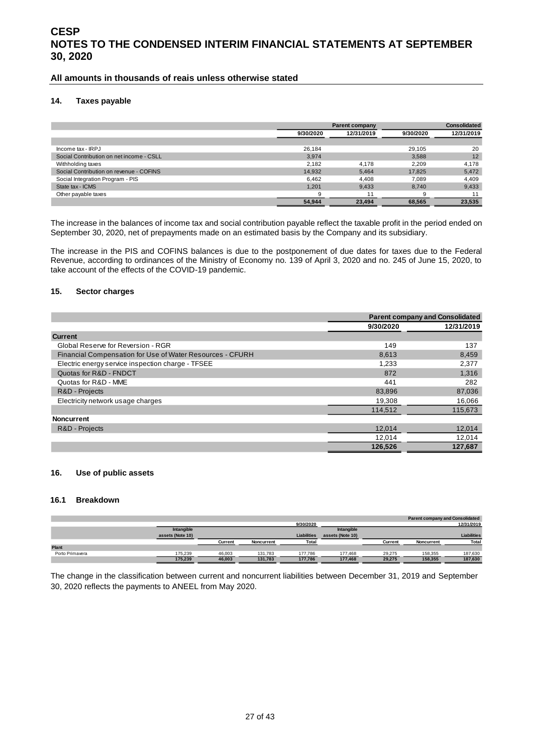## 14. Taxes payable

| | Parent company | | Consolidated | |
|---|---|---|---|---|
| | 9/30/2020 | 12/31/2019 | 9/30/2020 | 12/31/2019 |
| Income tax - IRPJ | 26,184 | | 29,105 | 20 |
| Social Contribution on net income - CSLL | 3,974 | | 3,588 | 12 |
| Withholding taxes | 2,182 | 4,178 | 2,209 | 4,178 |
| Social Contribution on revenue - COFINS | 14,932 | 5,464 | 17,825 | 5,472 |
| Social Integration Program - PIS | 6,462 | 4,408 | 7,089 | 4,409 |
| State tax - ICMS | 1,201 | 9,433 | 8,740 | 9,433 |
| Other payable taxes | 9 | 11 | 9 | 11 |
| | **54,944** | **23,494** | **68,565** | **23,535** |

The increase in the balances of income tax and social contribution payable reflect the taxable profit in the period ended on September 30, 2020, net of prepayments made on an estimated basis by the Company and its subsidiary.

The increase in the PIS and COFINS balances is due to the postponement of due dates for taxes due to the Federal Revenue, according to ordinances of the Ministry of Economy no. 139 of April 3, 2020 and no. 245 of June 15, 2020, to take account of the effects of the COVID-19 pandemic.

## 15. Sector charges

| | Parent company and Consolidated | |
|---|---|---|
| | 9/30/2020 | 12/31/2019 |
| **Current** | | |
| Global Reserve for Reversion - RGR | 149 | 137 |
| Financial Compensation for Use of Water Resources - CFURH | 8,613 | 8,459 |
| Electric energy service inspection charge - TFSEE | 1,233 | 2,377 |
| Quotas for R&D - FNDCT | 872 | 1,316 |
| Quotas for R&D - MME | 441 | 282 |
| R&D - Projects | 83,896 | 87,036 |
| Electricity network usage charges | 19,308 | 16,066 |
| | 114,512 | 115,673 |
| **Noncurrent** | | |
| R&D - Projects | 12,014 | 12,014 |
| | 12,014 | 12,014 |
| | **126,526** | **127,687** |

## 16. Use of public assets

### 16.1 Breakdown

| | Parent company and Consolidated | | | | | | | |
|---|---|---|---|---|---|---|---|---|
| | 9/30/2020 | | | | 12/31/2019 | | | |
| | Intangible assets (Note 10) | | | Liabilities | Intangible assets (Note 10) | | | Liabilities |
| | | Current | Noncurrent | Total | | Current | Noncurrent | Total |
| **Plant** | | | | | | | | |
| Porto Primavera | 175,239 | 46,003 | 131,783 | 177,786 | 177,468 | 29,275 | 158,355 | 187,630 |
| | **175,239** | **46,003** | **131,783** | **177,786** | **177,468** | **29,275** | **158,355** | **187,630** |

The change in the classification between current and noncurrent liabilities between December 31, 2019 and September 30, 2020 reflects the payments to ANEEL from May 2020.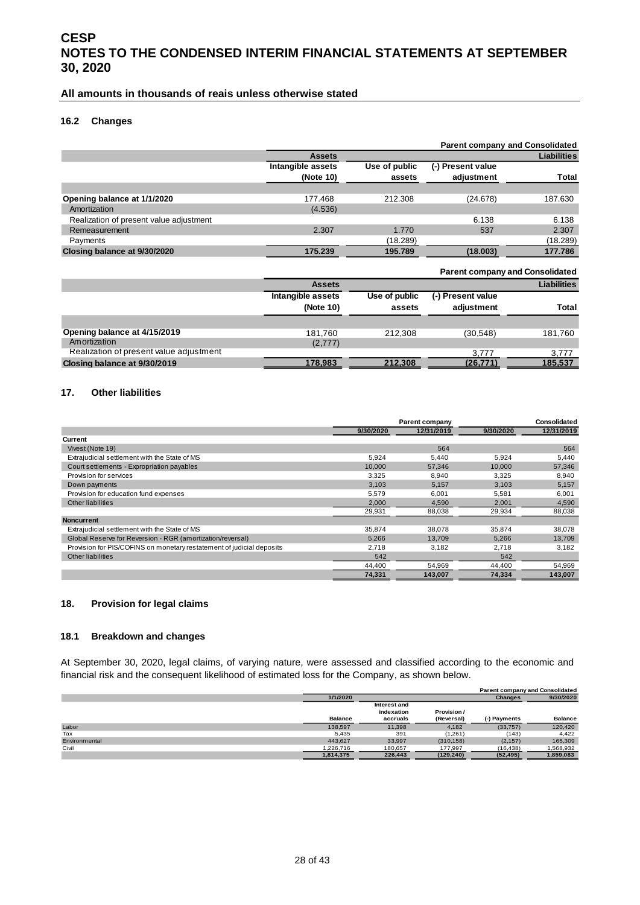# CESP

# NOTES TO THE CONDENSED INTERIM FINANCIAL STATEMENTS AT SEPTEMBER 30, 2020

**All amounts in thousands of reais unless otherwise stated**

### 16.2 Changes

| | Parent company and Consolidated | | | |
|---|---|---|---|---|
| | Assets | | | Liabilities |
| | Intangible assets (Note 10) | Use of public assets | (-) Present value adjustment | Total |
| **Opening balance at 1/1/2020** | 177.468 | 212.308 | (24.678) | 187.630 |
| Amortization | (4.536) | | | |
| Realization of present value adjustment | | | 6.138 | 6.138 |
| Remeasurement | 2.307 | 1.770 | 537 | 2.307 |
| Payments | | (18.289) | | (18.289) |
| **Closing balance at 9/30/2020** | **175.239** | **195.789** | **(18.003)** | **177.786** |

| | Parent company and Consolidated | | | |
|---|---|---|---|---|
| | Assets | | | Liabilities |
| | Intangible assets (Note 10) | Use of public assets | (-) Present value adjustment | Total |
| **Opening balance at 4/15/2019** | 181,760 | 212,308 | (30,548) | 181,760 |
| Amortization | (2,777) | | | |
| Realization of present value adjustment | | | 3,777 | 3,777 |
| **Closing balance at 9/30/2019** | **178,983** | **212,308** | **(26,771)** | **185,537** |

## 17. Other liabilities

| | Parent company | | Consolidated | |
|---|---|---|---|---|
| | 9/30/2020 | 12/31/2019 | 9/30/2020 | 12/31/2019 |
| **Current** | | | | |
| Vivest (Note 19) | | 564 | | 564 |
| Extrajudicial settlement with the State of MS | 5,924 | 5,440 | 5,924 | 5,440 |
| Court settlements - Expropriation payables | 10,000 | 57,346 | 10,000 | 57,346 |
| Provision for services | 3,325 | 8,940 | 3,325 | 8,940 |
| Down payments | 3,103 | 5,157 | 3,103 | 5,157 |
| Provision for education fund expenses | 5,579 | 6,001 | 5,581 | 6,001 |
| Other liabilities | 2,000 | 4,590 | 2,001 | 4,590 |
| | 29,931 | 88,038 | 29,934 | 88,038 |
| **Noncurrent** | | | | |
| Extrajudicial settlement with the State of MS | 35,874 | 38,078 | 35,874 | 38,078 |
| Global Reserve for Reversion - RGR (amortization/reversal) | 5,266 | 13,709 | 5,266 | 13,709 |
| Provision for PIS/COFINS on monetary restatement of judicial deposits | 2,718 | 3,182 | 2,718 | 3,182 |
| Other liabilities | 542 | | 542 | |
| | 44,400 | 54,969 | 44,400 | 54,969 |
| | **74,331** | **143,007** | **74,334** | **143,007** |

## 18. Provision for legal claims

### 18.1 Breakdown and changes

At September 30, 2020, legal claims, of varying nature, were assessed and classified according to the economic and financial risk and the consequent likelihood of estimated loss for the Company, as shown below.

| | Parent company and Consolidated | | | | |
|---|---|---|---|---|---|
| | 1/1/2020 | | | Changes | 9/30/2020 |
| | Balance | Interest and indexation accruals | Provision / (Reversal) | (-) Payments | Balance |
| Labor | 138,597 | 11,398 | 4,182 | (33,757) | 120,420 |
| Tax | 5,435 | 391 | (1,261) | (143) | 4,422 |
| Environmental | 443,627 | 33,997 | (310,158) | (2,157) | 165,309 |
| Civil | 1,226,716 | 180,657 | 177,997 | (16,438) | 1,568,932 |
| | **1,814,375** | **226,443** | **(129,240)** | **(52,495)** | **1,859,083** |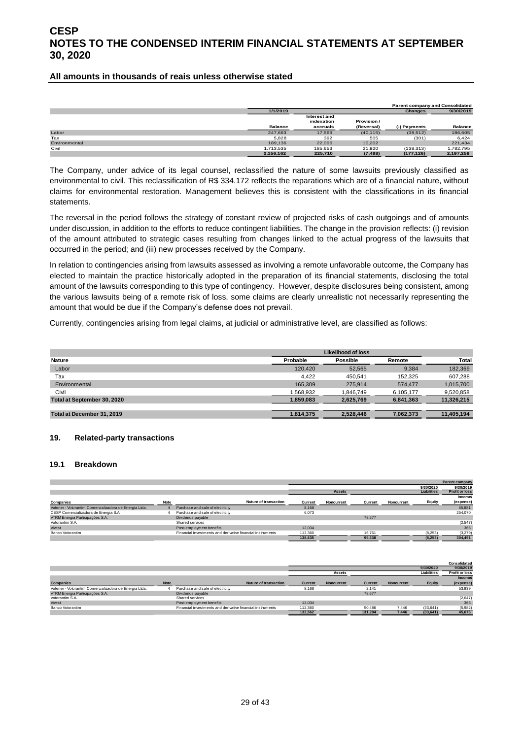**All amounts in thousands of reais unless otherwise stated**

| | | | | | Parent company and Consolidated |
|---|---|---|---|---|---|
| | 1/1/2019 | | | Changes | 9/30/2019 |
| | Balance | Interest and indexation accruals | Provision / (Reversal) | (-) Payments | Balance |
| Labor | 247,663 | 17,569 | (40,115) | (38,512) | 186,605 |
| Tax | 5,828 | 392 | 505 | (301) | 6,424 |
| Environmental | 189,136 | 22,096 | 10,202 | | 221,434 |
| Civil | 1,713,535 | 185,653 | 21,920 | (138,313) | 1,782,795 |
| | 2,156,162 | 225,710 | (7,488) | (177,126) | 2,197,258 |

The Company, under advice of its legal counsel, reclassified the nature of some lawsuits previously classified as environmental to civil. This reclassification of R$ 334.172 reflects the reparations which are of a financial nature, without claims for environmental restoration. Management believes this is consistent with the classifications in its financial statements.

The reversal in the period follows the strategy of constant review of projected risks of cash outgoings and of amounts under discussion, in addition to the efforts to reduce contingent liabilities. The change in the provision reflects: (i) revision of the amount attributed to strategic cases resulting from changes linked to the actual progress of the lawsuits that occurred in the period; and (iii) new processes received by the Company.

In relation to contingencies arising from lawsuits assessed as involving a remote unfavorable outcome, the Company has elected to maintain the practice historically adopted in the preparation of its financial statements, disclosing the total amount of the lawsuits corresponding to this type of contingency. However, despite disclosures being consistent, among the various lawsuits being of a remote risk of loss, some claims are clearly unrealistic not necessarily representing the amount that would be due if the Company's defense does not prevail.

Currently, contingencies arising from legal claims, at judicial or administrative level, are classified as follows:

| | Likelihood of loss | | | |
|---|---|---|---|---|
| Nature | Probable | Possible | Remote | Total |
| Labor | 120,420 | 52,565 | 9,384 | 182,369 |
| Tax | 4,422 | 450,541 | 152,325 | 607,288 |
| Environmental | 165,309 | 275,914 | 574,477 | 1,015,700 |
| Civil | 1,568,932 | 1,846,749 | 6,105,177 | 9,520,858 |
| Total at September 30, 2020 | 1,859,083 | 2,625,769 | 6,841,363 | 11,326,215 |
| Total at December 31, 2019 | 1,814,375 | 2,528,446 | 7,062,373 | 11,405,194 |

## 19. Related-party transactions

### 19.1 Breakdown

| | | | | | | | | Parent company |
|---|---|---|---|---|---|---|---|---|
| | | | | | | | 9/30/2020 | 9/30/2019 |
| | | | Assets | | | | Liabilities | Profit or loss |
| Companies | Note | Nature of transaction | Current | Noncurrent | Current | Noncurrent | Equity | Income/ (expense) |
| Votener - Votorantim Comercializadora de Energia Ltda. | 4 | Purchase and sale of electricity | 8,168 | | | | | 55,881 |
| CESP Comercializadora de Energia S.A. | 4 | Purchase and sale of electricity | 6,073 | | | | | 254,070 |
| VTRM Energia Participações S.A. | | Dividends payable | | | 78,577 | | | |
| Votorantim S.A. | | Shared services | | | | | | (2,547) |
| Vivest | | Post-employment benefits | 12,034 | | | | | 366 |
| Banco Votorantim | | Financial investments and derivative financial instruments | 112,360 | | 16,761 | | (8,253) | (3,279) |
| | | | 138,635 | | 95,338 | | (8,253) | 304,491 |

| | | | | | | | | Consolidated |
|---|---|---|---|---|---|---|---|---|
| | | | | | | | 9/30/2020 | 9/30/2019 |
| | | | Assets | | | | Liabilities | Profit or loss |
| Companies | Note | Nature of transaction | Current | Noncurrent | Current | Noncurrent | Equity | Income/ (expense) |
| Votener - Votorantim Comercializadora de Energia Ltda. | 4 | Purchase and sale of electricity | 8,168 | | 2,141 | | | 53,939 |
| VTRM Energia Participações S.A. | | Dividends payable | | | 78,577 | | | |
| Votorantim S.A. | | Shared services | | | | | | (2,647) |
| Vivest | | Post-employment benefits | 12,034 | | | | | 366 |
| Banco Votorantim | | Financial investments and derivative financial instruments | 112,360 | | 50,486 | 7,446 | (33,641) | (5,982) |
| | | | 132,562 | | 131,204 | 7,446 | (33,641) | 45,676 |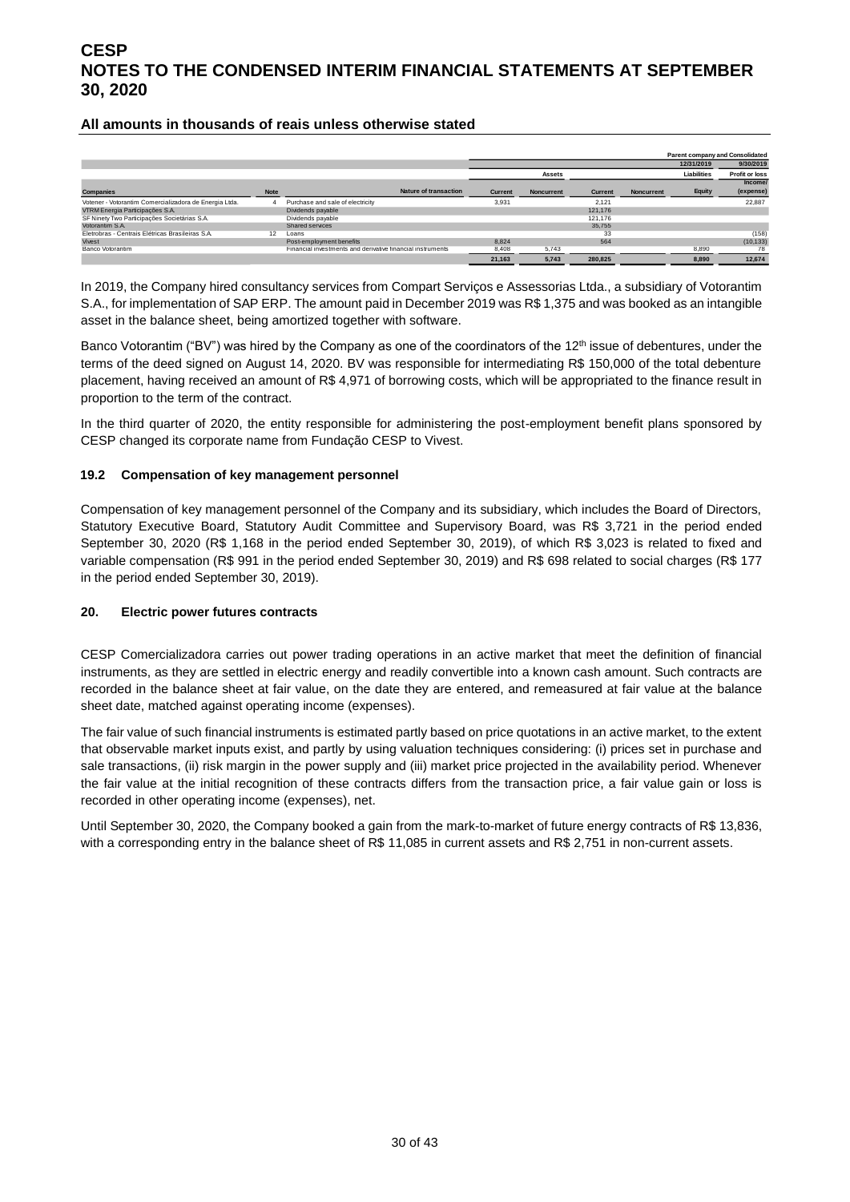# CESP

# NOTES TO THE CONDENSED INTERIM FINANCIAL STATEMENTS AT SEPTEMBER 30, 2020

**All amounts in thousands of reais unless otherwise stated**

| | | | Parent company and Consolidated | | | | | |
|---|---|---|---|---|---|---|---|---|
| | | | | | | | 12/31/2019 | 9/30/2019 |
| | | | Assets | | Liabilities | | | Profit or loss |
| **Companies** | **Note** | **Nature of transaction** | **Current** | **Noncurrent** | **Current** | **Noncurrent** | **Equity** | **Income/ (expense)** |
| Votener - Votorantim Comercializadora de Energia Ltda. | 4 | Purchase and sale of electricity | 3,931 | | 2,121 | | | 22,887 |
| VTRM Energia Participações S.A. | | Dividends payable | | | 121,176 | | | |
| SF Ninety Two Participações Societárias S.A. | | Dividends payable | | | 121,176 | | | |
| Votorantim S.A. | | Shared services | | | 35,755 | | | |
| Eletrobras - Centrais Elétricas Brasileiras S.A. | 12 | Loans | | | 33 | | | (158) |
| Vivest | | Post-employment benefits | 8,824 | | 564 | | | (10,133) |
| Banco Votorantim | | Financial investments and derivative financial instruments | 8,408 | 5,743 | | | 8,890 | 78 |
| | | | **21,163** | **5,743** | **280,825** | | **8,890** | **12,674** |

In 2019, the Company hired consultancy services from Compart Serviços e Assessorias Ltda., a subsidiary of Votorantim S.A., for implementation of SAP ERP. The amount paid in December 2019 was R$ 1,375 and was booked as an intangible asset in the balance sheet, being amortized together with software.

Banco Votorantim ("BV") was hired by the Company as one of the coordinators of the 12th issue of debentures, under the terms of the deed signed on August 14, 2020. BV was responsible for intermediating R$ 150,000 of the total debenture placement, having received an amount of R$ 4,971 of borrowing costs, which will be appropriated to the finance result in proportion to the term of the contract.

In the third quarter of 2020, the entity responsible for administering the post-employment benefit plans sponsored by CESP changed its corporate name from Fundação CESP to Vivest.

### 19.2 Compensation of key management personnel

Compensation of key management personnel of the Company and its subsidiary, which includes the Board of Directors, Statutory Executive Board, Statutory Audit Committee and Supervisory Board, was R$ 3,721 in the period ended September 30, 2020 (R$ 1,168 in the period ended September 30, 2019), of which R$ 3,023 is related to fixed and variable compensation (R$ 991 in the period ended September 30, 2019) and R$ 698 related to social charges (R$ 177 in the period ended September 30, 2019).

## 20. Electric power futures contracts

CESP Comercializadora carries out power trading operations in an active market that meet the definition of financial instruments, as they are settled in electric energy and readily convertible into a known cash amount. Such contracts are recorded in the balance sheet at fair value, on the date they are entered, and remeasured at fair value at the balance sheet date, matched against operating income (expenses).

The fair value of such financial instruments is estimated partly based on price quotations in an active market, to the extent that observable market inputs exist, and partly by using valuation techniques considering: (i) prices set in purchase and sale transactions, (ii) risk margin in the power supply and (iii) market price projected in the availability period. Whenever the fair value at the initial recognition of these contracts differs from the transaction price, a fair value gain or loss is recorded in other operating income (expenses), net.

Until September 30, 2020, the Company booked a gain from the mark-to-market of future energy contracts of R$ 13,836, with a corresponding entry in the balance sheet of R$ 11,085 in current assets and R$ 2,751 in non-current assets.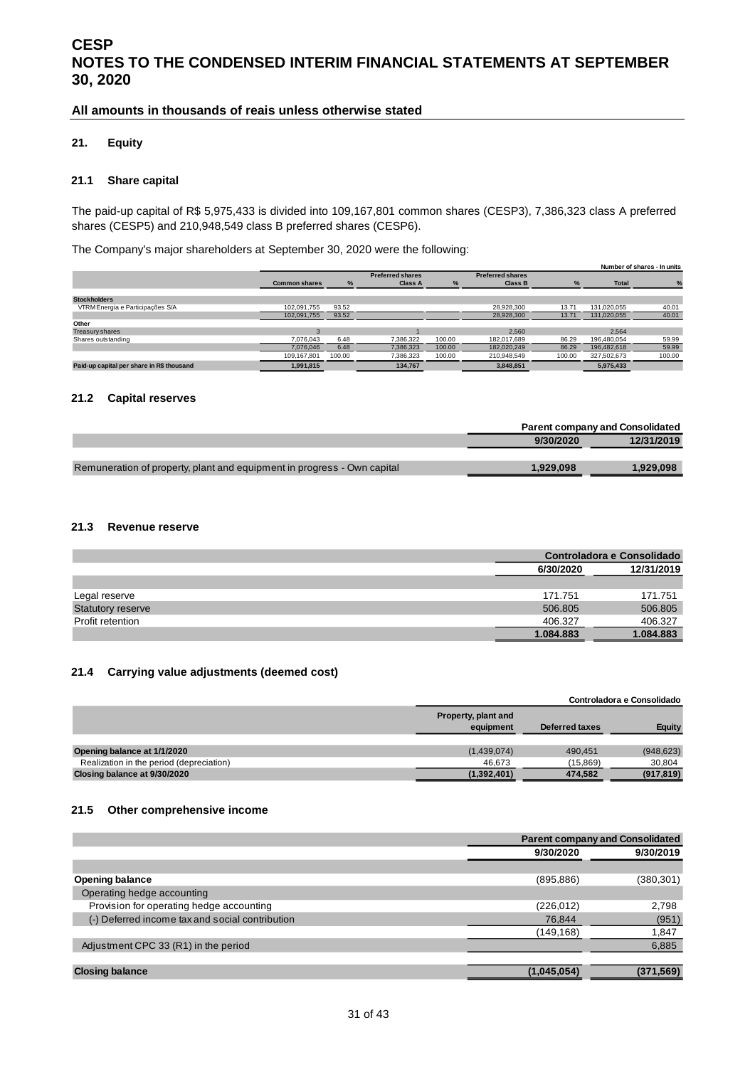# CESP

# NOTES TO THE CONDENSED INTERIM FINANCIAL STATEMENTS AT SEPTEMBER 30, 2020

### All amounts in thousands of reais unless otherwise stated

## 21. Equity

### 21.1 Share capital

The paid-up capital of R$ 5,975,433 is divided into 109,167,801 common shares (CESP3), 7,386,323 class A preferred shares (CESP5) and 210,948,549 class B preferred shares (CESP6).

The Company's major shareholders at September 30, 2020 were the following:

Number of shares - In units

| | Common shares | % | Preferred shares Class A | % | Preferred shares Class B | % | Total | % |
|---|---|---|---|---|---|---|---|---|
| **Stockholders** | | | | | | | | |
| VTRM Energia e Participações S/A | 102,091,755 | 93.52 | | | 28,928,300 | 13.71 | 131,020,055 | 40.01 |
| | 102,091,755 | 93.52 | | | 28,928,300 | 13.71 | 131,020,055 | 40.01 |
| **Other** | | | | | | | | |
| Treasury shares | 3 | | 1 | | 2,560 | | 2,564 | |
| Shares outstanding | 7,076,043 | 6.48 | 7,386,322 | 100.00 | 182,017,689 | 86.29 | 196,480,054 | 59.99 |
| | 7,076,046 | 6.48 | 7,386,323 | 100.00 | 182,020,249 | 86.29 | 196,482,618 | 59.99 |
| | 109,167,801 | 100.00 | 7,386,323 | 100.00 | 210,948,549 | 100.00 | 327,502,673 | 100.00 |
| **Paid-up capital per share in R$ thousand** | **1,991,815** | | **134,767** | | **3,848,851** | | **5,975,433** | |

### 21.2 Capital reserves

| | Parent company and Consolidated | |
|---|---|---|
| | 9/30/2020 | 12/31/2019 |
| Remuneration of property, plant and equipment in progress - Own capital | 1,929,098 | 1,929,098 |

### 21.3 Revenue reserve

| | Controladora e Consolidado | |
|---|---|---|
| | 6/30/2020 | 12/31/2019 |
| Legal reserve | 171.751 | 171.751 |
| Statutory reserve | 506.805 | 506.805 |
| Profit retention | 406.327 | 406.327 |
| | **1.084.883** | **1.084.883** |

### 21.4 Carrying value adjustments (deemed cost)

| | Controladora e Consolidado | | |
|---|---|---|---|
| | Property, plant and equipment | Deferred taxes | Equity |
| **Opening balance at 1/1/2020** | (1,439,074) | 490,451 | (948,623) |
| Realization in the period (depreciation) | 46,673 | (15,869) | 30,804 |
| **Closing balance at 9/30/2020** | **(1,392,401)** | **474,582** | **(917,819)** |

### 21.5 Other comprehensive income

| | Parent company and Consolidated | |
|---|---|---|
| | 9/30/2020 | 9/30/2019 |
| **Opening balance** | (895,886) | (380,301) |
| Operating hedge accounting | | |
| Provision for operating hedge accounting | (226,012) | 2,798 |
| (-) Deferred income tax and social contribution | 76,844 | (951) |
| | (149,168) | 1,847 |
| Adjustment CPC 33 (R1) in the period | | 6,885 |
| **Closing balance** | **(1,045,054)** | **(371,569)** |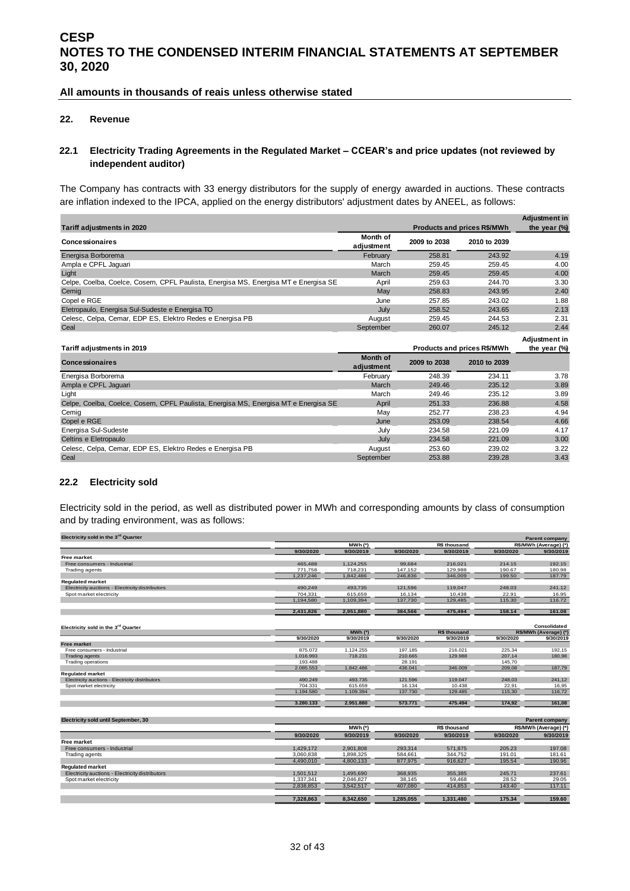# CESP
# NOTES TO THE CONDENSED INTERIM FINANCIAL STATEMENTS AT SEPTEMBER 30, 2020

**All amounts in thousands of reais unless otherwise stated**

## 22. Revenue

### 22.1 Electricity Trading Agreements in the Regulated Market – CCEAR's and price updates (not reviewed by independent auditor)

The Company has contracts with 33 energy distributors for the supply of energy awarded in auctions. These contracts are inflation indexed to the IPCA, applied on the energy distributors' adjustment dates by ANEEL, as follows:

| Tariff adjustments in 2020 | | Products and prices R$/MWh | | Adjustment in the year (%) |
|---|---|---|---|---|
| Concessionaires | Month of adjustment | 2009 to 2038 | 2010 to 2039 | |
| Energisa Borborema | February | 258.81 | 243.92 | 4.19 |
| Ampla e CPFL Jaguari | March | 259.45 | 259.45 | 4.00 |
| Light | March | 259.45 | 259.45 | 4.00 |
| Celpe, Coelba, Coelce, Cosern, CPFL Paulista, Energisa MS, Energisa MT e Energisa SE | April | 259.63 | 244.70 | 3.30 |
| Cemig | May | 258.83 | 243.95 | 2.40 |
| Copel e RGE | June | 257.85 | 243.02 | 1.88 |
| Eletropaulo, Energisa Sul-Sudeste e Energisa TO | July | 258.52 | 243.65 | 2.13 |
| Celesc, Celpa, Cemar, EDP ES, Elektro Redes e Energisa PB | August | 259.45 | 244.53 | 2.31 |
| Ceal | September | 260.07 | 245.12 | 2.44 |

| Tariff adjustments in 2019 | | Products and prices R$/MWh | | Adjustment in the year (%) |
|---|---|---|---|---|
| Concessionaires | Month of adjustment | 2009 to 2038 | 2010 to 2039 | |
| Energisa Borborema | February | 248.39 | 234.11 | 3.78 |
| Ampla e CPFL Jaguari | March | 249.46 | 235.12 | 3.89 |
| Light | March | 249.46 | 235.12 | 3.89 |
| Celpe, Coelba, Coelce, Cosern, CPFL Paulista, Energisa MS, Energisa MT e Energisa SE | April | 251.33 | 236.88 | 4.58 |
| Cemig | May | 252.77 | 238.23 | 4.94 |
| Copel e RGE | June | 253.09 | 238.54 | 4.66 |
| Energisa Sul-Sudeste | July | 234.58 | 221.09 | 4.17 |
| Celtins e Eletropaulo | July | 234.58 | 221.09 | 3.00 |
| Celesc, Celpa, Cemar, EDP ES, Elektro Redes e Energisa PB | August | 253.60 | 239.02 | 3.22 |
| Ceal | September | 253.88 | 239.28 | 3.43 |

### 22.2 Electricity sold

Electricity sold in the period, as well as distributed power in MWh and corresponding amounts by class of consumption and by trading environment, was as follows:

| Electricity sold in the 3rd Quarter | MWh (*) | | R$ thousand | | R$/MWh (Average) (*) | |
|---|---|---|---|---|---|---|
| **Parent company** | 9/30/2020 | 9/30/2019 | 9/30/2020 | 9/30/2019 | 9/30/2020 | 9/30/2019 |
| **Free market** | | | | | | |
| Free consumers - Industrial | 465,488 | 1,124,255 | 99,684 | 216,021 | 214.15 | 192.15 |
| Trading agents | 771,758 | 718,231 | 147,152 | 129,988 | 190.67 | 180.98 |
| | 1,237,246 | 1,842,486 | 246,836 | 346,009 | 199.50 | 187.79 |
| **Regulated market** | | | | | | |
| Electricity auctions - Electricity distributors | 490,249 | 493,735 | 121,596 | 119,047 | 248.03 | 241.12 |
| Spot market electricity | 704,331 | 615,659 | 16,134 | 10,438 | 22.91 | 16.95 |
| | 1,194,580 | 1,109,394 | 137,730 | 129,485 | 115.30 | 116.72 |
| | 2,431,826 | 2,951,880 | 384,566 | 475,494 | 158.14 | 161.08 |

| Electricity sold in the 3rd Quarter | MWh (*) | | R$ thousand | | R$/MWh (Average) (*) | |
|---|---|---|---|---|---|---|
| **Consolidated** | 9/30/2020 | 9/30/2019 | 9/30/2020 | 9/30/2019 | 9/30/2020 | 9/30/2019 |
| **Free market** | | | | | | |
| Free consumers - Industrial | 875.072 | 1.124.255 | 197.185 | 216.021 | 225,34 | 192,15 |
| Trading agents | 1.016.993 | 718.231 | 210.665 | 129.988 | 207,14 | 180,98 |
| Trading operations | 193.488 | | 28.191 | | 145,70 | |
| | 2.085.553 | 1.842.486 | 436.041 | 346.009 | 209,08 | 187,79 |
| **Regulated market** | | | | | | |
| Electricity auctions - Electricity distributors | 490.249 | 493.735 | 121.596 | 119.047 | 248,03 | 241,12 |
| Spot market electricity | 704.331 | 615.659 | 16.134 | 10.438 | 22,91 | 16,95 |
| | 1.194.580 | 1.109.394 | 137.730 | 129.485 | 115,30 | 116,72 |
| | 3.280.133 | 2.951.880 | 573.771 | 475.494 | 174,92 | 161,08 |

| Electricity sold until September, 30 | MWh (*) | | R$ thousand | | R$/MWh (Average) (*) | |
|---|---|---|---|---|---|---|
| **Parent company** | 9/30/2020 | 9/30/2019 | 9/30/2020 | 9/30/2019 | 9/30/2020 | 9/30/2019 |
| **Free market** | | | | | | |
| Free consumers - Industrial | 1,429,172 | 2,901,808 | 293,314 | 571,875 | 205.23 | 197.08 |
| Trading agents | 3,060,838 | 1,898,325 | 584,661 | 344,752 | 191.01 | 181.61 |
| | 4,490,010 | 4,800,133 | 877,975 | 916,627 | 195.54 | 190.96 |
| **Regulated market** | | | | | | |
| Electricity auctions - Electricity distributors | 1,501,512 | 1,495,690 | 368,935 | 355,385 | 245.71 | 237.61 |
| Spot market electricity | 1,337,341 | 2,046,827 | 38,145 | 59,468 | 28.52 | 29.05 |
| | 2,838,853 | 3,542,517 | 407,080 | 414,853 | 143.40 | 117.11 |
| | 7,328,863 | 8,342,650 | 1,285,055 | 1,331,480 | 175.34 | 159.60 |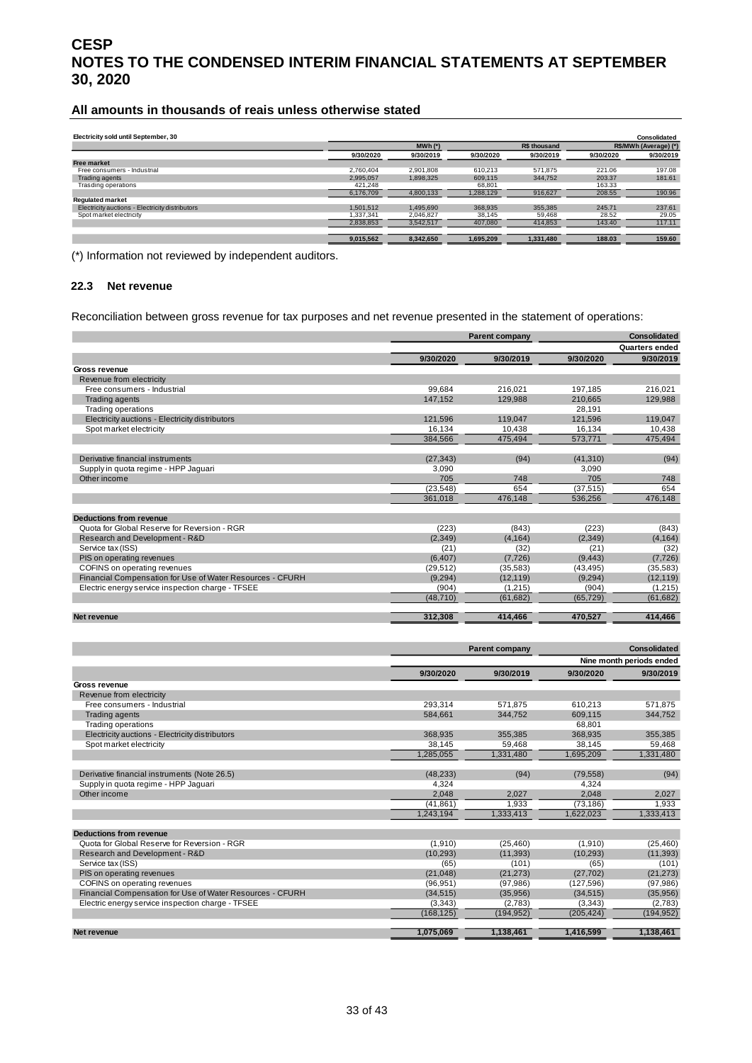# CESP

# NOTES TO THE CONDENSED INTERIM FINANCIAL STATEMENTS AT SEPTEMBER 30, 2020

## All amounts in thousands of reais unless otherwise stated

| Electricity sold until September, 30 | | | | | | Consolidated |
|---|---|---|---|---|---|---|
| | MWh (*) | | R$ thousand | | R$/MWh (Average) (*) | |
| | 9/30/2020 | 9/30/2019 | 9/30/2020 | 9/30/2019 | 9/30/2020 | 9/30/2019 |
| **Free market** | | | | | | |
| Free consumers - Industrial | 2,760,404 | 2,901,808 | 610,213 | 571,875 | 221.06 | 197.08 |
| Trading agents | 2,995,057 | 1,898,325 | 609,115 | 344,752 | 203.37 | 181.61 |
| Trasding operations | 421,248 | | 68,801 | | 163.33 | |
| | 6,176,709 | 4,800,133 | 1,288,129 | 916,627 | 208.55 | 190.96 |
| **Regulated market** | | | | | | |
| Electricity auctions - Electricity distributors | 1,501,512 | 1,495,690 | 368,935 | 355,385 | 245.71 | 237.61 |
| Spot market electricity | 1,337,341 | 2,046,827 | 38,145 | 59,468 | 28.52 | 29.05 |
| | 2,838,853 | 3,542,517 | 407,080 | 414,853 | 143.40 | 117.11 |
| | 9,015,562 | 8,342,650 | 1,695,209 | 1,331,480 | 188.03 | 159.60 |

(*) Information not reviewed by independent auditors.

### 22.3 Net revenue

Reconciliation between gross revenue for tax purposes and net revenue presented in the statement of operations:

| | Parent company | | Consolidated | |
|---|---|---|---|---|
| | | | Quarters ended | |
| | 9/30/2020 | 9/30/2019 | 9/30/2020 | 9/30/2019 |
| **Gross revenue** | | | | |
| Revenue from electricity | | | | |
| Free consumers - Industrial | 99,684 | 216,021 | 197,185 | 216,021 |
| Trading agents | 147,152 | 129,988 | 210,665 | 129,988 |
| Trading operations | | | 28,191 | |
| Electricity auctions - Electricity distributors | 121,596 | 119,047 | 121,596 | 119,047 |
| Spot market electricity | 16,134 | 10,438 | 16,134 | 10,438 |
| | 384,566 | 475,494 | 573,771 | 475,494 |
| Derivative financial instruments | (27,343) | (94) | (41,310) | (94) |
| Supply in quota regime - HPP Jaguari | 3,090 | | 3,090 | |
| Other income | 705 | 748 | 705 | 748 |
| | (23,548) | 654 | (37,515) | 654 |
| | 361,018 | 476,148 | 536,256 | 476,148 |
| **Deductions from revenue** | | | | |
| Quota for Global Reserve for Reversion - RGR | (223) | (843) | (223) | (843) |
| Research and Development - R&D | (2,349) | (4,164) | (2,349) | (4,164) |
| Service tax (ISS) | (21) | (32) | (21) | (32) |
| PIS on operating revenues | (6,407) | (7,726) | (9,443) | (7,726) |
| COFINS on operating revenues | (29,512) | (35,583) | (43,495) | (35,583) |
| Financial Compensation for Use of Water Resources - CFURH | (9,294) | (12,119) | (9,294) | (12,119) |
| Electric energy service inspection charge - TFSEE | (904) | (1,215) | (904) | (1,215) |
| | (48,710) | (61,682) | (65,729) | (61,682) |
| **Net revenue** | 312,308 | 414,466 | 470,527 | 414,466 |

| | Parent company | | Consolidated | |
|---|---|---|---|---|
| | | | Nine month periods ended | |
| | 9/30/2020 | 9/30/2019 | 9/30/2020 | 9/30/2019 |
| **Gross revenue** | | | | |
| Revenue from electricity | | | | |
| Free consumers - Industrial | 293,314 | 571,875 | 610,213 | 571,875 |
| Trading agents | 584,661 | 344,752 | 609,115 | 344,752 |
| Trading operations | | | 68,801 | |
| Electricity auctions - Electricity distributors | 368,935 | 355,385 | 368,935 | 355,385 |
| Spot market electricity | 38,145 | 59,468 | 38,145 | 59,468 |
| | 1,285,055 | 1,331,480 | 1,695,209 | 1,331,480 |
| Derivative financial instruments (Note 26.5) | (48,233) | (94) | (79,558) | (94) |
| Supply in quota regime - HPP Jaguari | 4,324 | | 4,324 | |
| Other income | 2,048 | 2,027 | 2,048 | 2,027 |
| | (41,861) | 1,933 | (73,186) | 1,933 |
| | 1,243,194 | 1,333,413 | 1,622,023 | 1,333,413 |
| **Deductions from revenue** | | | | |
| Quota for Global Reserve for Reversion - RGR | (1,910) | (25,460) | (1,910) | (25,460) |
| Research and Development - R&D | (10,293) | (11,393) | (10,293) | (11,393) |
| Service tax (ISS) | (65) | (101) | (65) | (101) |
| PIS on operating revenues | (21,048) | (21,273) | (27,702) | (21,273) |
| COFINS on operating revenues | (96,951) | (97,986) | (127,596) | (97,986) |
| Financial Compensation for Use of Water Resources - CFURH | (34,515) | (35,956) | (34,515) | (35,956) |
| Electric energy service inspection charge - TFSEE | (3,343) | (2,783) | (3,343) | (2,783) |
| | (168,125) | (194,952) | (205,424) | (194,952) |
| **Net revenue** | 1,075,069 | 1,138,461 | 1,416,599 | 1,138,461 |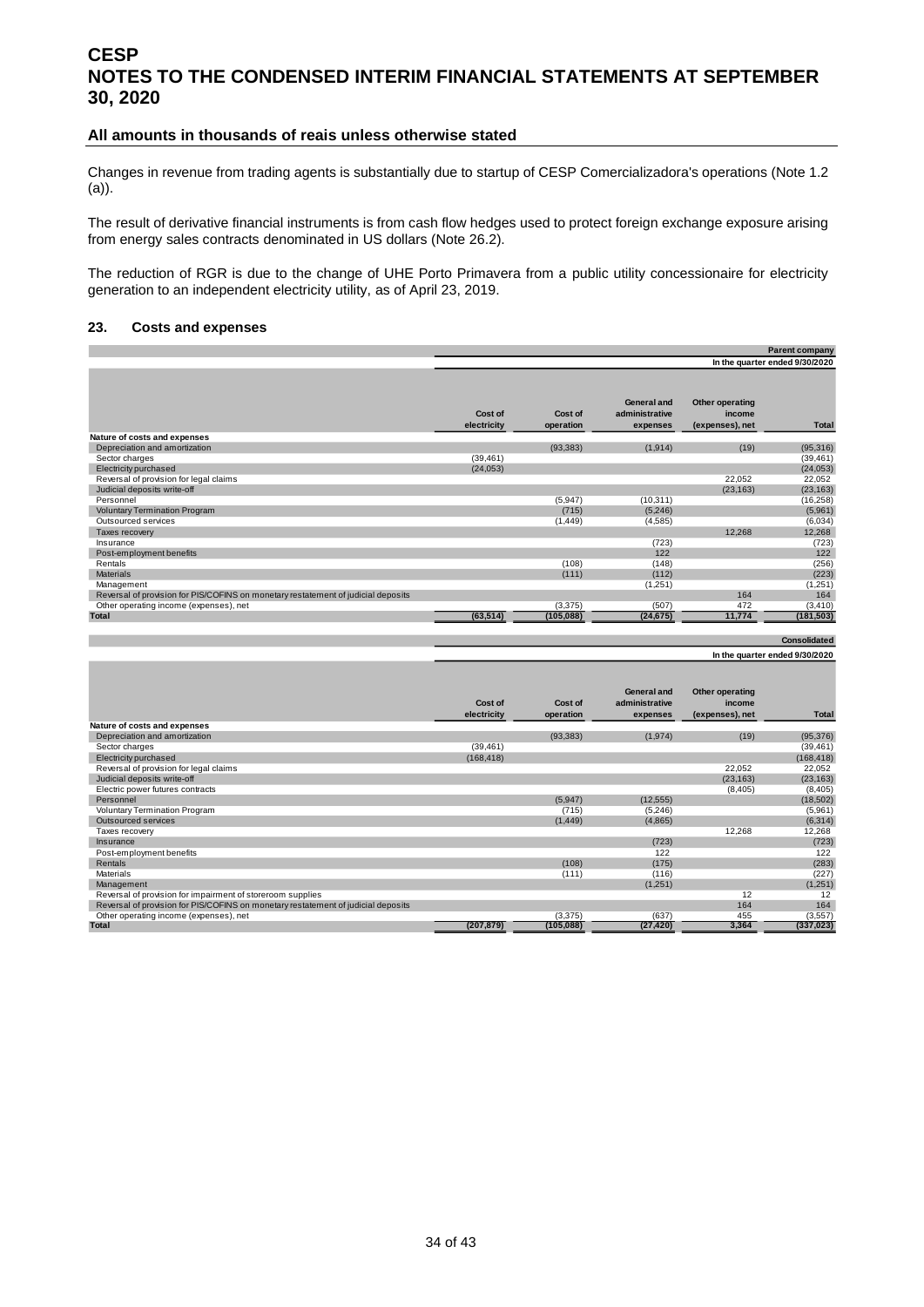# CESP
# NOTES TO THE CONDENSED INTERIM FINANCIAL STATEMENTS AT SEPTEMBER 30, 2020

## All amounts in thousands of reais unless otherwise stated

Changes in revenue from trading agents is substantially due to startup of CESP Comercializadora's operations (Note 1.2 (a)).

The result of derivative financial instruments is from cash flow hedges used to protect foreign exchange exposure arising from energy sales contracts denominated in US dollars (Note 26.2).

The reduction of RGR is due to the change of UHE Porto Primavera from a public utility concessionaire for electricity generation to an independent electricity utility, as of April 23, 2019.

### 23. Costs and expenses

| | | | | | Parent company |
|---|---|---|---|---|---|
| | | | | | In the quarter ended 9/30/2020 |
| | Cost of electricity | Cost of operation | General and administrative expenses | Other operating income (expenses), net | Total |
| **Nature of costs and expenses** | | | | | |
| Depreciation and amortization | | (93,383) | (1,914) | (19) | (95,316) |
| Sector charges | (39,461) | | | | (39,461) |
| Electricity purchased | (24,053) | | | | (24,053) |
| Reversal of provision for legal claims | | | | 22,052 | 22,052 |
| Judicial deposits write-off | | | | (23,163) | (23,163) |
| Personnel | | (5,947) | (10,311) | | (16,258) |
| Voluntary Termination Program | | (715) | (5,246) | | (5,961) |
| Outsourced services | | (1,449) | (4,585) | | (6,034) |
| Taxes recovery | | | | 12,268 | 12,268 |
| Insurance | | | (723) | | (723) |
| Post-employment benefits | | | 122 | | 122 |
| Rentals | | (108) | (148) | | (256) |
| Materials | | (111) | (112) | | (223) |
| Management | | | (1,251) | | (1,251) |
| Reversal of provision for PIS/COFINS on monetary restatement of judicial deposits | | | | 164 | 164 |
| Other operating income (expenses), net | | (3,375) | (507) | 472 | (3,410) |
| **Total** | **(63,514)** | **(105,088)** | **(24,675)** | **11,774** | **(181,503)** |

| | | | | | Consolidated |
|---|---|---|---|---|---|
| | | | | | In the quarter ended 9/30/2020 |
| | Cost of electricity | Cost of operation | General and administrative expenses | Other operating income (expenses), net | Total |
| **Nature of costs and expenses** | | | | | |
| Depreciation and amortization | | (93,383) | (1,974) | (19) | (95,376) |
| Sector charges | (39,461) | | | | (39,461) |
| Electricity purchased | (168,418) | | | | (168,418) |
| Reversal of provision for legal claims | | | | 22,052 | 22,052 |
| Judicial deposits write-off | | | | (23,163) | (23,163) |
| Electric power futures contracts | | | | (8,405) | (8,405) |
| Personnel | | (5,947) | (12,555) | | (18,502) |
| Voluntary Termination Program | | (715) | (5,246) | | (5,961) |
| Outsourced services | | (1,449) | (4,865) | | (6,314) |
| Taxes recovery | | | | 12,268 | 12,268 |
| Insurance | | | (723) | | (723) |
| Post-employment benefits | | | 122 | | 122 |
| Rentals | | (108) | (175) | | (283) |
| Materials | | (111) | (116) | | (227) |
| Management | | | (1,251) | | (1,251) |
| Reversal of provision for impairment of storeroom supplies | | | | 12 | 12 |
| Reversal of provision for PIS/COFINS on monetary restatement of judicial deposits | | | | 164 | 164 |
| Other operating income (expenses), net | | (3,375) | (637) | 455 | (3,557) |
| **Total** | **(207,879)** | **(105,088)** | **(27,420)** | **3,364** | **(337,023)** |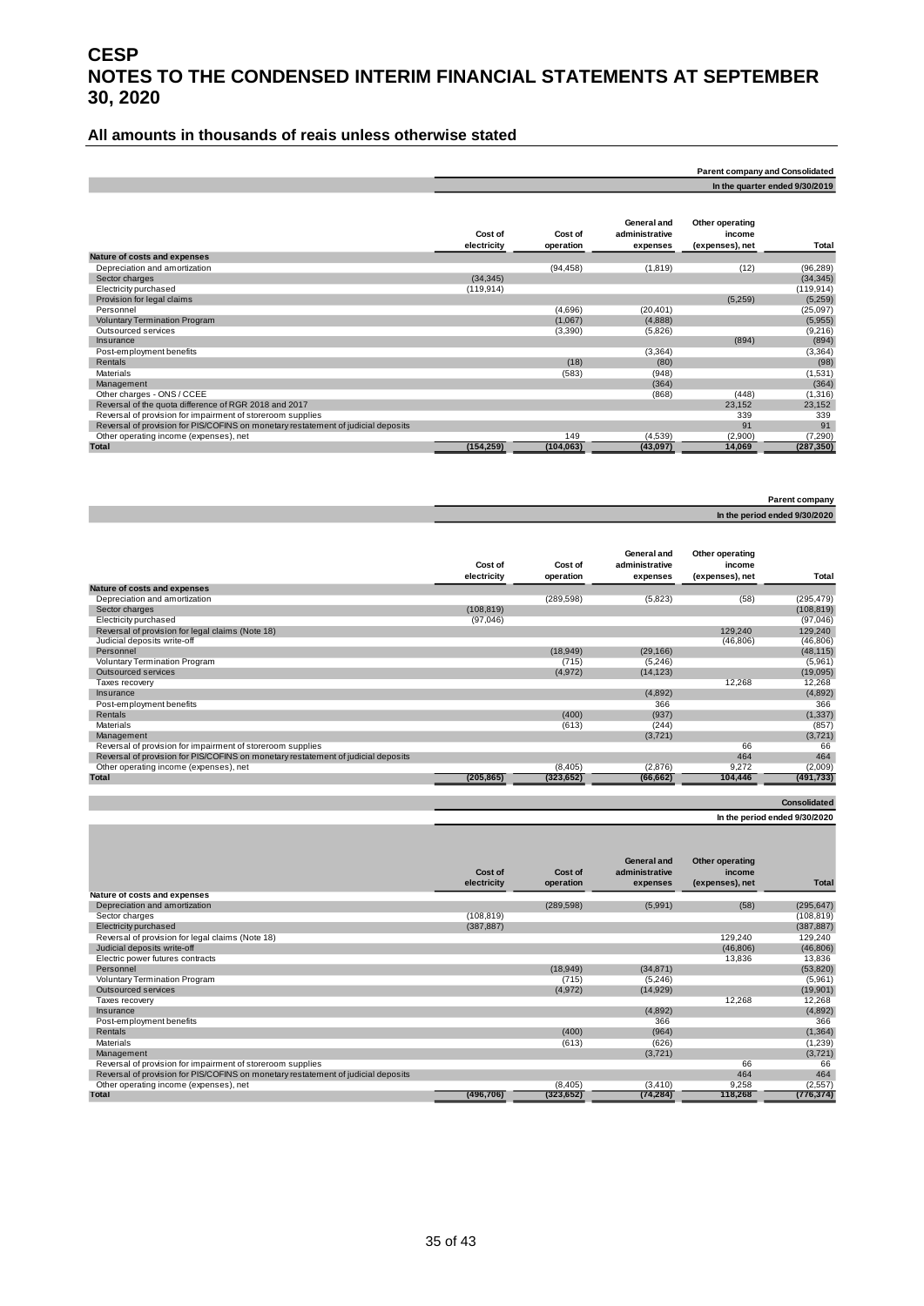# CESP
# NOTES TO THE CONDENSED INTERIM FINANCIAL STATEMENTS AT SEPTEMBER 30, 2020

## All amounts in thousands of reais unless otherwise stated

| | | | | | Parent company and Consolidated |
|---|---|---|---|---|---|
| | | | | | In the quarter ended 9/30/2019 |
| | Cost of electricity | Cost of operation | General and administrative expenses | Other operating income (expenses), net | Total |
| **Nature of costs and expenses** | | | | | |
| Depreciation and amortization | | (94,458) | (1,819) | (12) | (96,289) |
| Sector charges | (34,345) | | | | (34,345) |
| Electricity purchased | (119,914) | | | | (119,914) |
| Provision for legal claims | | | | (5,259) | (5,259) |
| Personnel | | (4,696) | (20,401) | | (25,097) |
| Voluntary Termination Program | | (1,067) | (4,888) | | (5,955) |
| Outsourced services | | (3,390) | (5,826) | | (9,216) |
| Insurance | | | | (894) | (894) |
| Post-employment benefits | | | (3,364) | | (3,364) |
| Rentals | | (18) | (80) | | (98) |
| Materials | | (583) | (948) | | (1,531) |
| Management | | | (364) | | (364) |
| Other charges - ONS / CCEE | | | (868) | (448) | (1,316) |
| Reversal of the quota difference of RGR 2018 and 2017 | | | | 23,152 | 23,152 |
| Reversal of provision for impairment of storeroom supplies | | | | 339 | 339 |
| Reversal of provision for PIS/COFINS on monetary restatement of judicial deposits | | | | 91 | 91 |
| Other operating income (expenses), net | | 149 | (4,539) | (2,900) | (7,290) |
| **Total** | **(154,259)** | **(104,063)** | **(43,097)** | **14,069** | **(287,350)** |

| | | | | | Parent company |
|---|---|---|---|---|---|
| | | | | | In the period ended 9/30/2020 |
| | Cost of electricity | Cost of operation | General and administrative expenses | Other operating income (expenses), net | Total |
| **Nature of costs and expenses** | | | | | |
| Depreciation and amortization | | (289,598) | (5,823) | (58) | (295,479) |
| Sector charges | (108,819) | | | | (108,819) |
| Electricity purchased | (97,046) | | | | (97,046) |
| Reversal of provision for legal claims (Note 18) | | | | 129,240 | 129,240 |
| Judicial deposits write-off | | | | (46,806) | (46,806) |
| Personnel | | (18,949) | (29,166) | | (48,115) |
| Voluntary Termination Program | | (715) | (5,246) | | (5,961) |
| Outsourced services | | (4,972) | (14,123) | | (19,095) |
| Taxes recovery | | | | 12,268 | 12,268 |
| Insurance | | | (4,892) | | (4,892) |
| Post-employment benefits | | | 366 | | 366 |
| Rentals | | (400) | (937) | | (1,337) |
| Materials | | (613) | (244) | | (857) |
| Management | | | (3,721) | | (3,721) |
| Reversal of provision for impairment of storeroom supplies | | | | 66 | 66 |
| Reversal of provision for PIS/COFINS on monetary restatement of judicial deposits | | | | 464 | 464 |
| Other operating income (expenses), net | | (8,405) | (2,876) | 9,272 | (2,009) |
| **Total** | **(205,865)** | **(323,652)** | **(66,662)** | **104,446** | **(491,733)** |

| | | | | | Consolidated |
|---|---|---|---|---|---|
| | | | | | In the period ended 9/30/2020 |
| | Cost of electricity | Cost of operation | General and administrative expenses | Other operating income (expenses), net | Total |
| **Nature of costs and expenses** | | | | | |
| Depreciation and amortization | | (289,598) | (5,991) | (58) | (295,647) |
| Sector charges | (108,819) | | | | (108,819) |
| Electricity purchased | (387,887) | | | | (387,887) |
| Reversal of provision for legal claims (Note 18) | | | | 129,240 | 129,240 |
| Judicial deposits write-off | | | | (46,806) | (46,806) |
| Electric power futures contracts | | | | 13,836 | 13,836 |
| Personnel | | (18,949) | (34,871) | | (53,820) |
| Voluntary Termination Program | | (715) | (5,246) | | (5,961) |
| Outsourced services | | (4,972) | (14,929) | | (19,901) |
| Taxes recovery | | | | 12,268 | 12,268 |
| Insurance | | | (4,892) | | (4,892) |
| Post-employment benefits | | | 366 | | 366 |
| Rentals | | (400) | (964) | | (1,364) |
| Materials | | (613) | (626) | | (1,239) |
| Management | | | (3,721) | | (3,721) |
| Reversal of provision for impairment of storeroom supplies | | | | 66 | 66 |
| Reversal of provision for PIS/COFINS on monetary restatement of judicial deposits | | | | 464 | 464 |
| Other operating income (expenses), net | | (8,405) | (3,410) | 9,258 | (2,557) |
| **Total** | **(496,706)** | **(323,652)** | **(74,284)** | **118,268** | **(776,374)** |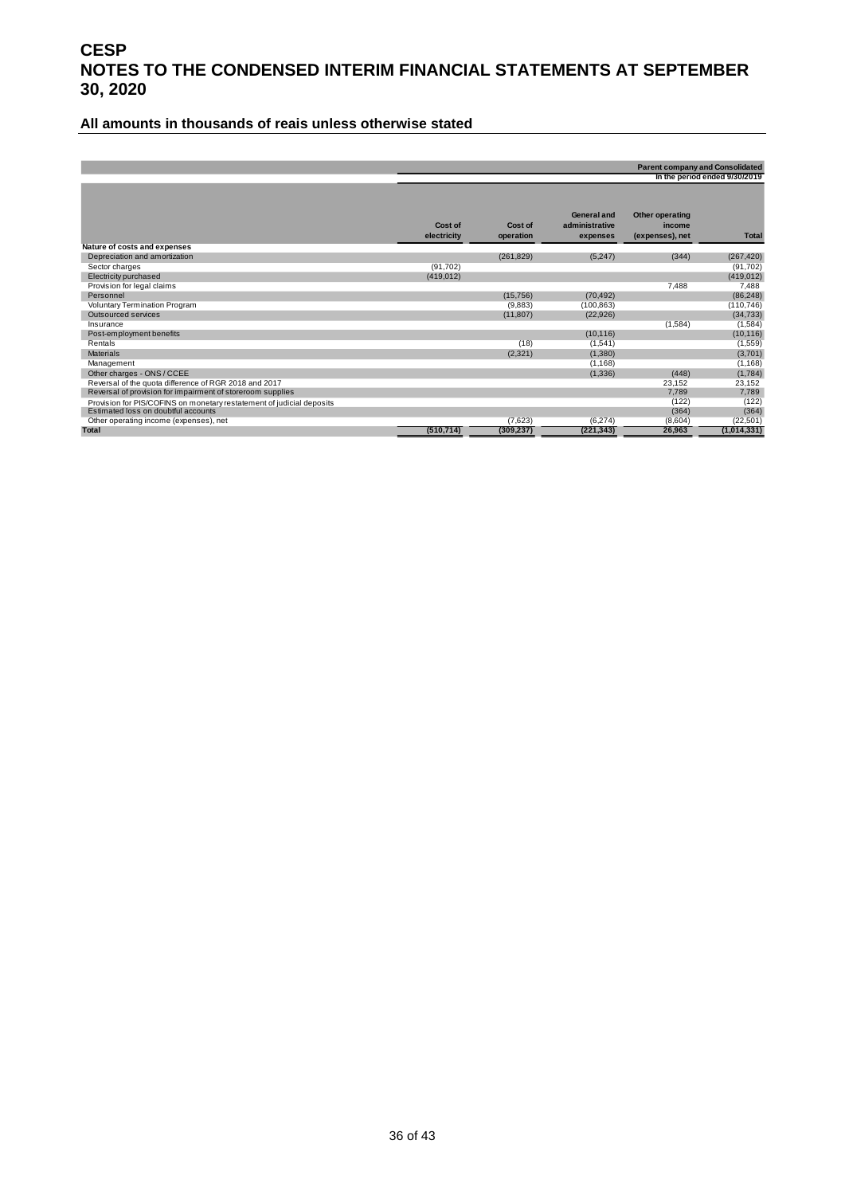# CESP

# NOTES TO THE CONDENSED INTERIM FINANCIAL STATEMENTS AT SEPTEMBER 30, 2020

## All amounts in thousands of reais unless otherwise stated

| | Parent company and Consolidated | | | | |
|---|---|---|---|---|---|
| | In the period ended 9/30/2019 | | | | |
| | Cost of electricity | Cost of operation | General and administrative expenses | Other operating income (expenses), net | Total |
| **Nature of costs and expenses** | | | | | |
| Depreciation and amortization | | (261,829) | (5,247) | (344) | (267,420) |
| Sector charges | (91,702) | | | | (91,702) |
| Electricity purchased | (419,012) | | | | (419,012) |
| Provision for legal claims | | | | 7,488 | 7,488 |
| Personnel | | (15,756) | (70,492) | | (86,248) |
| Voluntary Termination Program | | (9,883) | (100,863) | | (110,746) |
| Outsourced services | | (11,807) | (22,926) | | (34,733) |
| Insurance | | | | (1,584) | (1,584) |
| Post-employment benefits | | | (10,116) | | (10,116) |
| Rentals | | (18) | (1,541) | | (1,559) |
| Materials | | (2,321) | (1,380) | | (3,701) |
| Management | | | (1,168) | | (1,168) |
| Other charges - ONS / CCEE | | | (1,336) | (448) | (1,784) |
| Reversal of the quota difference of RGR 2018 and 2017 | | | | 23,152 | 23,152 |
| Reversal of provision for impairment of storeroom supplies | | | | 7,789 | 7,789 |
| Provision for PIS/COFINS on monetary restatement of judicial deposits | | | | (122) | (122) |
| Estimated loss on doubtful accounts | | | | (364) | (364) |
| Other operating income (expenses), net | | (7,623) | (6,274) | (8,604) | (22,501) |
| **Total** | **(510,714)** | **(309,237)** | **(221,343)** | **26,963** | **(1,014,331)** |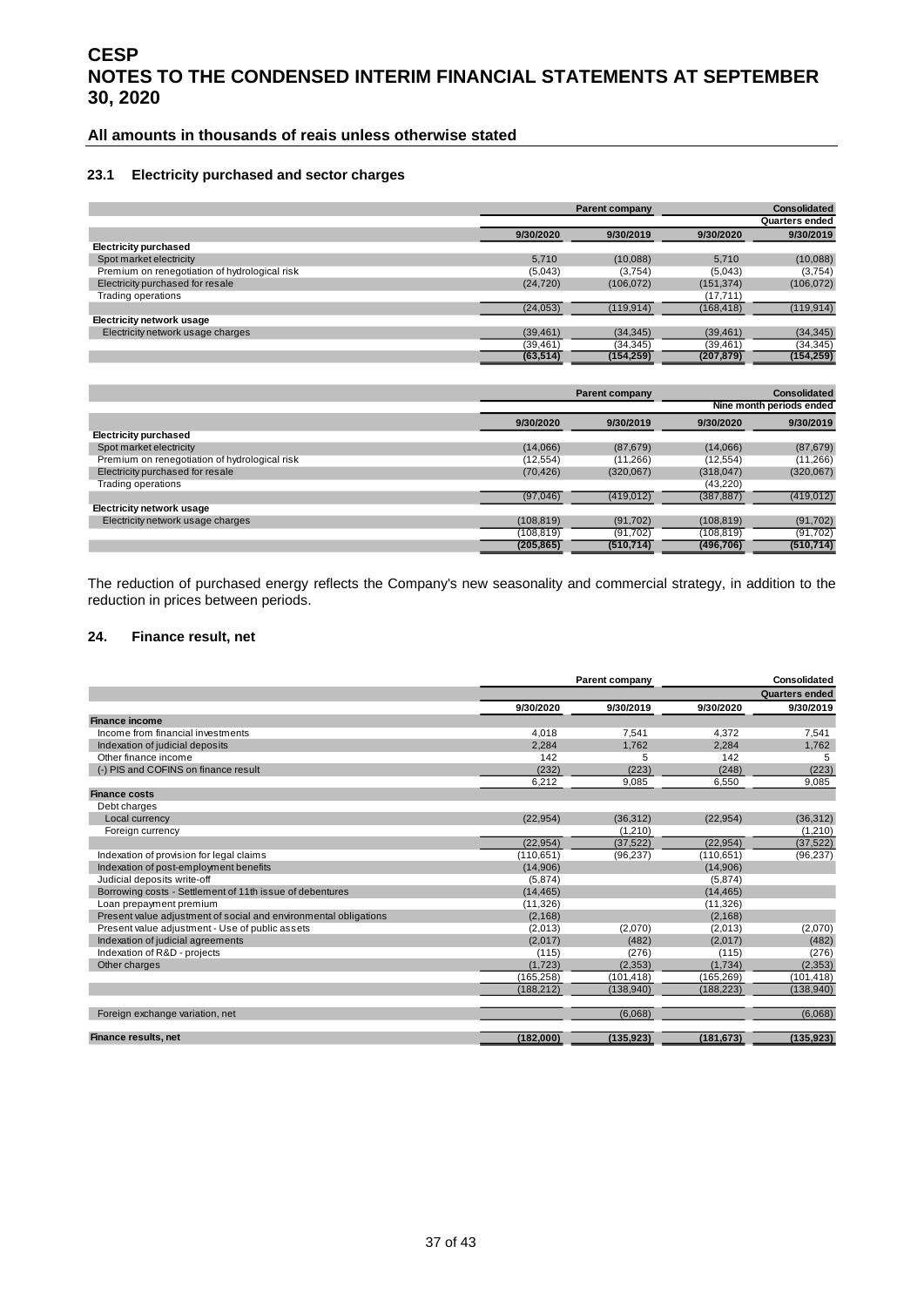## All amounts in thousands of reais unless otherwise stated

### 23.1 Electricity purchased and sector charges

| | Parent company | | Consolidated | |
|---|---|---|---|---|
| | | | | Quarters ended |
| | 9/30/2020 | 9/30/2019 | 9/30/2020 | 9/30/2019 |
| **Electricity purchased** | | | | |
| Spot market electricity | 5,710 | (10,088) | 5,710 | (10,088) |
| Premium on renegotiation of hydrological risk | (5,043) | (3,754) | (5,043) | (3,754) |
| Electricity purchased for resale | (24,720) | (106,072) | (151,374) | (106,072) |
| Trading operations | | | (17,711) | |
| | (24,053) | (119,914) | (168,418) | (119,914) |
| **Electricity network usage** | | | | |
| Electricity network usage charges | (39,461) | (34,345) | (39,461) | (34,345) |
| | (39,461) | (34,345) | (39,461) | (34,345) |
| | **(63,514)** | **(154,259)** | **(207,879)** | **(154,259)** |

| | Parent company | | Consolidated | |
|---|---|---|---|---|
| | | | | Nine month periods ended |
| | 9/30/2020 | 9/30/2019 | 9/30/2020 | 9/30/2019 |
| **Electricity purchased** | | | | |
| Spot market electricity | (14,066) | (87,679) | (14,066) | (87,679) |
| Premium on renegotiation of hydrological risk | (12,554) | (11,266) | (12,554) | (11,266) |
| Electricity purchased for resale | (70,426) | (320,067) | (318,047) | (320,067) |
| Trading operations | | | (43,220) | |
| | (97,046) | (419,012) | (387,887) | (419,012) |
| **Electricity network usage** | | | | |
| Electricity network usage charges | (108,819) | (91,702) | (108,819) | (91,702) |
| | (108,819) | (91,702) | (108,819) | (91,702) |
| | **(205,865)** | **(510,714)** | **(496,706)** | **(510,714)** |

The reduction of purchased energy reflects the Company's new seasonality and commercial strategy, in addition to the reduction in prices between periods.

## 24. Finance result, net

| | Parent company | | Consolidated | |
|---|---|---|---|---|
| | | | | Quarters ended |
| | 9/30/2020 | 9/30/2019 | 9/30/2020 | 9/30/2019 |
| **Finance income** | | | | |
| Income from financial investments | 4,018 | 7,541 | 4,372 | 7,541 |
| Indexation of judicial deposits | 2,284 | 1,762 | 2,284 | 1,762 |
| Other finance income | 142 | 5 | 142 | 5 |
| (-) PIS and COFINS on finance result | (232) | (223) | (248) | (223) |
| | 6,212 | 9,085 | 6,550 | 9,085 |
| **Finance costs** | | | | |
| Debt charges | | | | |
| Local currency | (22,954) | (36,312) | (22,954) | (36,312) |
| Foreign currency | | (1,210) | | (1,210) |
| | (22,954) | (37,522) | (22,954) | (37,522) |
| Indexation of provision for legal claims | (110,651) | (96,237) | (110,651) | (96,237) |
| Indexation of post-employment benefits | (14,906) | | (14,906) | |
| Judicial deposits write-off | (5,874) | | (5,874) | |
| Borrowing costs - Settlement of 11th issue of debentures | (14,465) | | (14,465) | |
| Loan prepayment premium | (11,326) | | (11,326) | |
| Present value adjustment of social and environmental obligations | (2,168) | | (2,168) | |
| Present value adjustment - Use of public assets | (2,013) | (2,070) | (2,013) | (2,070) |
| Indexation of judicial agreements | (2,017) | (482) | (2,017) | (482) |
| Indexation of R&D - projects | (115) | (276) | (115) | (276) |
| Other charges | (1,723) | (2,353) | (1,734) | (2,353) |
| | (165,258) | (101,418) | (165,269) | (101,418) |
| | (188,212) | (138,940) | (188,223) | (138,940) |
| Foreign exchange variation, net | | (6,068) | | (6,068) |
| **Finance results, net** | **(182,000)** | **(135,923)** | **(181,673)** | **(135,923)** |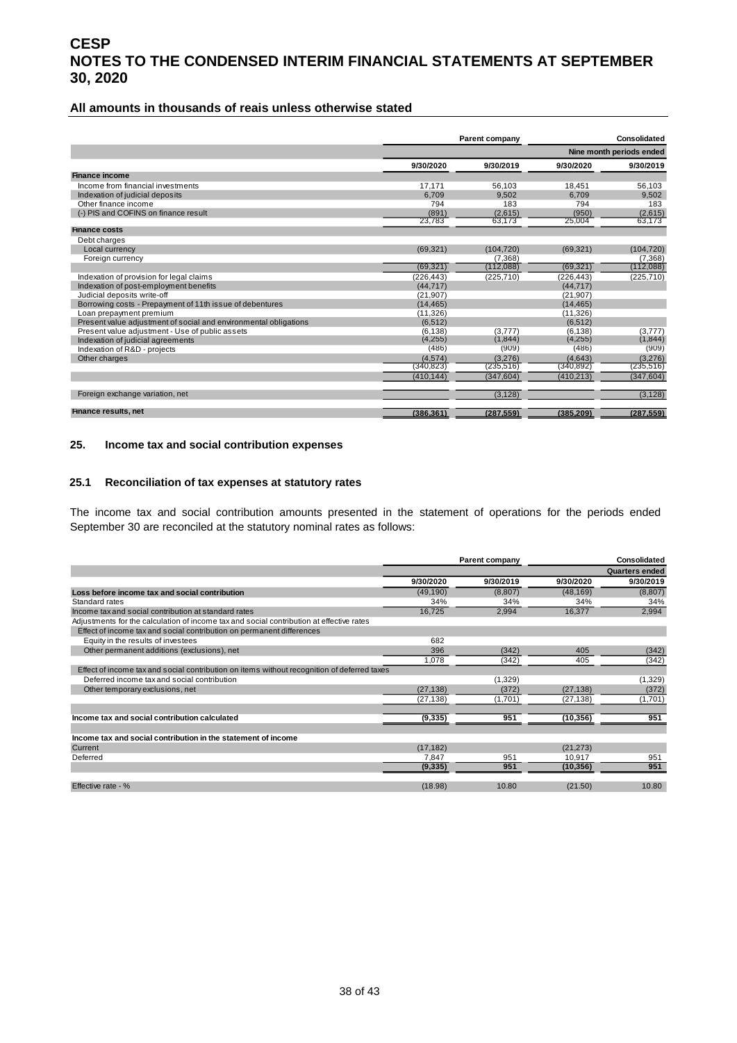# CESP

# NOTES TO THE CONDENSED INTERIM FINANCIAL STATEMENTS AT SEPTEMBER 30, 2020

### All amounts in thousands of reais unless otherwise stated

| | Parent company | | | Consolidated |
|---|---|---|---|---|
| | | | | Nine month periods ended |
| | 9/30/2020 | 9/30/2019 | 9/30/2020 | 9/30/2019 |
| **Finance income** | | | | |
| Income from financial investments | 17,171 | 56,103 | 18,451 | 56,103 |
| Indexation of judicial deposits | 6,709 | 9,502 | 6,709 | 9,502 |
| Other finance income | 794 | 183 | 794 | 183 |
| (-) PIS and COFINS on finance result | (891) | (2,615) | (950) | (2,615) |
| | 23,783 | 63,173 | 25,004 | 63,173 |
| **Finance costs** | | | | |
| Debt charges | | | | |
| Local currency | (69,321) | (104,720) | (69,321) | (104,720) |
| Foreign currency | | (7,368) | | (7,368) |
| | (69,321) | (112,088) | (69,321) | (112,088) |
| Indexation of provision for legal claims | (226,443) | (225,710) | (226,443) | (225,710) |
| Indexation of post-employment benefits | (44,717) | | (44,717) | |
| Judicial deposits write-off | (21,907) | | (21,907) | |
| Borrowing costs - Prepayment of 11th issue of debentures | (14,465) | | (14,465) | |
| Loan prepayment premium | (11,326) | | (11,326) | |
| Present value adjustment of social and environmental obligations | (6,512) | | (6,512) | |
| Present value adjustment - Use of public assets | (6,138) | (3,777) | (6,138) | (3,777) |
| Indexation of judicial agreements | (4,255) | (1,844) | (4,255) | (1,844) |
| Indexation of R&D - projects | (486) | (909) | (486) | (909) |
| Other charges | (4,574) | (3,276) | (4,643) | (3,276) |
| | (340,823) | (235,516) | (340,892) | (235,516) |
| | (410,144) | (347,604) | (410,213) | (347,604) |
| Foreign exchange variation, net | | (3,128) | | (3,128) |
| **Finance results, net** | (386,361) | (287,559) | (385,209) | (287,559) |

## 25. Income tax and social contribution expenses

### 25.1 Reconciliation of tax expenses at statutory rates

The income tax and social contribution amounts presented in the statement of operations for the periods ended September 30 are reconciled at the statutory nominal rates as follows:

| | Parent company | | | Consolidated |
|---|---|---|---|---|
| | | | | Quarters ended |
| | 9/30/2020 | 9/30/2019 | 9/30/2020 | 9/30/2019 |
| **Loss before income tax and social contribution** | (49,190) | (8,807) | (48,169) | (8,807) |
| Standard rates | 34% | 34% | 34% | 34% |
| Income tax and social contribution at standard rates | 16,725 | 2,994 | 16,377 | 2,994 |
| Adjustments for the calculation of income tax and social contribution at effective rates | | | | |
| Effect of income tax and social contribution on permanent differences | | | | |
| Equity in the results of investees | 682 | | | |
| Other permanent additions (exclusions), net | 396 | (342) | 405 | (342) |
| | 1,078 | (342) | 405 | (342) |
| Effect of income tax and social contribution on items without recognition of deferred taxes | | | | |
| Deferred income tax and social contribution | | (1,329) | | (1,329) |
| Other temporary exclusions, net | (27,138) | (372) | (27,138) | (372) |
| | (27,138) | (1,701) | (27,138) | (1,701) |
| **Income tax and social contribution calculated** | **(9,335)** | **951** | **(10,356)** | **951** |
| **Income tax and social contribution in the statement of income** | | | | |
| Current | (17,182) | | (21,273) | |
| Deferred | 7,847 | 951 | 10,917 | 951 |
| | **(9,335)** | **951** | **(10,356)** | **951** |
| Effective rate - % | (18.98) | 10.80 | (21.50) | 10.80 |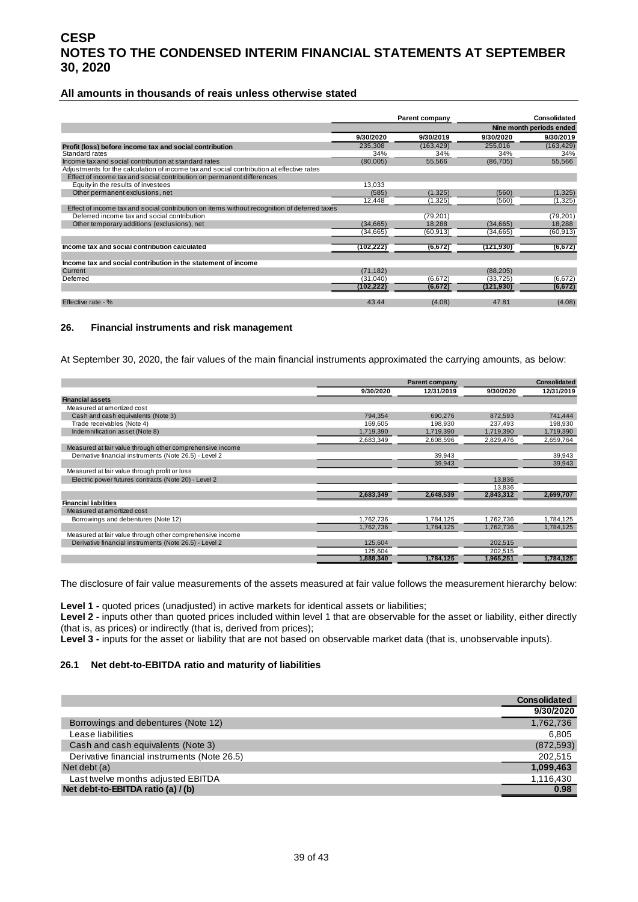# CESP
# NOTES TO THE CONDENSED INTERIM FINANCIAL STATEMENTS AT SEPTEMBER 30, 2020

**All amounts in thousands of reais unless otherwise stated**

| | Parent company | | Consolidated | |
|---|---|---|---|---|
| | | | Nine month periods ended | |
| | 9/30/2020 | 9/30/2019 | 9/30/2020 | 9/30/2019 |
| **Profit (loss) before income tax and social contribution** | 235,308 | (163,429) | 255,016 | (163,429) |
| Standard rates | 34% | 34% | 34% | 34% |
| Income tax and social contribution at standard rates | (80,005) | 55,566 | (86,705) | 55,566 |
| Adjustments for the calculation of income tax and social contribution at effective rates | | | | |
| Effect of income tax and social contribution on permanent differences | | | | |
| Equity in the results of investees | 13,033 | | | |
| Other permanent exclusions, net | (585) | (1,325) | (560) | (1,325) |
| | 12,448 | (1,325) | (560) | (1,325) |
| Effect of income tax and social contribution on items without recognition of deferred taxes | | | | |
| Deferred income tax and social contribution | | (79,201) | | (79,201) |
| Other temporary additions (exclusions), net | (34,665) | 18,288 | (34,665) | 18,288 |
| | (34,665) | (60,913) | (34,665) | (60,913) |
| **Income tax and social contribution calculated** | (102,222) | (6,672) | (121,930) | (6,672) |
| **Income tax and social contribution in the statement of income** | | | | |
| Current | (71,182) | | (88,205) | |
| Deferred | (31,040) | (6,672) | (33,725) | (6,672) |
| | (102,222) | (6,672) | (121,930) | (6,672) |
| Effective rate - % | 43.44 | (4.08) | 47.81 | (4.08) |

### 26. Financial instruments and risk management

At September 30, 2020, the fair values of the main financial instruments approximated the carrying amounts, as below:

| | Parent company | | Consolidated | |
|---|---|---|---|---|
| | 9/30/2020 | 12/31/2019 | 9/30/2020 | 12/31/2019 |
| **Financial assets** | | | | |
| Measured at amortized cost | | | | |
| Cash and cash equivalents (Note 3) | 794,354 | 690,276 | 872,593 | 741,444 |
| Trade receivables (Note 4) | 169,605 | 198,930 | 237,493 | 198,930 |
| Indemnification asset (Note 8) | 1,719,390 | 1,719,390 | 1,719,390 | 1,719,390 |
| | 2,683,349 | 2,608,596 | 2,829,476 | 2,659,764 |
| Measured at fair value through other comprehensive income | | | | |
| Derivative financial instruments (Note 26.5) - Level 2 | | 39,943 | | 39,943 |
| | | 39,943 | | 39,943 |
| Measured at fair value through profit or loss | | | | |
| Electric power futures contracts (Note 20) - Level 2 | | | 13,836 | |
| | | | 13,836 | |
| | 2,683,349 | 2,648,539 | 2,843,312 | 2,699,707 |
| **Financial liabilities** | | | | |
| Measured at amortized cost | | | | |
| Borrowings and debentures (Note 12) | 1,762,736 | 1,784,125 | 1,762,736 | 1,784,125 |
| | 1,762,736 | 1,784,125 | 1,762,736 | 1,784,125 |
| Measured at fair value through other comprehensive income | | | | |
| Derivative financial instruments (Note 26.5) - Level 2 | 125,604 | | 202,515 | |
| | 125,604 | | 202,515 | |
| | 1,888,340 | 1,784,125 | 1,965,251 | 1,784,125 |

The disclosure of fair value measurements of the assets measured at fair value follows the measurement hierarchy below:

**Level 1 -** quoted prices (unadjusted) in active markets for identical assets or liabilities;
**Level 2 -** inputs other than quoted prices included within level 1 that are observable for the asset or liability, either directly (that is, as prices) or indirectly (that is, derived from prices);
**Level 3 -** inputs for the asset or liability that are not based on observable market data (that is, unobservable inputs).

### 26.1 Net debt-to-EBITDA ratio and maturity of liabilities

| | Consolidated |
|---|---|
| | 9/30/2020 |
| Borrowings and debentures (Note 12) | 1,762,736 |
| Lease liabilities | 6,805 |
| Cash and cash equivalents (Note 3) | (872,593) |
| Derivative financial instruments (Note 26.5) | 202,515 |
| Net debt (a) | 1,099,463 |
| Last twelve months adjusted EBITDA | 1,116,430 |
| **Net debt-to-EBITDA ratio (a) / (b)** | **0.98** |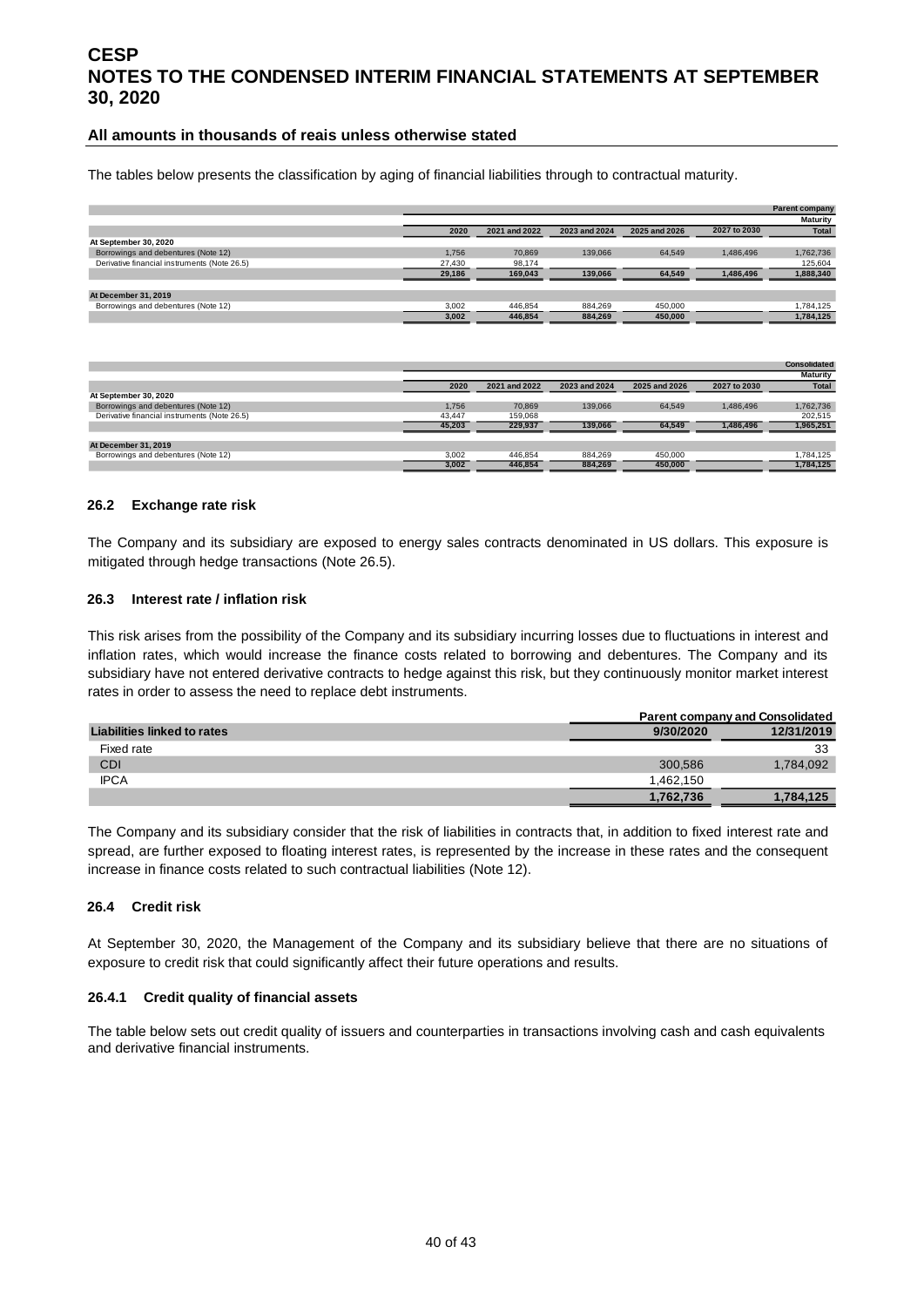The tables below presents the classification by aging of financial liabilities through to contractual maturity.

| | | | | | | Parent company |
|---|---|---|---|---|---|---|
| | | | | | | Maturity |
| | 2020 | 2021 and 2022 | 2023 and 2024 | 2025 and 2026 | 2027 to 2030 | Total |
| **At September 30, 2020** | | | | | | |
| Borrowings and debentures (Note 12) | 1,756 | 70,869 | 139,066 | 64,549 | 1,486,496 | 1,762,736 |
| Derivative financial instruments (Note 26.5) | 27,430 | 98,174 | | | | 125,604 |
| | 29,186 | 169,043 | 139,066 | 64,549 | 1,486,496 | 1,888,340 |
| **At December 31, 2019** | | | | | | |
| Borrowings and debentures (Note 12) | 3,002 | 446,854 | 884,269 | 450,000 | | 1,784,125 |
| | 3,002 | 446,854 | 884,269 | 450,000 | | 1,784,125 |

| | | | | | | Consolidated |
|---|---|---|---|---|---|---|
| | | | | | | Maturity |
| | 2020 | 2021 and 2022 | 2023 and 2024 | 2025 and 2026 | 2027 to 2030 | Total |
| **At September 30, 2020** | | | | | | |
| Borrowings and debentures (Note 12) | 1,756 | 70,869 | 139,066 | 64,549 | 1,486,496 | 1,762,736 |
| Derivative financial instruments (Note 26.5) | 43,447 | 159,068 | | | | 202,515 |
| | 45,203 | 229,937 | 139,066 | 64,549 | 1,486,496 | 1,965,251 |
| **At December 31, 2019** | | | | | | |
| Borrowings and debentures (Note 12) | 3,002 | 446,854 | 884,269 | 450,000 | | 1,784,125 |
| | 3,002 | 446,854 | 884,269 | 450,000 | | 1,784,125 |

### 26.2 Exchange rate risk

The Company and its subsidiary are exposed to energy sales contracts denominated in US dollars. This exposure is mitigated through hedge transactions (Note 26.5).

### 26.3 Interest rate / inflation risk

This risk arises from the possibility of the Company and its subsidiary incurring losses due to fluctuations in interest and inflation rates, which would increase the finance costs related to borrowing and debentures. The Company and its subsidiary have not entered derivative contracts to hedge against this risk, but they continuously monitor market interest rates in order to assess the need to replace debt instruments.

| | Parent company and Consolidated | |
|---|---|---|
| **Liabilities linked to rates** | **9/30/2020** | **12/31/2019** |
| Fixed rate | | 33 |
| CDI | 300,586 | 1,784,092 |
| IPCA | 1,462,150 | |
| | **1,762,736** | **1,784,125** |

The Company and its subsidiary consider that the risk of liabilities in contracts that, in addition to fixed interest rate and spread, are further exposed to floating interest rates, is represented by the increase in these rates and the consequent increase in finance costs related to such contractual liabilities (Note 12).

### 26.4 Credit risk

At September 30, 2020, the Management of the Company and its subsidiary believe that there are no situations of exposure to credit risk that could significantly affect their future operations and results.

#### 26.4.1 Credit quality of financial assets

The table below sets out credit quality of issuers and counterparties in transactions involving cash and cash equivalents and derivative financial instruments.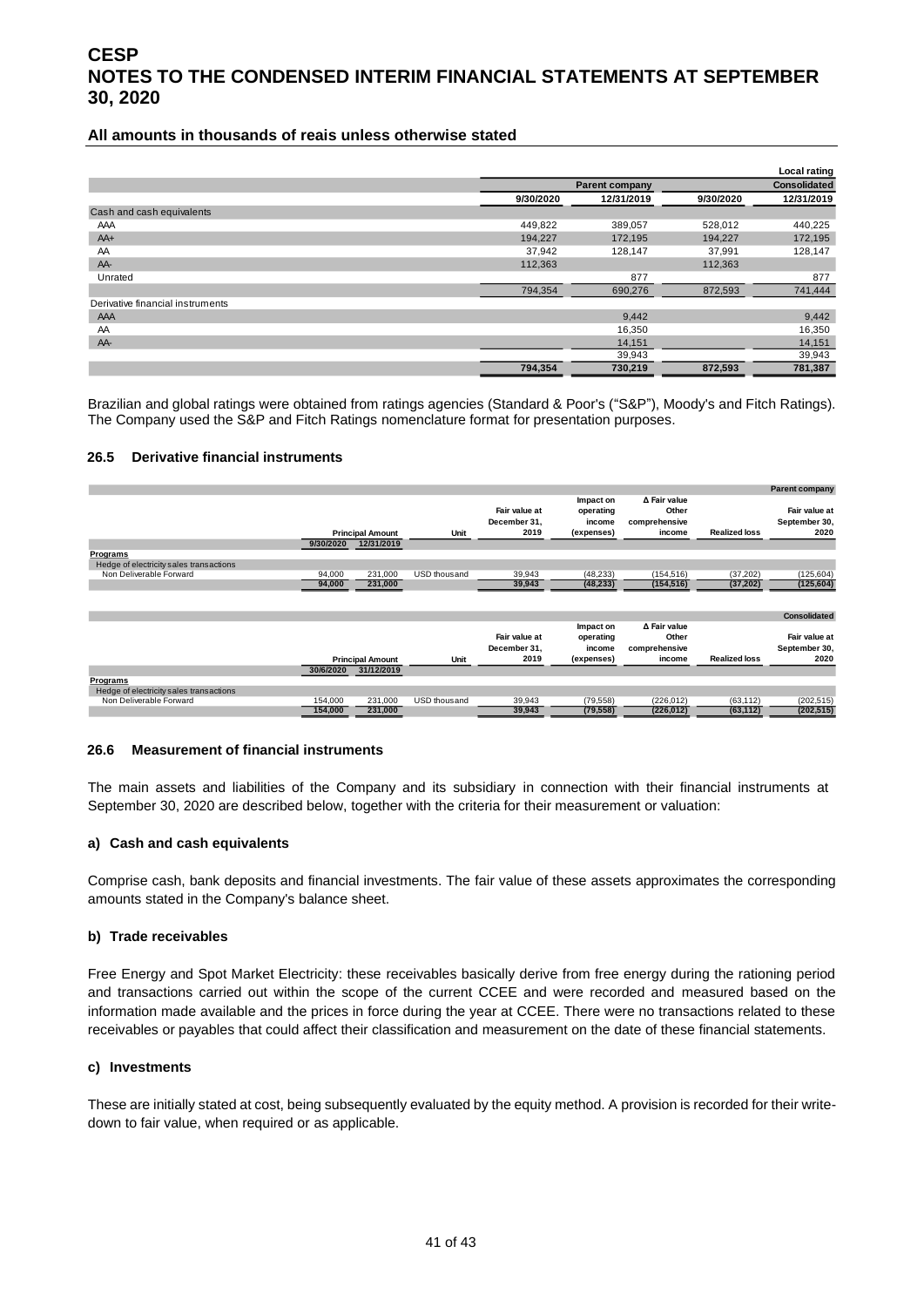# CESP
# NOTES TO THE CONDENSED INTERIM FINANCIAL STATEMENTS AT SEPTEMBER 30, 2020

**All amounts in thousands of reais unless otherwise stated**

| | | | | Local rating |
|---|---|---|---|---|
| | Parent company | | | Consolidated |
| | 9/30/2020 | 12/31/2019 | 9/30/2020 | 12/31/2019 |
| Cash and cash equivalents | | | | |
| AAA | 449,822 | 389,057 | 528,012 | 440,225 |
| AA+ | 194,227 | 172,195 | 194,227 | 172,195 |
| AA | 37,942 | 128,147 | 37,991 | 128,147 |
| AA- | 112,363 | | 112,363 | |
| Unrated | | 877 | | 877 |
| | 794,354 | 690,276 | 872,593 | 741,444 |
| Derivative financial instruments | | | | |
| AAA | | 9,442 | | 9,442 |
| AA | | 16,350 | | 16,350 |
| AA- | | 14,151 | | 14,151 |
| | | 39,943 | | 39,943 |
| | **794,354** | **730,219** | **872,593** | **781,387** |

Brazilian and global ratings were obtained from ratings agencies (Standard & Poor's ("S&P"), Moody's and Fitch Ratings). The Company used the S&P and Fitch Ratings nomenclature format for presentation purposes.

### 26.5 Derivative financial instruments

**Parent company**

| | Principal Amount | | Unit | Fair value at December 31, 2019 | Impact on operating income (expenses) | Δ Fair value Other comprehensive income | Realized loss | Fair value at September 30, 2020 |
|---|---|---|---|---|---|---|---|---|
| | 9/30/2020 | 12/31/2019 | | | | | | |
| **Programs** | | | | | | | | |
| Hedge of electricity sales transactions | | | | | | | | |
| Non Deliverable Forward | 94,000 | 231,000 | USD thousand | 39,943 | (48,233) | (154,516) | (37,202) | (125,604) |
| | **94,000** | **231,000** | | **39,943** | **(48,233)** | **(154,516)** | **(37,202)** | **(125,604)** |

**Consolidated**

| | Principal Amount | | Unit | Fair value at December 31, 2019 | Impact on operating income (expenses) | Δ Fair value Other comprehensive income | Realized loss | Fair value at September 30, 2020 |
|---|---|---|---|---|---|---|---|---|
| | 30/6/2020 | 31/12/2019 | | | | | | |
| **Programs** | | | | | | | | |
| Hedge of electricity sales transactions | | | | | | | | |
| Non Deliverable Forward | 154,000 | 231,000 | USD thousand | 39,943 | (79,558) | (226,012) | (63,112) | (202,515) |
| | **154,000** | **231,000** | | **39,943** | **(79,558)** | **(226,012)** | **(63,112)** | **(202,515)** |

### 26.6 Measurement of financial instruments

The main assets and liabilities of the Company and its subsidiary in connection with their financial instruments at September 30, 2020 are described below, together with the criteria for their measurement or valuation:

#### a) Cash and cash equivalents

Comprise cash, bank deposits and financial investments. The fair value of these assets approximates the corresponding amounts stated in the Company's balance sheet.

#### b) Trade receivables

Free Energy and Spot Market Electricity: these receivables basically derive from free energy during the rationing period and transactions carried out within the scope of the current CCEE and were recorded and measured based on the information made available and the prices in force during the year at CCEE. There were no transactions related to these receivables or payables that could affect their classification and measurement on the date of these financial statements.

#### c) Investments

These are initially stated at cost, being subsequently evaluated by the equity method. A provision is recorded for their write-down to fair value, when required or as applicable.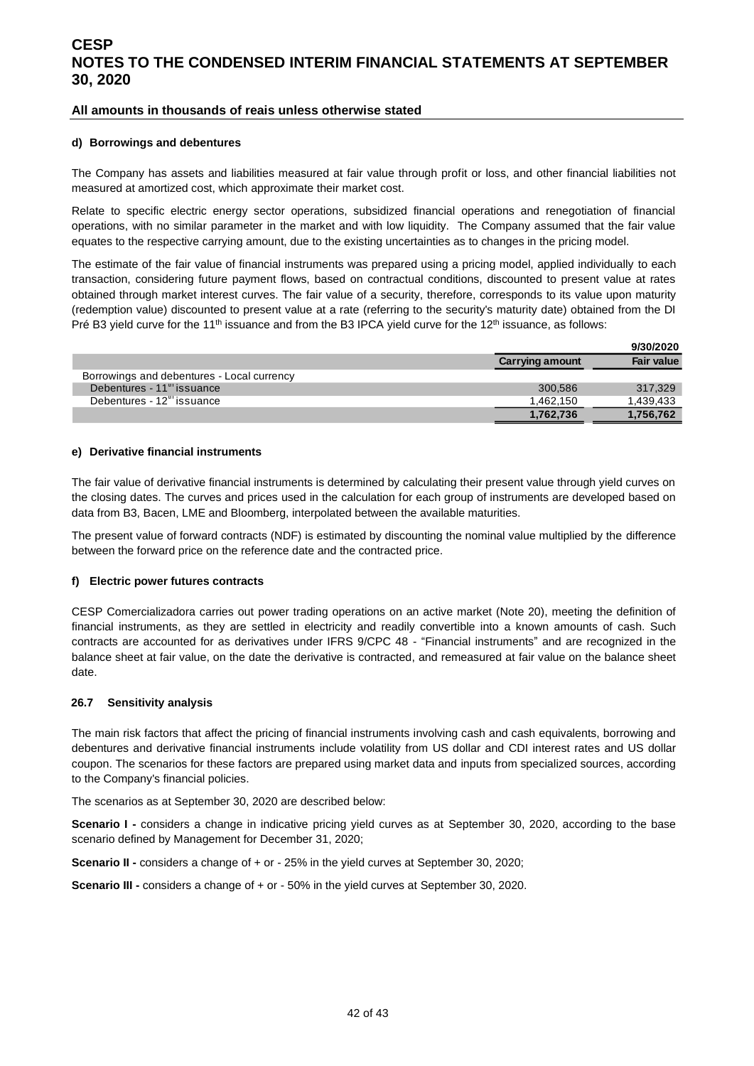#### d) Borrowings and debentures

The Company has assets and liabilities measured at fair value through profit or loss, and other financial liabilities not measured at amortized cost, which approximate their market cost.

Relate to specific electric energy sector operations, subsidized financial operations and renegotiation of financial operations, with no similar parameter in the market and with low liquidity. The Company assumed that the fair value equates to the respective carrying amount, due to the existing uncertainties as to changes in the pricing model.

The estimate of the fair value of financial instruments was prepared using a pricing model, applied individually to each transaction, considering future payment flows, based on contractual conditions, discounted to present value at rates obtained through market interest curves. The fair value of a security, therefore, corresponds to its value upon maturity (redemption value) discounted to present value at a rate (referring to the security's maturity date) obtained from the DI Pré B3 yield curve for the 11th issuance and from the B3 IPCA yield curve for the 12th issuance, as follows:

| | | 9/30/2020 |
|---|---|---|
| | Carrying amount | Fair value |
| Borrowings and debentures - Local currency | | |
| Debentures - 11th issuance | 300,586 | 317,329 |
| Debentures - 12th issuance | 1,462,150 | 1,439,433 |
| | **1,762,736** | **1,756,762** |

#### e) Derivative financial instruments

The fair value of derivative financial instruments is determined by calculating their present value through yield curves on the closing dates. The curves and prices used in the calculation for each group of instruments are developed based on data from B3, Bacen, LME and Bloomberg, interpolated between the available maturities.

The present value of forward contracts (NDF) is estimated by discounting the nominal value multiplied by the difference between the forward price on the reference date and the contracted price.

#### f) Electric power futures contracts

CESP Comercializadora carries out power trading operations on an active market (Note 20), meeting the definition of financial instruments, as they are settled in electricity and readily convertible into a known amounts of cash. Such contracts are accounted for as derivatives under IFRS 9/CPC 48 - "Financial instruments" and are recognized in the balance sheet at fair value, on the date the derivative is contracted, and remeasured at fair value on the balance sheet date.

### 26.7 Sensitivity analysis

The main risk factors that affect the pricing of financial instruments involving cash and cash equivalents, borrowing and debentures and derivative financial instruments include volatility from US dollar and CDI interest rates and US dollar coupon. The scenarios for these factors are prepared using market data and inputs from specialized sources, according to the Company's financial policies.

The scenarios as at September 30, 2020 are described below:

**Scenario I -** considers a change in indicative pricing yield curves as at September 30, 2020, according to the base scenario defined by Management for December 31, 2020;

**Scenario II -** considers a change of + or - 25% in the yield curves at September 30, 2020;

**Scenario III -** considers a change of + or - 50% in the yield curves at September 30, 2020.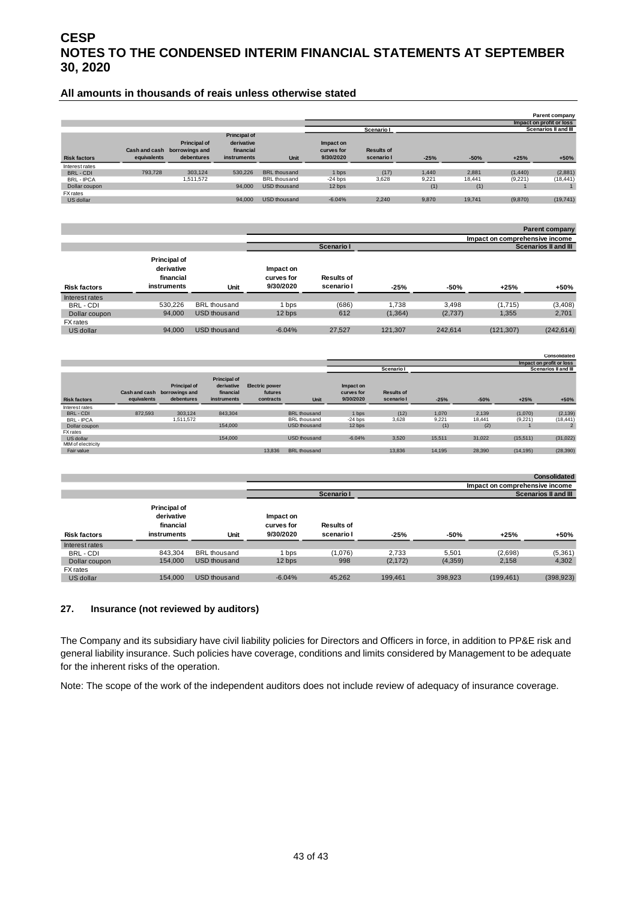# CESP
# NOTES TO THE CONDENSED INTERIM FINANCIAL STATEMENTS AT SEPTEMBER 30, 2020

## All amounts in thousands of reais unless otherwise stated

**Parent company**

| | | | | | Impact on profit or loss | | | | | |
|---|---|---|---|---|---|---|---|---|---|---|
| | | | | | Scenario I | | Scenarios II and III | | | |
| Risk factors | Cash and cash equivalents | Principal of borrowings and debentures | Principal of derivative financial instruments | Unit | Impact on curves for 9/30/2020 | Results of scenario I | -25% | -50% | +25% | +50% |
| Interest rates | | | | | | | | | | |
| BRL - CDI | 793,728 | 303,124 | 530,226 | BRL thousand | 1 bps | (17) | 1,440 | 2,881 | (1,440) | (2,881) |
| BRL - IPCA | | 1,511,572 | | BRL thousand | -24 bps | 3,628 | 9,221 | 18,441 | (9,221) | (18,441) |
| Dollar coupon | | | 94,000 | USD thousand | 12 bps | | (1) | (1) | 1 | 1 |
| FX rates | | | | | | | | | | |
| US dollar | | | 94,000 | USD thousand | -6.04% | 2,240 | 9,870 | 19,741 | (9,870) | (19,741) |

**Parent company**

| | | | Impact on comprehensive income | | | | | |
|---|---|---|---|---|---|---|---|---|
| | | | Scenario I | | Scenarios II and III | | | |
| Risk factors | Principal of derivative financial instruments | Unit | Impact on curves for 9/30/2020 | Results of scenario I | -25% | -50% | +25% | +50% |
| Interest rates | | | | | | | | |
| BRL - CDI | 530,226 | BRL thousand | 1 bps | (686) | 1,738 | 3,498 | (1,715) | (3,408) |
| Dollar coupon | 94,000 | USD thousand | 12 bps | 612 | (1,364) | (2,737) | 1,355 | 2,701 |
| FX rates | | | | | | | | |
| US dollar | 94,000 | USD thousand | -6.04% | 27,527 | 121,307 | 242,614 | (121,307) | (242,614) |

**Consolidated**

| | | | | | | Impact on profit or loss | | | | | |
|---|---|---|---|---|---|---|---|---|---|---|---|
| | | | | | | Scenario I | | Scenarios II and III | | | |
| Risk factors | Cash and cash equivalents | Principal of borrowings and debentures | Principal of derivative financial instruments | Electric power futures contracts | Unit | Impact on curves for 9/30/2020 | Results of scenario I | -25% | -50% | +25% | +50% |
| Interest rates | | | | | | | | | | | |
| BRL - CDI | 872,593 | 303,124 | 843,304 | | BRL thousand | 1 bps | (12) | 1,070 | 2,139 | (1,070) | (2,139) |
| BRL - IPCA | | 1,511,572 | | | BRL thousand | -24 bps | 3,628 | 9,221 | 18,441 | (9,221) | (18,441) |
| Dollar coupon | | | 154,000 | | USD thousand | 12 bps | | (1) | (2) | 1 | 2 |
| FX rates | | | | | | | | | | | |
| US dollar | | | 154,000 | | USD thousand | -6.04% | 3,520 | 15,511 | 31,022 | (15,511) | (31,022) |
| MtM of electricity | | | | | | | | | | | |
| Fair value | | | | 13,836 | BRL thousand | | 13,836 | 14,195 | 28,390 | (14,195) | (28,390) |

**Consolidated**

| | | | Impact on comprehensive income | | | | | |
|---|---|---|---|---|---|---|---|---|
| | | | Scenario I | | Scenarios II and III | | | |
| Risk factors | Principal of derivative financial instruments | Unit | Impact on curves for 9/30/2020 | Results of scenario I | -25% | -50% | +25% | +50% |
| Interest rates | | | | | | | | |
| BRL - CDI | 843,304 | BRL thousand | 1 bps | (1,076) | 2,733 | 5,501 | (2,698) | (5,361) |
| Dollar coupon | 154,000 | USD thousand | 12 bps | 998 | (2,172) | (4,359) | 2,158 | 4,302 |
| FX rates | | | | | | | | |
| US dollar | 154,000 | USD thousand | -6.04% | 45,262 | 199,461 | 398,923 | (199,461) | (398,923) |

### 27. Insurance (not reviewed by auditors)

The Company and its subsidiary have civil liability policies for Directors and Officers in force, in addition to PP&E risk and general liability insurance. Such policies have coverage, conditions and limits considered by Management to be adequate for the inherent risks of the operation.

Note: The scope of the work of the independent auditors does not include review of adequacy of insurance coverage.